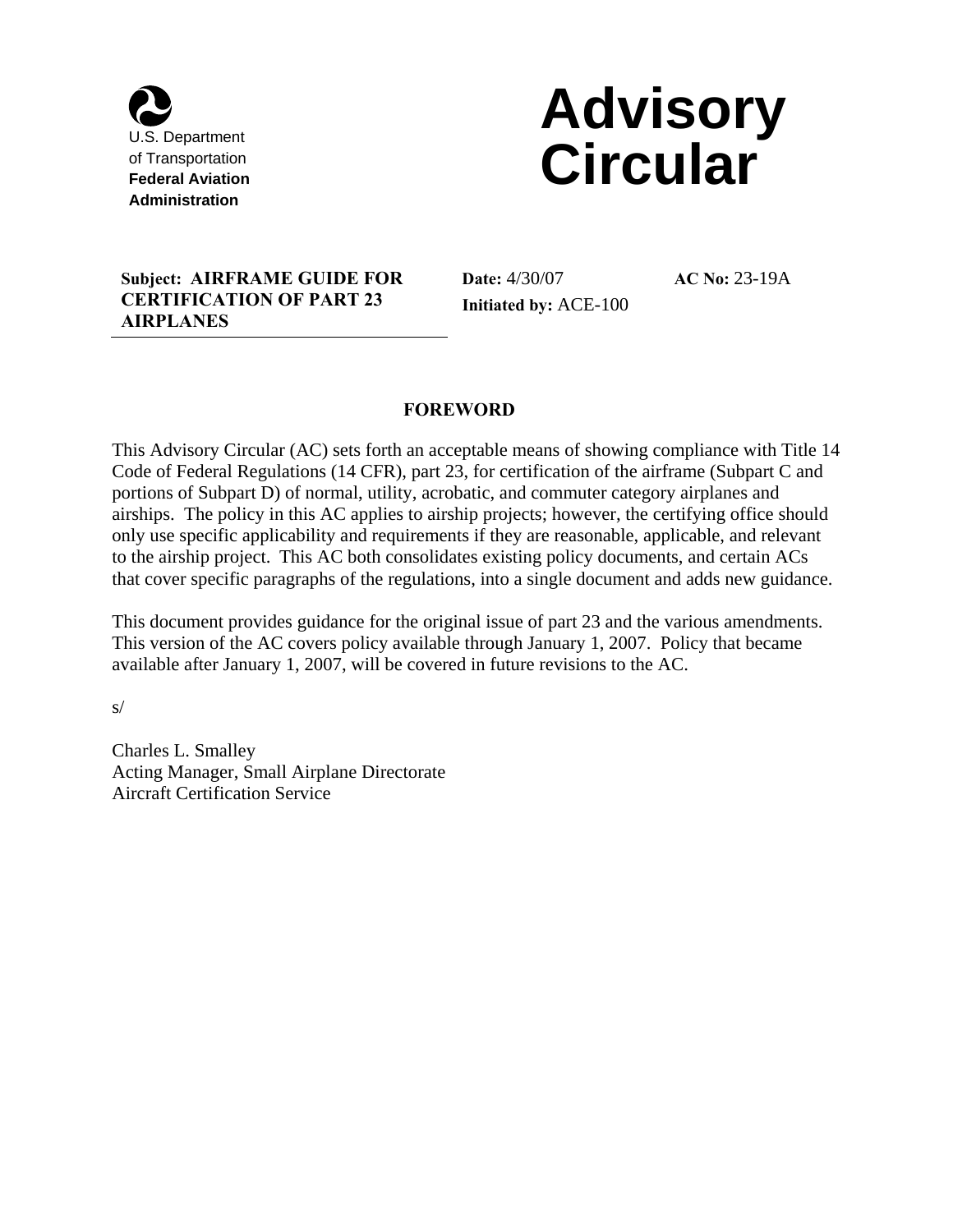U.S. Department
of Transportation
**Federal Aviation Administration**

# Advisory Circular

**Subject: AIRFRAME GUIDE FOR CERTIFICATION OF PART 23 AIRPLANES**

**Date:** 4/30/07
**Initiated by:** ACE-100

**AC No:** 23-19A

## FOREWORD

This Advisory Circular (AC) sets forth an acceptable means of showing compliance with Title 14 Code of Federal Regulations (14 CFR), part 23, for certification of the airframe (Subpart C and portions of Subpart D) of normal, utility, acrobatic, and commuter category airplanes and airships. The policy in this AC applies to airship projects; however, the certifying office should only use specific applicability and requirements if they are reasonable, applicable, and relevant to the airship project. This AC both consolidates existing policy documents, and certain ACs that cover specific paragraphs of the regulations, into a single document and adds new guidance.

This document provides guidance for the original issue of part 23 and the various amendments. This version of the AC covers policy available through January 1, 2007. Policy that became available after January 1, 2007, will be covered in future revisions to the AC.

s/

Charles L. Smalley
Acting Manager, Small Airplane Directorate
Aircraft Certification Service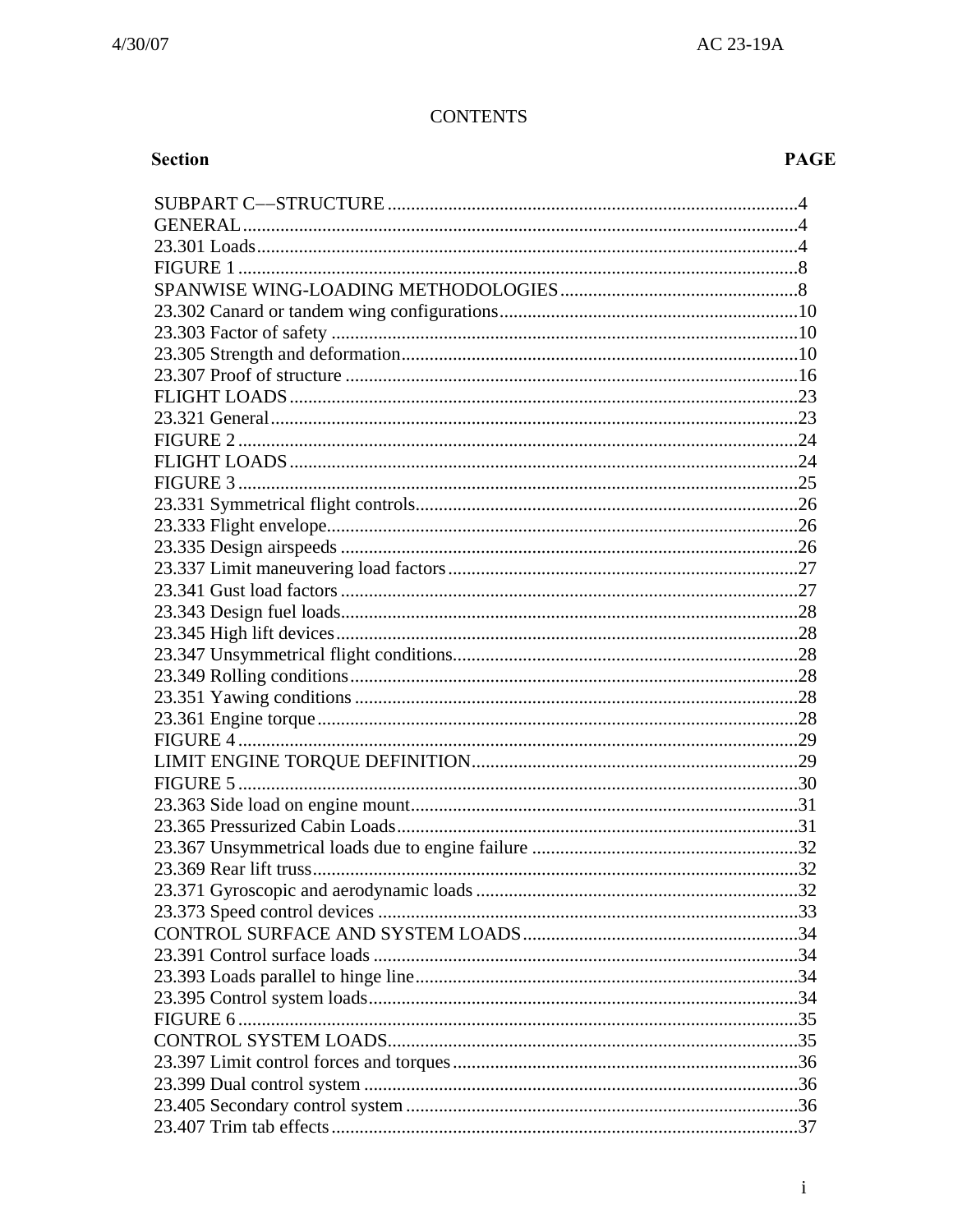# CONTENTS

| Section | PAGE |
|---|---|
| SUBPART C––STRUCTURE | 4 |
| GENERAL | 4 |
| 23.301 Loads | 4 |
| FIGURE 1 | 8 |
| SPANWISE WING-LOADING METHODOLOGIES | 8 |
| 23.302 Canard or tandem wing configurations | 10 |
| 23.303 Factor of safety | 10 |
| 23.305 Strength and deformation | 10 |
| 23.307 Proof of structure | 16 |
| FLIGHT LOADS | 23 |
| 23.321 General | 23 |
| FIGURE 2 | 24 |
| FLIGHT LOADS | 24 |
| FIGURE 3 | 25 |
| 23.331 Symmetrical flight controls | 26 |
| 23.333 Flight envelope | 26 |
| 23.335 Design airspeeds | 26 |
| 23.337 Limit maneuvering load factors | 27 |
| 23.341 Gust load factors | 27 |
| 23.343 Design fuel loads | 28 |
| 23.345 High lift devices | 28 |
| 23.347 Unsymmetrical flight conditions | 28 |
| 23.349 Rolling conditions | 28 |
| 23.351 Yawing conditions | 28 |
| 23.361 Engine torque | 28 |
| FIGURE 4 | 29 |
| LIMIT ENGINE TORQUE DEFINITION | 29 |
| FIGURE 5 | 30 |
| 23.363 Side load on engine mount | 31 |
| 23.365 Pressurized Cabin Loads | 31 |
| 23.367 Unsymmetrical loads due to engine failure | 32 |
| 23.369 Rear lift truss | 32 |
| 23.371 Gyroscopic and aerodynamic loads | 32 |
| 23.373 Speed control devices | 33 |
| CONTROL SURFACE AND SYSTEM LOADS | 34 |
| 23.391 Control surface loads | 34 |
| 23.393 Loads parallel to hinge line | 34 |
| 23.395 Control system loads | 34 |
| FIGURE 6 | 35 |
| CONTROL SYSTEM LOADS | 35 |
| 23.397 Limit control forces and torques | 36 |
| 23.399 Dual control system | 36 |
| 23.405 Secondary control system | 36 |
| 23.407 Trim tab effects | 37 |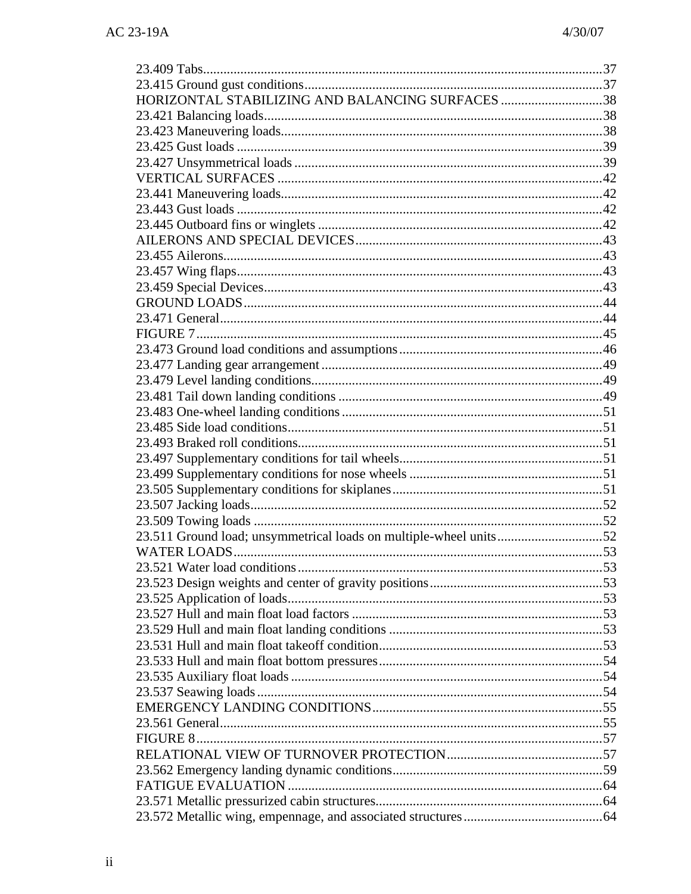23.409 Tabs....................................................................................................................37
23.415 Ground gust conditions.......................................................................................37
HORIZONTAL STABILIZING AND BALANCING SURFACES ..............................38
23.421 Balancing loads...................................................................................................38
23.423 Maneuvering loads..............................................................................................38
23.425 Gust loads ...........................................................................................................39
23.427 Unsymmetrical loads ..........................................................................................39
VERTICAL SURFACES ...............................................................................................42
23.441 Maneuvering loads..............................................................................................42
23.443 Gust loads ...........................................................................................................42
23.445 Outboard fins or winglets ...................................................................................42
AILERONS AND SPECIAL DEVICES........................................................................43
23.455 Ailerons...............................................................................................................43
23.457 Wing flaps...........................................................................................................43
23.459 Special Devices...................................................................................................43
GROUND LOADS.........................................................................................................44
23.471 General................................................................................................................44
FIGURE 7......................................................................................................................45
23.473 Ground load conditions and assumptions............................................................46
23.477 Landing gear arrangement..................................................................................49
23.479 Level landing conditions.....................................................................................49
23.481 Tail down landing conditions .............................................................................49
23.483 One-wheel landing conditions............................................................................51
23.485 Side load conditions............................................................................................51
23.493 Braked roll conditions.........................................................................................51
23.497 Supplementary conditions for tail wheels...........................................................51
23.499 Supplementary conditions for nose wheels .........................................................51
23.505 Supplementary conditions for skiplanes.............................................................51
23.507 Jacking loads.......................................................................................................52
23.509 Towing loads ......................................................................................................52
23.511 Ground load; unsymmetrical loads on multiple-wheel units...............................52
WATER LOADS............................................................................................................53
23.521 Water load conditions.........................................................................................53
23.523 Design weights and center of gravity positions..................................................53
23.525 Application of loads............................................................................................53
23.527 Hull and main float load factors .........................................................................53
23.529 Hull and main float landing conditions ..............................................................53
23.531 Hull and main float takeoff condition..................................................................53
23.533 Hull and main float bottom pressures.................................................................54
23.535 Auxiliary float loads ...........................................................................................54
23.537 Seawing loads.....................................................................................................54
EMERGENCY LANDING CONDITIONS...................................................................55
23.561 General................................................................................................................55
FIGURE 8......................................................................................................................57
RELATIONAL VIEW OF TURNOVER PROTECTION.............................................57
23.562 Emergency landing dynamic conditions.............................................................59
FATIGUE EVALUATION ............................................................................................64
23.571 Metallic pressurized cabin structures..................................................................64
23.572 Metallic wing, empennage, and associated structures.........................................64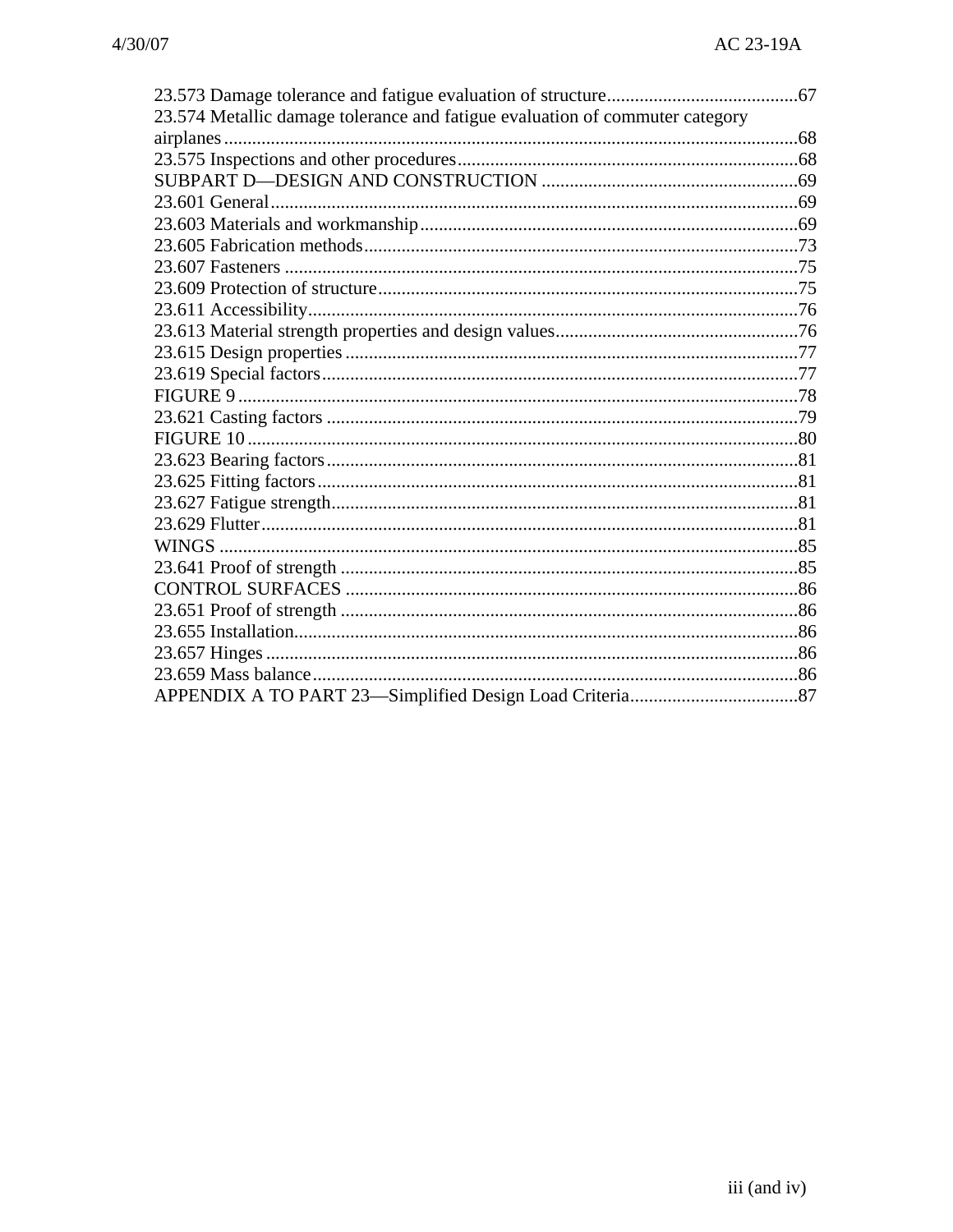23.573 Damage tolerance and fatigue evaluation of structure........................................67
23.574 Metallic damage tolerance and fatigue evaluation of commuter category airplanes........................................68
23.575 Inspections and other procedures........................................68
SUBPART D—DESIGN AND CONSTRUCTION........................................69
23.601 General........................................69
23.603 Materials and workmanship........................................69
23.605 Fabrication methods........................................73
23.607 Fasteners........................................75
23.609 Protection of structure........................................75
23.611 Accessibility........................................76
23.613 Material strength properties and design values........................................76
23.615 Design properties........................................77
23.619 Special factors........................................77
FIGURE 9........................................78
23.621 Casting factors........................................79
FIGURE 10........................................80
23.623 Bearing factors........................................81
23.625 Fitting factors........................................81
23.627 Fatigue strength........................................81
23.629 Flutter........................................81
WINGS........................................85
23.641 Proof of strength........................................85
CONTROL SURFACES........................................86
23.651 Proof of strength........................................86
23.655 Installation........................................86
23.657 Hinges........................................86
23.659 Mass balance........................................86
APPENDIX A TO PART 23—Simplified Design Load Criteria........................................87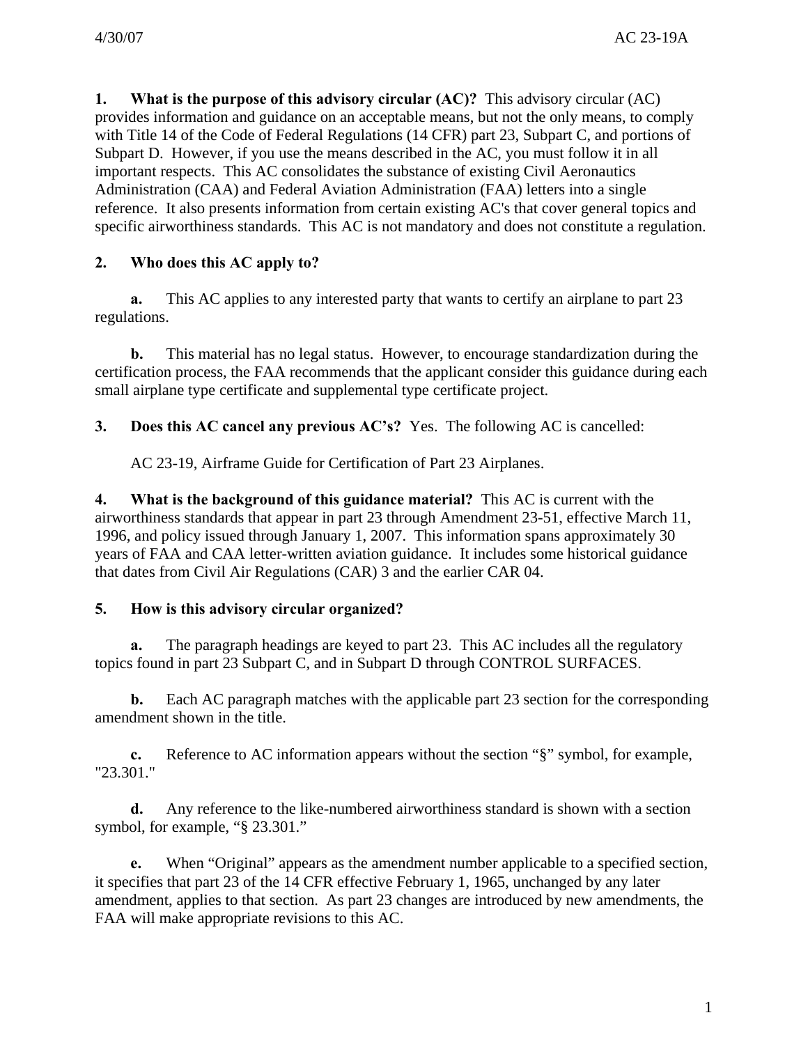**1. What is the purpose of this advisory circular (AC)?** This advisory circular (AC) provides information and guidance on an acceptable means, but not the only means, to comply with Title 14 of the Code of Federal Regulations (14 CFR) part 23, Subpart C, and portions of Subpart D. However, if you use the means described in the AC, you must follow it in all important respects. This AC consolidates the substance of existing Civil Aeronautics Administration (CAA) and Federal Aviation Administration (FAA) letters into a single reference. It also presents information from certain existing AC's that cover general topics and specific airworthiness standards. This AC is not mandatory and does not constitute a regulation.

**2. Who does this AC apply to?**

**a.** This AC applies to any interested party that wants to certify an airplane to part 23 regulations.

**b.** This material has no legal status. However, to encourage standardization during the certification process, the FAA recommends that the applicant consider this guidance during each small airplane type certificate and supplemental type certificate project.

**3. Does this AC cancel any previous AC's?** Yes. The following AC is cancelled:

AC 23-19, Airframe Guide for Certification of Part 23 Airplanes.

**4. What is the background of this guidance material?** This AC is current with the airworthiness standards that appear in part 23 through Amendment 23-51, effective March 11, 1996, and policy issued through January 1, 2007. This information spans approximately 30 years of FAA and CAA letter-written aviation guidance. It includes some historical guidance that dates from Civil Air Regulations (CAR) 3 and the earlier CAR 04.

**5. How is this advisory circular organized?**

**a.** The paragraph headings are keyed to part 23. This AC includes all the regulatory topics found in part 23 Subpart C, and in Subpart D through CONTROL SURFACES.

**b.** Each AC paragraph matches with the applicable part 23 section for the corresponding amendment shown in the title.

**c.** Reference to AC information appears without the section "§" symbol, for example, "23.301."

**d.** Any reference to the like-numbered airworthiness standard is shown with a section symbol, for example, "§ 23.301."

**e.** When "Original" appears as the amendment number applicable to a specified section, it specifies that part 23 of the 14 CFR effective February 1, 1965, unchanged by any later amendment, applies to that section. As part 23 changes are introduced by new amendments, the FAA will make appropriate revisions to this AC.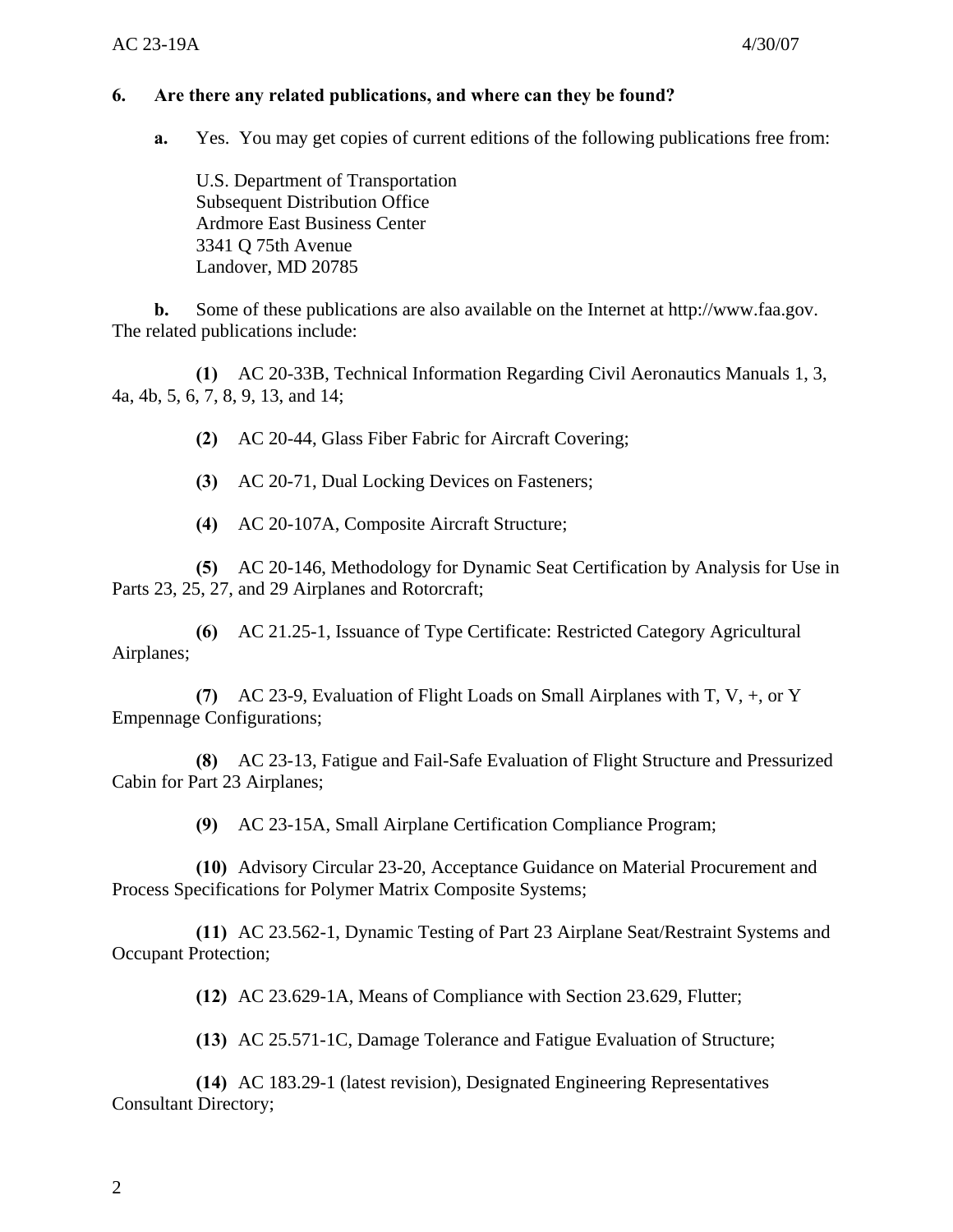**6. Are there any related publications, and where can they be found?**

**a.** Yes. You may get copies of current editions of the following publications free from:

U.S. Department of Transportation
Subsequent Distribution Office
Ardmore East Business Center
3341 Q 75th Avenue
Landover, MD 20785

**b.** Some of these publications are also available on the Internet at http://www.faa.gov. The related publications include:

**(1)** AC 20-33B, Technical Information Regarding Civil Aeronautics Manuals 1, 3, 4a, 4b, 5, 6, 7, 8, 9, 13, and 14;

**(2)** AC 20-44, Glass Fiber Fabric for Aircraft Covering;

**(3)** AC 20-71, Dual Locking Devices on Fasteners;

**(4)** AC 20-107A, Composite Aircraft Structure;

**(5)** AC 20-146, Methodology for Dynamic Seat Certification by Analysis for Use in Parts 23, 25, 27, and 29 Airplanes and Rotorcraft;

**(6)** AC 21.25-1, Issuance of Type Certificate: Restricted Category Agricultural Airplanes;

**(7)** AC 23-9, Evaluation of Flight Loads on Small Airplanes with T, V, +, or Y Empennage Configurations;

**(8)** AC 23-13, Fatigue and Fail-Safe Evaluation of Flight Structure and Pressurized Cabin for Part 23 Airplanes;

**(9)** AC 23-15A, Small Airplane Certification Compliance Program;

**(10)** Advisory Circular 23-20, Acceptance Guidance on Material Procurement and Process Specifications for Polymer Matrix Composite Systems;

**(11)** AC 23.562-1, Dynamic Testing of Part 23 Airplane Seat/Restraint Systems and Occupant Protection;

**(12)** AC 23.629-1A, Means of Compliance with Section 23.629, Flutter;

**(13)** AC 25.571-1C, Damage Tolerance and Fatigue Evaluation of Structure;

**(14)** AC 183.29-1 (latest revision), Designated Engineering Representatives Consultant Directory;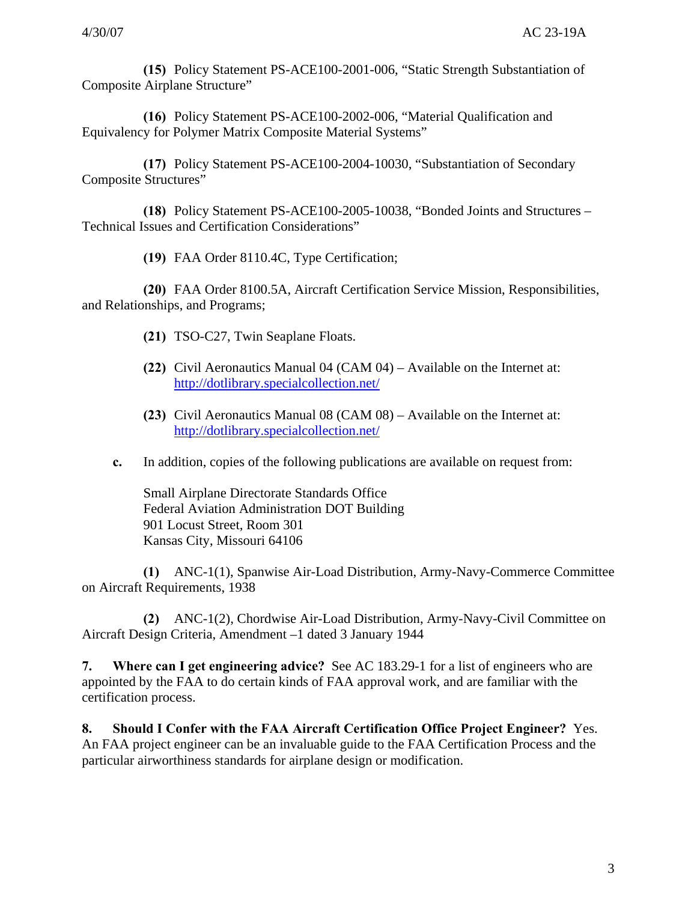**(15)** Policy Statement PS-ACE100-2001-006, "Static Strength Substantiation of Composite Airplane Structure"

**(16)** Policy Statement PS-ACE100-2002-006, "Material Qualification and Equivalency for Polymer Matrix Composite Material Systems"

**(17)** Policy Statement PS-ACE100-2004-10030, "Substantiation of Secondary Composite Structures"

**(18)** Policy Statement PS-ACE100-2005-10038, "Bonded Joints and Structures – Technical Issues and Certification Considerations"

**(19)** FAA Order 8110.4C, Type Certification;

**(20)** FAA Order 8100.5A, Aircraft Certification Service Mission, Responsibilities, and Relationships, and Programs;

**(21)** TSO-C27, Twin Seaplane Floats.

**(22)** Civil Aeronautics Manual 04 (CAM 04) – Available on the Internet at: http://dotlibrary.specialcollection.net/

**(23)** Civil Aeronautics Manual 08 (CAM 08) – Available on the Internet at: http://dotlibrary.specialcollection.net/

**c.** In addition, copies of the following publications are available on request from:

Small Airplane Directorate Standards Office
Federal Aviation Administration DOT Building
901 Locust Street, Room 301
Kansas City, Missouri 64106

**(1)** ANC-1(1), Spanwise Air-Load Distribution, Army-Navy-Commerce Committee on Aircraft Requirements, 1938

**(2)** ANC-1(2), Chordwise Air-Load Distribution, Army-Navy-Civil Committee on Aircraft Design Criteria, Amendment –1 dated 3 January 1944

**7. Where can I get engineering advice?** See AC 183.29-1 for a list of engineers who are appointed by the FAA to do certain kinds of FAA approval work, and are familiar with the certification process.

**8. Should I Confer with the FAA Aircraft Certification Office Project Engineer?** Yes. An FAA project engineer can be an invaluable guide to the FAA Certification Process and the particular airworthiness standards for airplane design or modification.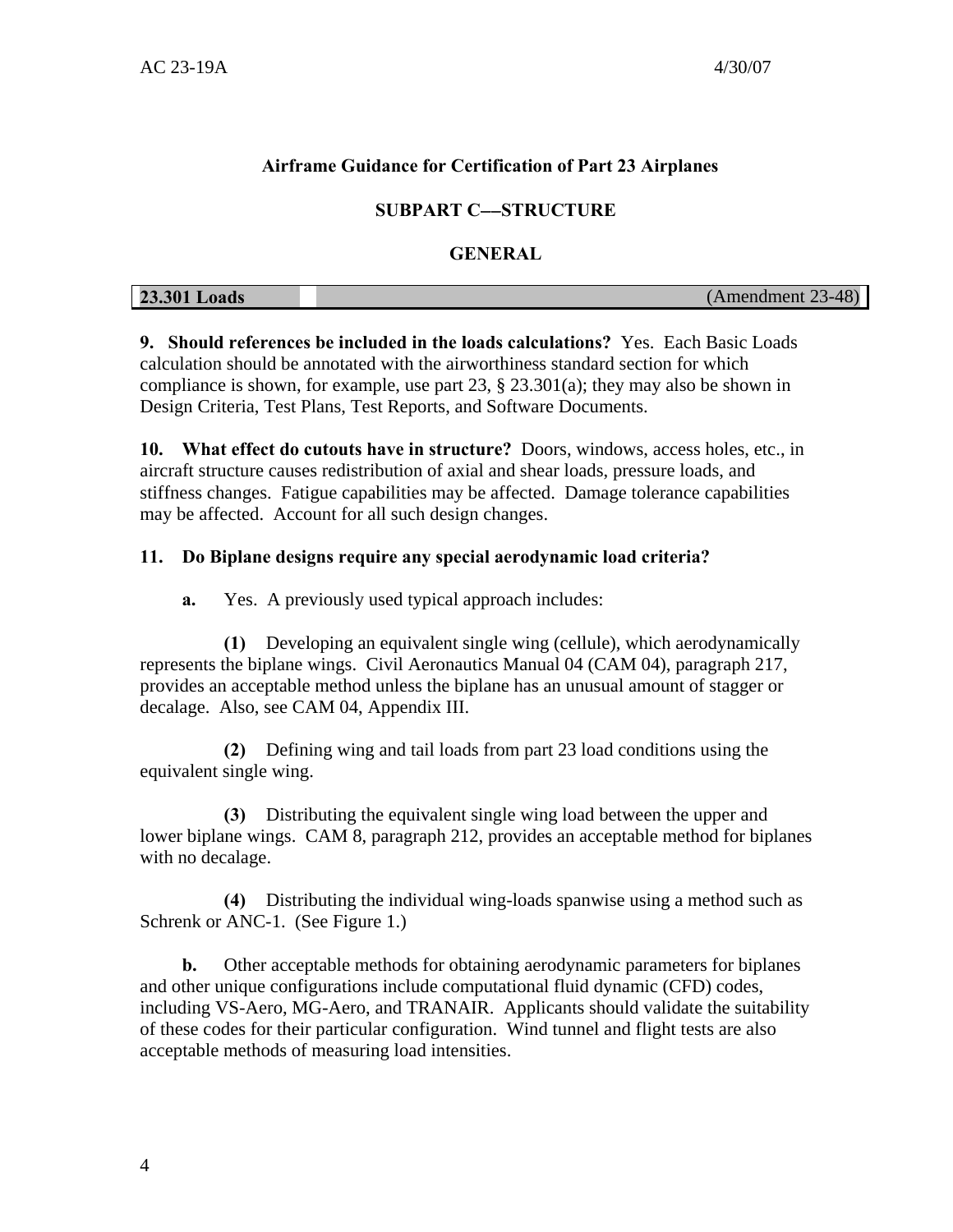## Airframe Guidance for Certification of Part 23 Airplanes

## SUBPART C––STRUCTURE

## GENERAL

| **23.301 Loads** | (Amendment 23-48) |
| --- | --- |

**9. Should references be included in the loads calculations?** Yes. Each Basic Loads calculation should be annotated with the airworthiness standard section for which compliance is shown, for example, use part 23, § 23.301(a); they may also be shown in Design Criteria, Test Plans, Test Reports, and Software Documents.

**10. What effect do cutouts have in structure?** Doors, windows, access holes, etc., in aircraft structure causes redistribution of axial and shear loads, pressure loads, and stiffness changes. Fatigue capabilities may be affected. Damage tolerance capabilities may be affected. Account for all such design changes.

**11. Do Biplane designs require any special aerodynamic load criteria?**

**a.** Yes. A previously used typical approach includes:

**(1)** Developing an equivalent single wing (cellule), which aerodynamically represents the biplane wings. Civil Aeronautics Manual 04 (CAM 04), paragraph 217, provides an acceptable method unless the biplane has an unusual amount of stagger or decalage. Also, see CAM 04, Appendix III.

**(2)** Defining wing and tail loads from part 23 load conditions using the equivalent single wing.

**(3)** Distributing the equivalent single wing load between the upper and lower biplane wings. CAM 8, paragraph 212, provides an acceptable method for biplanes with no decalage.

**(4)** Distributing the individual wing-loads spanwise using a method such as Schrenk or ANC-1. (See Figure 1.)

**b.** Other acceptable methods for obtaining aerodynamic parameters for biplanes and other unique configurations include computational fluid dynamic (CFD) codes, including VS-Aero, MG-Aero, and TRANAIR. Applicants should validate the suitability of these codes for their particular configuration. Wind tunnel and flight tests are also acceptable methods of measuring load intensities.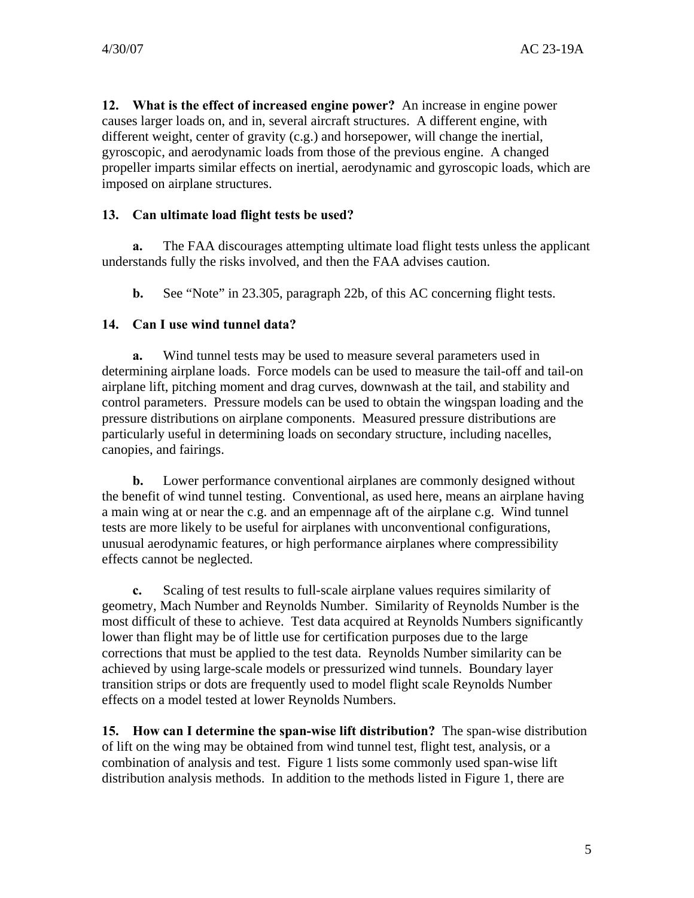**12. What is the effect of increased engine power?** An increase in engine power causes larger loads on, and in, several aircraft structures. A different engine, with different weight, center of gravity (c.g.) and horsepower, will change the inertial, gyroscopic, and aerodynamic loads from those of the previous engine. A changed propeller imparts similar effects on inertial, aerodynamic and gyroscopic loads, which are imposed on airplane structures.

**13. Can ultimate load flight tests be used?**

**a.** The FAA discourages attempting ultimate load flight tests unless the applicant understands fully the risks involved, and then the FAA advises caution.

**b.** See "Note" in 23.305, paragraph 22b, of this AC concerning flight tests.

**14. Can I use wind tunnel data?**

**a.** Wind tunnel tests may be used to measure several parameters used in determining airplane loads. Force models can be used to measure the tail-off and tail-on airplane lift, pitching moment and drag curves, downwash at the tail, and stability and control parameters. Pressure models can be used to obtain the wingspan loading and the pressure distributions on airplane components. Measured pressure distributions are particularly useful in determining loads on secondary structure, including nacelles, canopies, and fairings.

**b.** Lower performance conventional airplanes are commonly designed without the benefit of wind tunnel testing. Conventional, as used here, means an airplane having a main wing at or near the c.g. and an empennage aft of the airplane c.g. Wind tunnel tests are more likely to be useful for airplanes with unconventional configurations, unusual aerodynamic features, or high performance airplanes where compressibility effects cannot be neglected.

**c.** Scaling of test results to full-scale airplane values requires similarity of geometry, Mach Number and Reynolds Number. Similarity of Reynolds Number is the most difficult of these to achieve. Test data acquired at Reynolds Numbers significantly lower than flight may be of little use for certification purposes due to the large corrections that must be applied to the test data. Reynolds Number similarity can be achieved by using large-scale models or pressurized wind tunnels. Boundary layer transition strips or dots are frequently used to model flight scale Reynolds Number effects on a model tested at lower Reynolds Numbers.

**15. How can I determine the span-wise lift distribution?** The span-wise distribution of lift on the wing may be obtained from wind tunnel test, flight test, analysis, or a combination of analysis and test. Figure 1 lists some commonly used span-wise lift distribution analysis methods. In addition to the methods listed in Figure 1, there are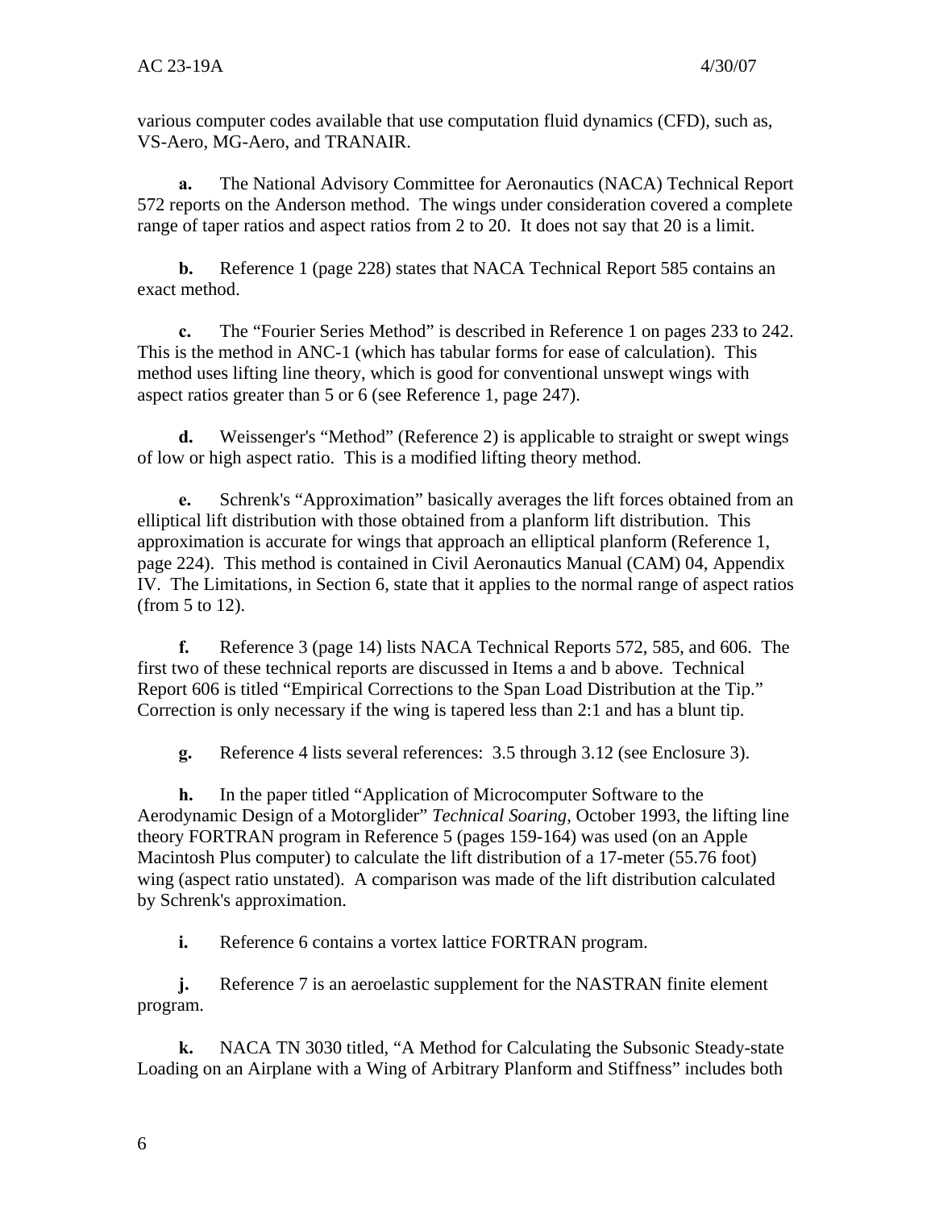various computer codes available that use computation fluid dynamics (CFD), such as, VS-Aero, MG-Aero, and TRANAIR.

**a.** The National Advisory Committee for Aeronautics (NACA) Technical Report 572 reports on the Anderson method. The wings under consideration covered a complete range of taper ratios and aspect ratios from 2 to 20. It does not say that 20 is a limit.

**b.** Reference 1 (page 228) states that NACA Technical Report 585 contains an exact method.

**c.** The "Fourier Series Method" is described in Reference 1 on pages 233 to 242. This is the method in ANC-1 (which has tabular forms for ease of calculation). This method uses lifting line theory, which is good for conventional unswept wings with aspect ratios greater than 5 or 6 (see Reference 1, page 247).

**d.** Weissenger's "Method" (Reference 2) is applicable to straight or swept wings of low or high aspect ratio. This is a modified lifting theory method.

**e.** Schrenk's "Approximation" basically averages the lift forces obtained from an elliptical lift distribution with those obtained from a planform lift distribution. This approximation is accurate for wings that approach an elliptical planform (Reference 1, page 224). This method is contained in Civil Aeronautics Manual (CAM) 04, Appendix IV. The Limitations, in Section 6, state that it applies to the normal range of aspect ratios (from 5 to 12).

**f.** Reference 3 (page 14) lists NACA Technical Reports 572, 585, and 606. The first two of these technical reports are discussed in Items a and b above. Technical Report 606 is titled "Empirical Corrections to the Span Load Distribution at the Tip." Correction is only necessary if the wing is tapered less than 2:1 and has a blunt tip.

**g.** Reference 4 lists several references: 3.5 through 3.12 (see Enclosure 3).

**h.** In the paper titled "Application of Microcomputer Software to the Aerodynamic Design of a Motorglider" *Technical Soaring*, October 1993, the lifting line theory FORTRAN program in Reference 5 (pages 159-164) was used (on an Apple Macintosh Plus computer) to calculate the lift distribution of a 17-meter (55.76 foot) wing (aspect ratio unstated). A comparison was made of the lift distribution calculated by Schrenk's approximation.

**i.** Reference 6 contains a vortex lattice FORTRAN program.

**j.** Reference 7 is an aeroelastic supplement for the NASTRAN finite element program.

**k.** NACA TN 3030 titled, "A Method for Calculating the Subsonic Steady-state Loading on an Airplane with a Wing of Arbitrary Planform and Stiffness" includes both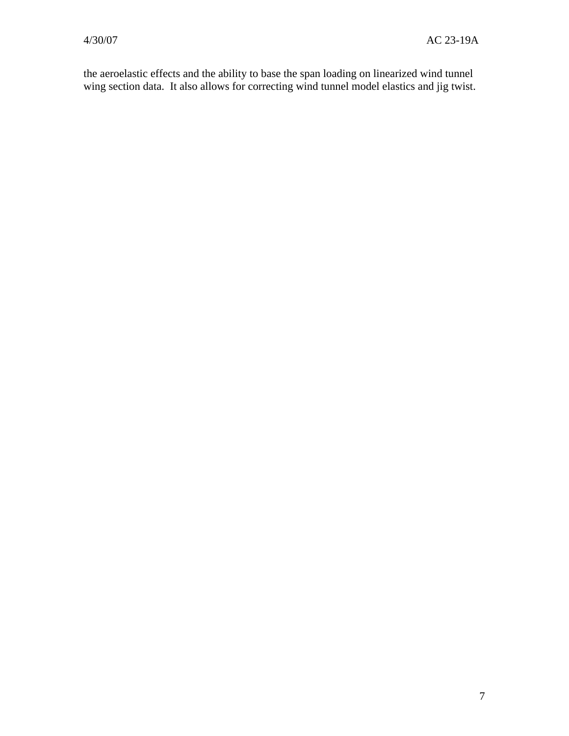the aeroelastic effects and the ability to base the span loading on linearized wind tunnel wing section data. It also allows for correcting wind tunnel model elastics and jig twist.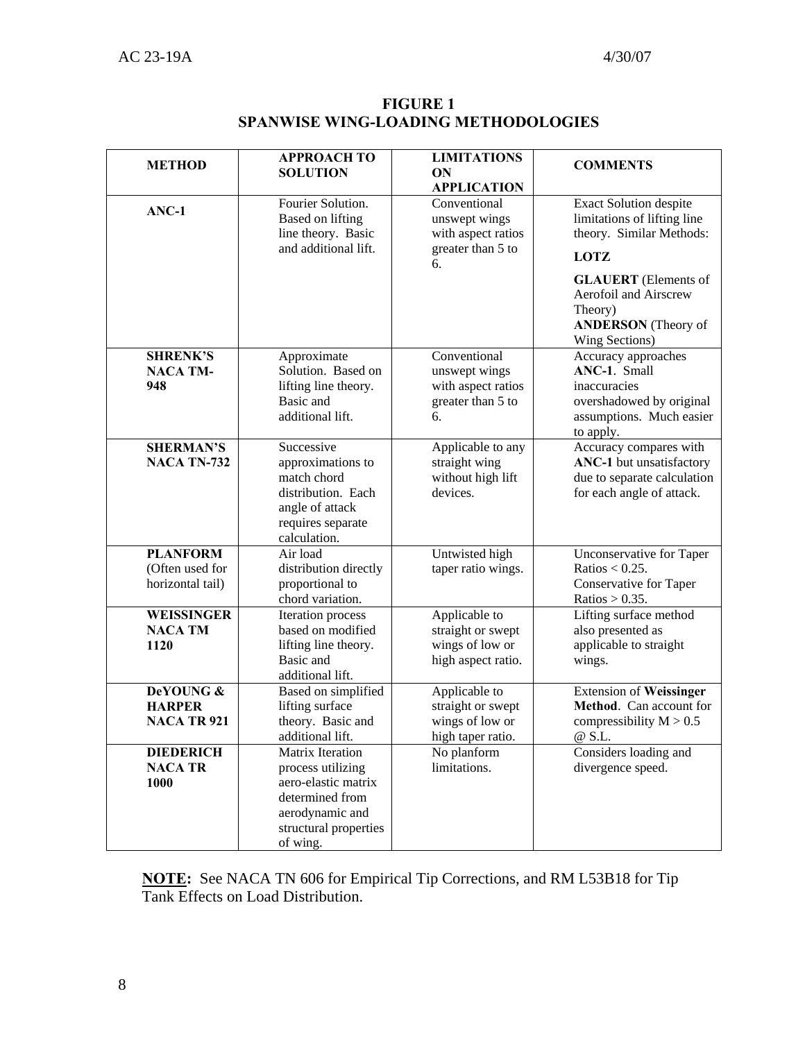# FIGURE 1
## SPANWISE WING-LOADING METHODOLOGIES

| METHOD | APPROACH TO SOLUTION | LIMITATIONS ON APPLICATION | COMMENTS |
|---|---|---|---|
| **ANC-1** | Fourier Solution. Based on lifting line theory. Basic and additional lift. | Conventional unswept wings with aspect ratios greater than 5 to 6. | Exact Solution despite limitations of lifting line theory. Similar Methods: **LOTZ** **GLAUERT** (Elements of Aerofoil and Airscrew Theory) **ANDERSON** (Theory of Wing Sections) |
| **SHRENK'S NACA TM-948** | Approximate Solution. Based on lifting line theory. Basic and additional lift. | Conventional unswept wings with aspect ratios greater than 5 to 6. | Accuracy approaches **ANC-1**. Small inaccuracies overshadowed by original assumptions. Much easier to apply. |
| **SHERMAN'S NACA TN-732** | Successive approximations to match chord distribution. Each angle of attack requires separate calculation. | Applicable to any straight wing without high lift devices. | Accuracy compares with **ANC-1** but unsatisfactory due to separate calculation for each angle of attack. |
| **PLANFORM** (Often used for horizontal tail) | Air load distribution directly proportional to chord variation. | Untwisted high taper ratio wings. | Unconservative for Taper Ratios < 0.25. Conservative for Taper Ratios > 0.35. |
| **WEISSINGER NACA TM 1120** | Iteration process based on modified lifting line theory. Basic and additional lift. | Applicable to straight or swept wings of low or high aspect ratio. | Lifting surface method also presented as applicable to straight wings. |
| **DeYOUNG & HARPER NACA TR 921** | Based on simplified lifting surface theory. Basic and additional lift. | Applicable to straight or swept wings of low or high taper ratio. | Extension of **Weissinger Method**. Can account for compressibility M > 0.5 @ S.L. |
| **DIEDERICH NACA TR 1000** | Matrix Iteration process utilizing aero-elastic matrix determined from aerodynamic and structural properties of wing. | No planform limitations. | Considers loading and divergence speed. |

**NOTE:** See NACA TN 606 for Empirical Tip Corrections, and RM L53B18 for Tip Tank Effects on Load Distribution.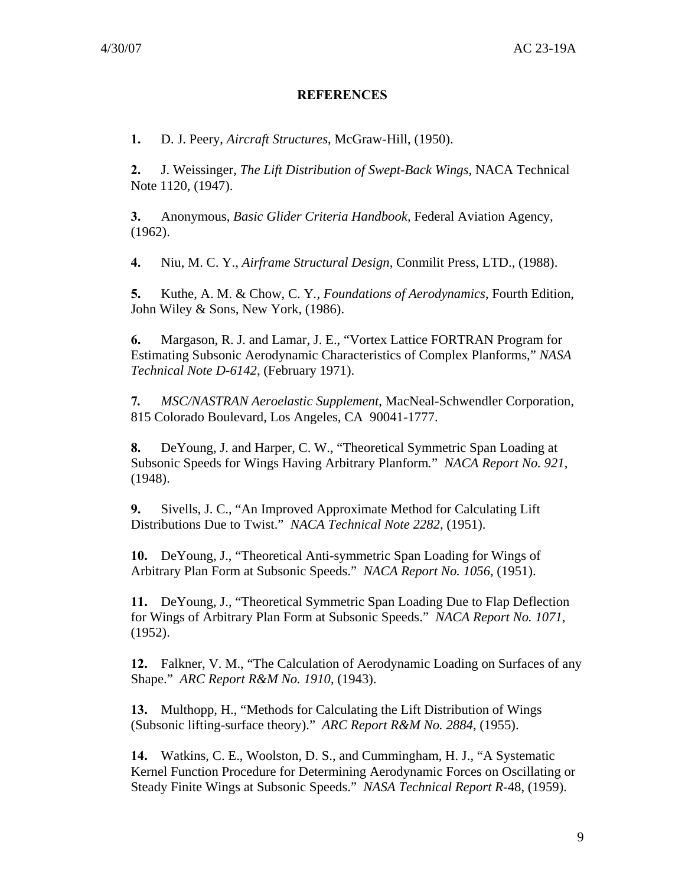## REFERENCES

**1.** D. J. Peery, *Aircraft Structures*, McGraw-Hill, (1950).

**2.** J. Weissinger, *The Lift Distribution of Swept-Back Wings*, NACA Technical Note 1120, (1947).

**3.** Anonymous, *Basic Glider Criteria Handbook,* Federal Aviation Agency, (1962).

**4.** Niu, M. C. Y., *Airframe Structural Design*, Conmilit Press, LTD., (1988).

**5.** Kuthe, A. M. & Chow, C. Y., *Foundations of Aerodynamics*, Fourth Edition, John Wiley & Sons, New York, (1986).

**6.** Margason, R. J. and Lamar, J. E., "Vortex Lattice FORTRAN Program for Estimating Subsonic Aerodynamic Characteristics of Complex Planforms," *NASA Technical Note D-6142*, (February 1971).

**7.** *MSC/NASTRAN Aeroelastic Supplement*, MacNeal-Schwendler Corporation, 815 Colorado Boulevard, Los Angeles, CA 90041-1777.

**8.** DeYoung, J. and Harper, C. W., "Theoretical Symmetric Span Loading at Subsonic Speeds for Wings Having Arbitrary Planform." *NACA Report No. 921*, (1948).

**9.** Sivells, J. C., "An Improved Approximate Method for Calculating Lift Distributions Due to Twist." *NACA Technical Note 2282*, (1951).

**10.** DeYoung, J., "Theoretical Anti-symmetric Span Loading for Wings of Arbitrary Plan Form at Subsonic Speeds." *NACA Report No. 1056*, (1951).

**11.** DeYoung, J., "Theoretical Symmetric Span Loading Due to Flap Deflection for Wings of Arbitrary Plan Form at Subsonic Speeds." *NACA Report No. 1071*, (1952).

**12.** Falkner, V. M., "The Calculation of Aerodynamic Loading on Surfaces of any Shape." *ARC Report R&M No. 1910*, (1943).

**13.** Multhopp, H., "Methods for Calculating the Lift Distribution of Wings (Subsonic lifting-surface theory)." *ARC Report R&M No. 2884*, (1955).

**14.** Watkins, C. E., Woolston, D. S., and Cummingham, H. J., "A Systematic Kernel Function Procedure for Determining Aerodynamic Forces on Oscillating or Steady Finite Wings at Subsonic Speeds." *NASA Technical Report R-*48, (1959).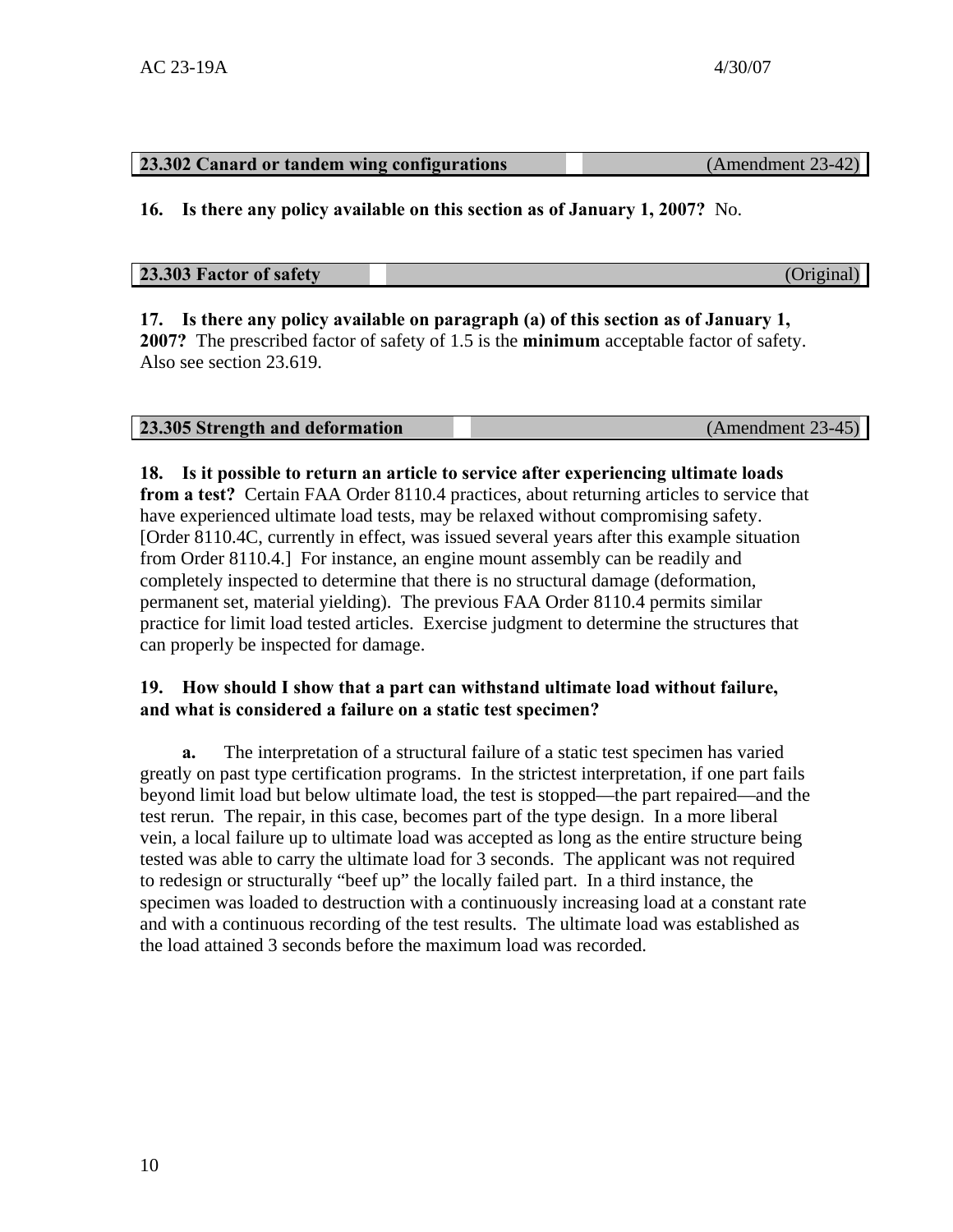| **23.302 Canard or tandem wing configurations** | (Amendment 23-42) |
|---|---|

**16. Is there any policy available on this section as of January 1, 2007?** No.

| **23.303 Factor of safety** | (Original) |
|---|---|

**17. Is there any policy available on paragraph (a) of this section as of January 1, 2007?** The prescribed factor of safety of 1.5 is the **minimum** acceptable factor of safety. Also see section 23.619.

| **23.305 Strength and deformation** | (Amendment 23-45) |
|---|---|

**18. Is it possible to return an article to service after experiencing ultimate loads from a test?** Certain FAA Order 8110.4 practices, about returning articles to service that have experienced ultimate load tests, may be relaxed without compromising safety. [Order 8110.4C, currently in effect, was issued several years after this example situation from Order 8110.4.] For instance, an engine mount assembly can be readily and completely inspected to determine that there is no structural damage (deformation, permanent set, material yielding). The previous FAA Order 8110.4 permits similar practice for limit load tested articles. Exercise judgment to determine the structures that can properly be inspected for damage.

**19. How should I show that a part can withstand ultimate load without failure, and what is considered a failure on a static test specimen?**

**a.** The interpretation of a structural failure of a static test specimen has varied greatly on past type certification programs. In the strictest interpretation, if one part fails beyond limit load but below ultimate load, the test is stopped—the part repaired—and the test rerun. The repair, in this case, becomes part of the type design. In a more liberal vein, a local failure up to ultimate load was accepted as long as the entire structure being tested was able to carry the ultimate load for 3 seconds. The applicant was not required to redesign or structurally "beef up" the locally failed part. In a third instance, the specimen was loaded to destruction with a continuously increasing load at a constant rate and with a continuous recording of the test results. The ultimate load was established as the load attained 3 seconds before the maximum load was recorded.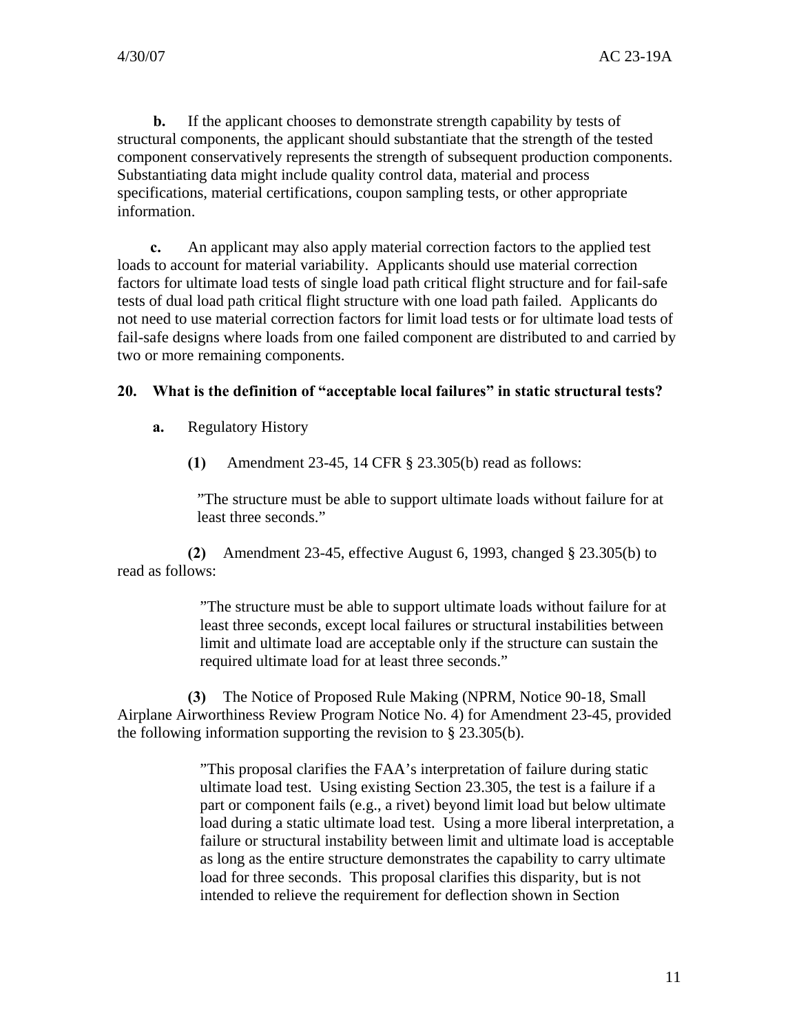**b.** If the applicant chooses to demonstrate strength capability by tests of structural components, the applicant should substantiate that the strength of the tested component conservatively represents the strength of subsequent production components. Substantiating data might include quality control data, material and process specifications, material certifications, coupon sampling tests, or other appropriate information.

**c.** An applicant may also apply material correction factors to the applied test loads to account for material variability. Applicants should use material correction factors for ultimate load tests of single load path critical flight structure and for fail-safe tests of dual load path critical flight structure with one load path failed. Applicants do not need to use material correction factors for limit load tests or for ultimate load tests of fail-safe designs where loads from one failed component are distributed to and carried by two or more remaining components.

## 20. What is the definition of "acceptable local failures" in static structural tests?

**a.** Regulatory History

**(1)** Amendment 23-45, 14 CFR § 23.305(b) read as follows:

> "The structure must be able to support ultimate loads without failure for at least three seconds."

**(2)** Amendment 23-45, effective August 6, 1993, changed § 23.305(b) to read as follows:

> "The structure must be able to support ultimate loads without failure for at least three seconds, except local failures or structural instabilities between limit and ultimate load are acceptable only if the structure can sustain the required ultimate load for at least three seconds."

**(3)** The Notice of Proposed Rule Making (NPRM, Notice 90-18, Small Airplane Airworthiness Review Program Notice No. 4) for Amendment 23-45, provided the following information supporting the revision to § 23.305(b).

> "This proposal clarifies the FAA's interpretation of failure during static ultimate load test. Using existing Section 23.305, the test is a failure if a part or component fails (e.g., a rivet) beyond limit load but below ultimate load during a static ultimate load test. Using a more liberal interpretation, a failure or structural instability between limit and ultimate load is acceptable as long as the entire structure demonstrates the capability to carry ultimate load for three seconds. This proposal clarifies this disparity, but is not intended to relieve the requirement for deflection shown in Section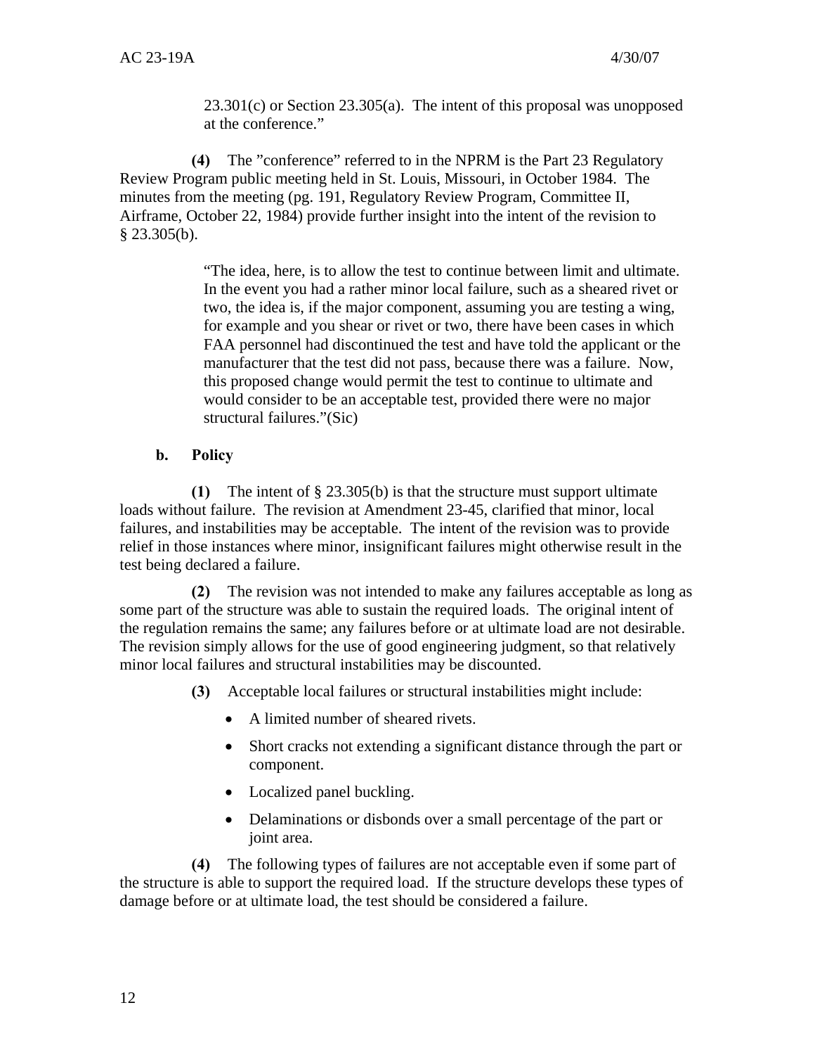23.301(c) or Section 23.305(a). The intent of this proposal was unopposed at the conference."

**(4)** The "conference" referred to in the NPRM is the Part 23 Regulatory Review Program public meeting held in St. Louis, Missouri, in October 1984. The minutes from the meeting (pg. 191, Regulatory Review Program, Committee II, Airframe, October 22, 1984) provide further insight into the intent of the revision to § 23.305(b).

> "The idea, here, is to allow the test to continue between limit and ultimate. In the event you had a rather minor local failure, such as a sheared rivet or two, the idea is, if the major component, assuming you are testing a wing, for example and you shear or rivet or two, there have been cases in which FAA personnel had discontinued the test and have told the applicant or the manufacturer that the test did not pass, because there was a failure. Now, this proposed change would permit the test to continue to ultimate and would consider to be an acceptable test, provided there were no major structural failures."(Sic)

**b. Policy**

**(1)** The intent of § 23.305(b) is that the structure must support ultimate loads without failure. The revision at Amendment 23-45, clarified that minor, local failures, and instabilities may be acceptable. The intent of the revision was to provide relief in those instances where minor, insignificant failures might otherwise result in the test being declared a failure.

**(2)** The revision was not intended to make any failures acceptable as long as some part of the structure was able to sustain the required loads. The original intent of the regulation remains the same; any failures before or at ultimate load are not desirable. The revision simply allows for the use of good engineering judgment, so that relatively minor local failures and structural instabilities may be discounted.

**(3)** Acceptable local failures or structural instabilities might include:

- A limited number of sheared rivets.
- Short cracks not extending a significant distance through the part or component.
- Localized panel buckling.
- Delaminations or disbonds over a small percentage of the part or joint area.

**(4)** The following types of failures are not acceptable even if some part of the structure is able to support the required load. If the structure develops these types of damage before or at ultimate load, the test should be considered a failure.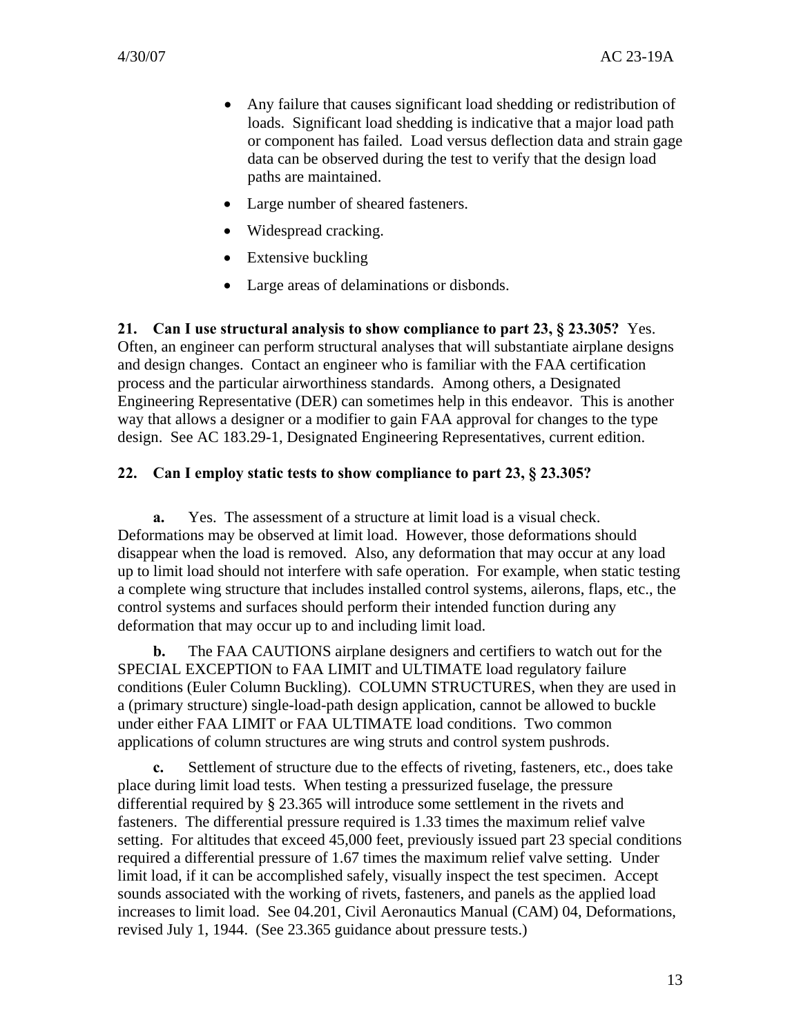- Any failure that causes significant load shedding or redistribution of loads. Significant load shedding is indicative that a major load path or component has failed. Load versus deflection data and strain gage data can be observed during the test to verify that the design load paths are maintained.
- Large number of sheared fasteners.
- Widespread cracking.
- Extensive buckling
- Large areas of delaminations or disbonds.

**21. Can I use structural analysis to show compliance to part 23, § 23.305?** Yes. Often, an engineer can perform structural analyses that will substantiate airplane designs and design changes. Contact an engineer who is familiar with the FAA certification process and the particular airworthiness standards. Among others, a Designated Engineering Representative (DER) can sometimes help in this endeavor. This is another way that allows a designer or a modifier to gain FAA approval for changes to the type design. See AC 183.29-1, Designated Engineering Representatives, current edition.

**22. Can I employ static tests to show compliance to part 23, § 23.305?**

**a.** Yes. The assessment of a structure at limit load is a visual check. Deformations may be observed at limit load. However, those deformations should disappear when the load is removed. Also, any deformation that may occur at any load up to limit load should not interfere with safe operation. For example, when static testing a complete wing structure that includes installed control systems, ailerons, flaps, etc., the control systems and surfaces should perform their intended function during any deformation that may occur up to and including limit load.

**b.** The FAA CAUTIONS airplane designers and certifiers to watch out for the SPECIAL EXCEPTION to FAA LIMIT and ULTIMATE load regulatory failure conditions (Euler Column Buckling). COLUMN STRUCTURES, when they are used in a (primary structure) single-load-path design application, cannot be allowed to buckle under either FAA LIMIT or FAA ULTIMATE load conditions. Two common applications of column structures are wing struts and control system pushrods.

**c.** Settlement of structure due to the effects of riveting, fasteners, etc., does take place during limit load tests. When testing a pressurized fuselage, the pressure differential required by § 23.365 will introduce some settlement in the rivets and fasteners. The differential pressure required is 1.33 times the maximum relief valve setting. For altitudes that exceed 45,000 feet, previously issued part 23 special conditions required a differential pressure of 1.67 times the maximum relief valve setting. Under limit load, if it can be accomplished safely, visually inspect the test specimen. Accept sounds associated with the working of rivets, fasteners, and panels as the applied load increases to limit load. See 04.201, Civil Aeronautics Manual (CAM) 04, Deformations, revised July 1, 1944. (See 23.365 guidance about pressure tests.)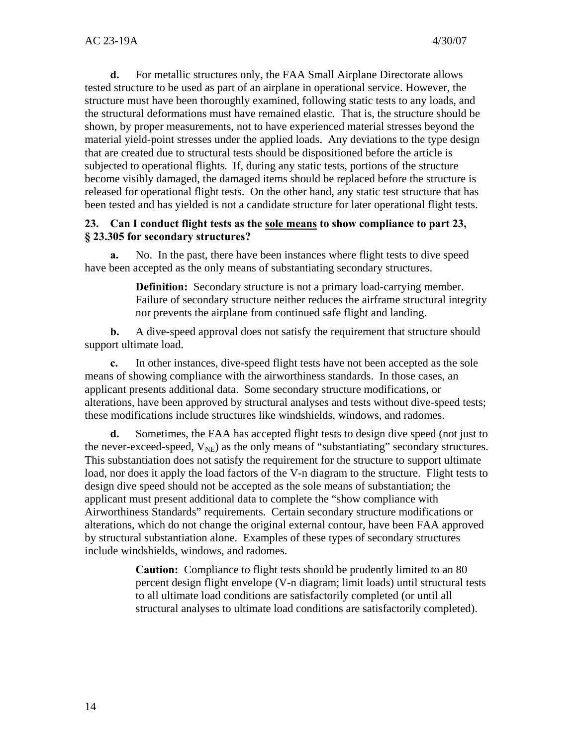**d.** For metallic structures only, the FAA Small Airplane Directorate allows tested structure to be used as part of an airplane in operational service. However, the structure must have been thoroughly examined, following static tests to any loads, and the structural deformations must have remained elastic. That is, the structure should be shown, by proper measurements, not to have experienced material stresses beyond the material yield-point stresses under the applied loads. Any deviations to the type design that are created due to structural tests should be dispositioned before the article is subjected to operational flights. If, during any static tests, portions of the structure become visibly damaged, the damaged items should be replaced before the structure is released for operational flight tests. On the other hand, any static test structure that has been tested and has yielded is not a candidate structure for later operational flight tests.

### 23. Can I conduct flight tests as the <u>sole means</u> to show compliance to part 23, § 23.305 for secondary structures?

**a.** No. In the past, there have been instances where flight tests to dive speed have been accepted as the only means of substantiating secondary structures.

> **Definition:** Secondary structure is not a primary load-carrying member. Failure of secondary structure neither reduces the airframe structural integrity nor prevents the airplane from continued safe flight and landing.

**b.** A dive-speed approval does not satisfy the requirement that structure should support ultimate load.

**c.** In other instances, dive-speed flight tests have not been accepted as the sole means of showing compliance with the airworthiness standards. In those cases, an applicant presents additional data. Some secondary structure modifications, or alterations, have been approved by structural analyses and tests without dive-speed tests; these modifications include structures like windshields, windows, and radomes.

**d.** Sometimes, the FAA has accepted flight tests to design dive speed (not just to the never-exceed-speed, $V_{NE}$) as the only means of "substantiating" secondary structures. This substantiation does not satisfy the requirement for the structure to support ultimate load, nor does it apply the load factors of the V-n diagram to the structure. Flight tests to design dive speed should not be accepted as the sole means of substantiation; the applicant must present additional data to complete the "show compliance with Airworthiness Standards" requirements. Certain secondary structure modifications or alterations, which do not change the original external contour, have been FAA approved by structural substantiation alone. Examples of these types of secondary structures include windshields, windows, and radomes.

> **Caution:** Compliance to flight tests should be prudently limited to an 80 percent design flight envelope (V-n diagram; limit loads) until structural tests to all ultimate load conditions are satisfactorily completed (or until all structural analyses to ultimate load conditions are satisfactorily completed).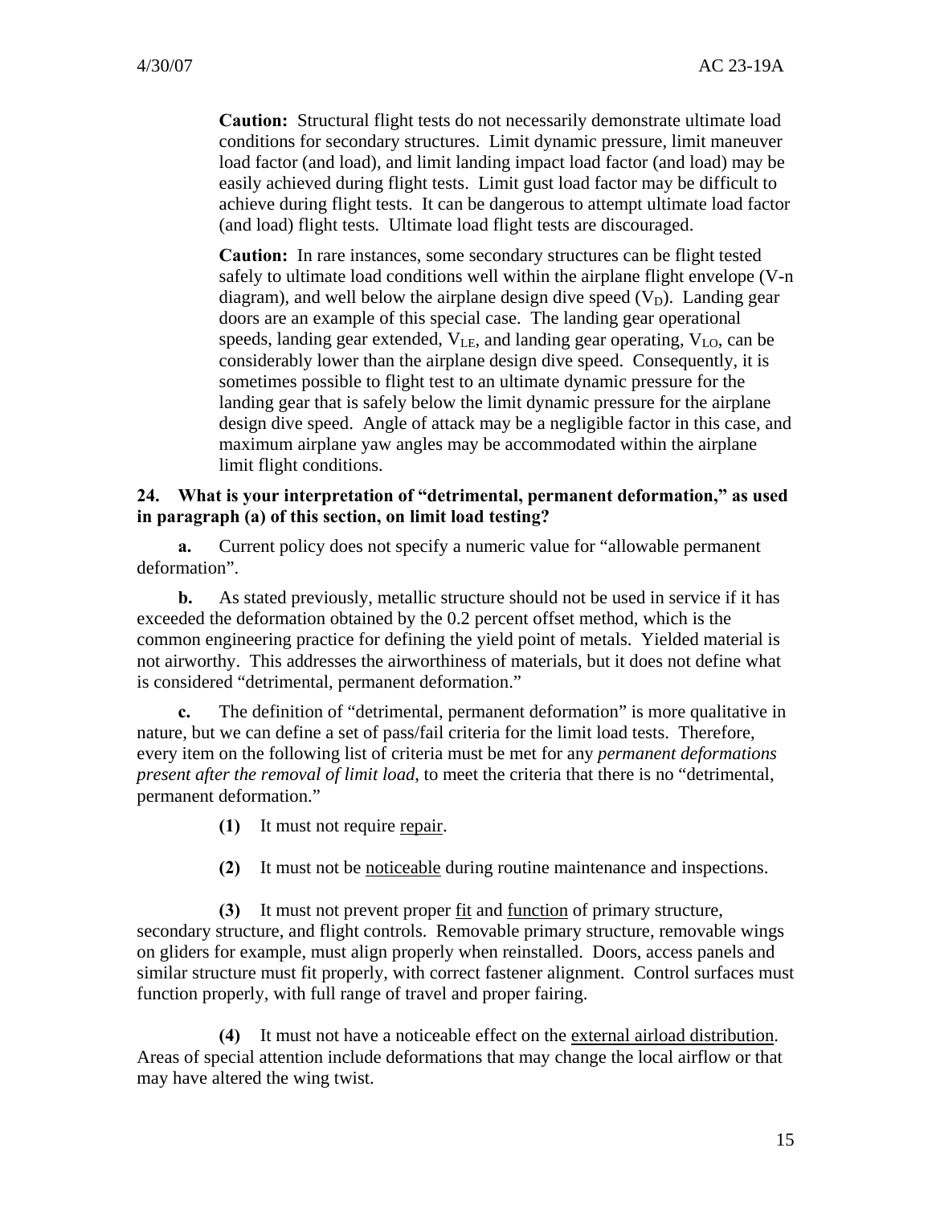**Caution:** Structural flight tests do not necessarily demonstrate ultimate load conditions for secondary structures. Limit dynamic pressure, limit maneuver load factor (and load), and limit landing impact load factor (and load) may be easily achieved during flight tests. Limit gust load factor may be difficult to achieve during flight tests. It can be dangerous to attempt ultimate load factor (and load) flight tests. Ultimate load flight tests are discouraged.

**Caution:** In rare instances, some secondary structures can be flight tested safely to ultimate load conditions well within the airplane flight envelope (V-n diagram), and well below the airplane design dive speed ($V_D$). Landing gear doors are an example of this special case. The landing gear operational speeds, landing gear extended, $V_{LE}$, and landing gear operating, $V_{LO}$, can be considerably lower than the airplane design dive speed. Consequently, it is sometimes possible to flight test to an ultimate dynamic pressure for the landing gear that is safely below the limit dynamic pressure for the airplane design dive speed. Angle of attack may be a negligible factor in this case, and maximum airplane yaw angles may be accommodated within the airplane limit flight conditions.

**24. What is your interpretation of "detrimental, permanent deformation," as used in paragraph (a) of this section, on limit load testing?**

**a.** Current policy does not specify a numeric value for "allowable permanent deformation".

**b.** As stated previously, metallic structure should not be used in service if it has exceeded the deformation obtained by the 0.2 percent offset method, which is the common engineering practice for defining the yield point of metals. Yielded material is not airworthy. This addresses the airworthiness of materials, but it does not define what is considered "detrimental, permanent deformation."

**c.** The definition of "detrimental, permanent deformation" is more qualitative in nature, but we can define a set of pass/fail criteria for the limit load tests. Therefore, every item on the following list of criteria must be met for any *permanent deformations present after the removal of limit load*, to meet the criteria that there is no "detrimental, permanent deformation."

**(1)** It must not require repair.

**(2)** It must not be noticeable during routine maintenance and inspections.

**(3)** It must not prevent proper fit and function of primary structure, secondary structure, and flight controls. Removable primary structure, removable wings on gliders for example, must align properly when reinstalled. Doors, access panels and similar structure must fit properly, with correct fastener alignment. Control surfaces must function properly, with full range of travel and proper fairing.

**(4)** It must not have a noticeable effect on the external airload distribution. Areas of special attention include deformations that may change the local airflow or that may have altered the wing twist.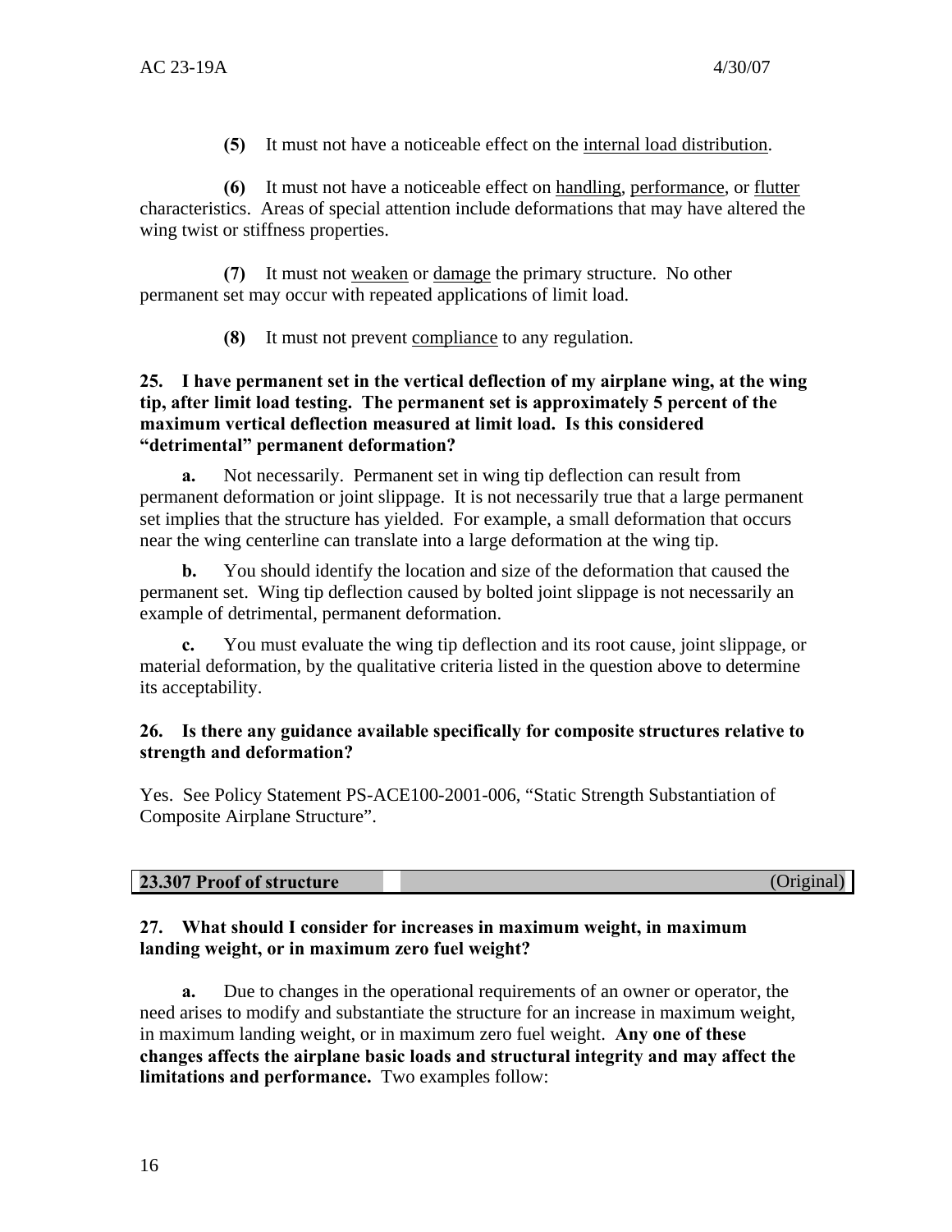**(5)** It must not have a noticeable effect on the <u>internal load distribution</u>.

**(6)** It must not have a noticeable effect on <u>handling</u>, <u>performance</u>, or <u>flutter</u> characteristics. Areas of special attention include deformations that may have altered the wing twist or stiffness properties.

**(7)** It must not <u>weaken</u> or <u>damage</u> the primary structure. No other permanent set may occur with repeated applications of limit load.

**(8)** It must not prevent <u>compliance</u> to any regulation.

**25. I have permanent set in the vertical deflection of my airplane wing, at the wing tip, after limit load testing. The permanent set is approximately 5 percent of the maximum vertical deflection measured at limit load. Is this considered "detrimental" permanent deformation?**

**a.** Not necessarily. Permanent set in wing tip deflection can result from permanent deformation or joint slippage. It is not necessarily true that a large permanent set implies that the structure has yielded. For example, a small deformation that occurs near the wing centerline can translate into a large deformation at the wing tip.

**b.** You should identify the location and size of the deformation that caused the permanent set. Wing tip deflection caused by bolted joint slippage is not necessarily an example of detrimental, permanent deformation.

**c.** You must evaluate the wing tip deflection and its root cause, joint slippage, or material deformation, by the qualitative criteria listed in the question above to determine its acceptability.

**26. Is there any guidance available specifically for composite structures relative to strength and deformation?**

Yes. See Policy Statement PS-ACE100-2001-006, "Static Strength Substantiation of Composite Airplane Structure".

## 23.307 Proof of structure (Original)

**27. What should I consider for increases in maximum weight, in maximum landing weight, or in maximum zero fuel weight?**

**a.** Due to changes in the operational requirements of an owner or operator, the need arises to modify and substantiate the structure for an increase in maximum weight, in maximum landing weight, or in maximum zero fuel weight. **Any one of these changes affects the airplane basic loads and structural integrity and may affect the limitations and performance.** Two examples follow: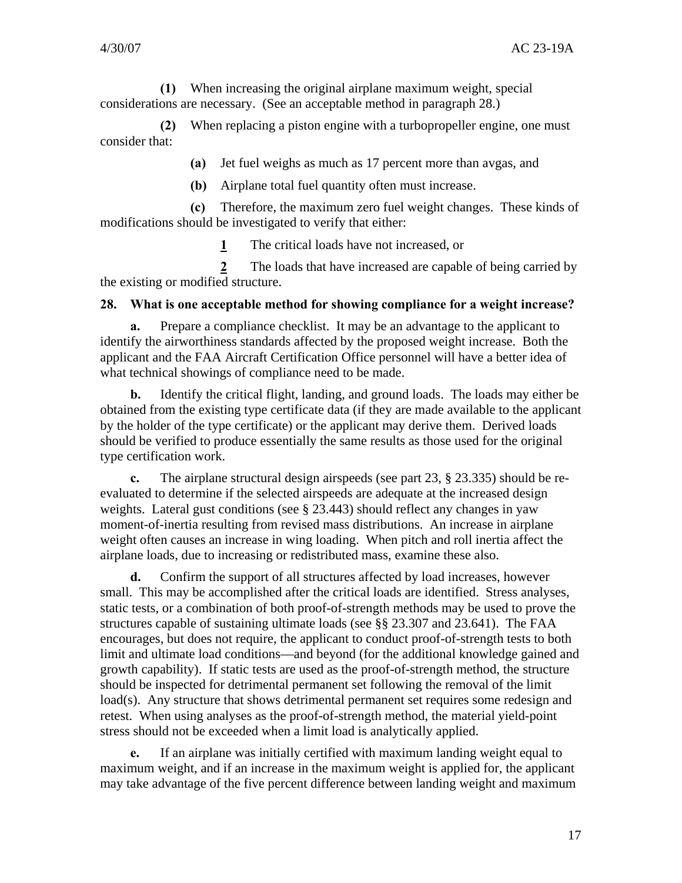**(1)** When increasing the original airplane maximum weight, special considerations are necessary. (See an acceptable method in paragraph 28.)

**(2)** When replacing a piston engine with a turbopropeller engine, one must consider that:

**(a)** Jet fuel weighs as much as 17 percent more than avgas, and

**(b)** Airplane total fuel quantity often must increase.

**(c)** Therefore, the maximum zero fuel weight changes. These kinds of modifications should be investigated to verify that either:

**1** The critical loads have not increased, or

**2** The loads that have increased are capable of being carried by the existing or modified structure.

## 28. What is one acceptable method for showing compliance for a weight increase?

**a.** Prepare a compliance checklist. It may be an advantage to the applicant to identify the airworthiness standards affected by the proposed weight increase. Both the applicant and the FAA Aircraft Certification Office personnel will have a better idea of what technical showings of compliance need to be made.

**b.** Identify the critical flight, landing, and ground loads. The loads may either be obtained from the existing type certificate data (if they are made available to the applicant by the holder of the type certificate) or the applicant may derive them. Derived loads should be verified to produce essentially the same results as those used for the original type certification work.

**c.** The airplane structural design airspeeds (see part 23, § 23.335) should be re-evaluated to determine if the selected airspeeds are adequate at the increased design weights. Lateral gust conditions (see § 23.443) should reflect any changes in yaw moment-of-inertia resulting from revised mass distributions. An increase in airplane weight often causes an increase in wing loading. When pitch and roll inertia affect the airplane loads, due to increasing or redistributed mass, examine these also.

**d.** Confirm the support of all structures affected by load increases, however small. This may be accomplished after the critical loads are identified. Stress analyses, static tests, or a combination of both proof-of-strength methods may be used to prove the structures capable of sustaining ultimate loads (see §§ 23.307 and 23.641). The FAA encourages, but does not require, the applicant to conduct proof-of-strength tests to both limit and ultimate load conditions—and beyond (for the additional knowledge gained and growth capability). If static tests are used as the proof-of-strength method, the structure should be inspected for detrimental permanent set following the removal of the limit load(s). Any structure that shows detrimental permanent set requires some redesign and retest. When using analyses as the proof-of-strength method, the material yield-point stress should not be exceeded when a limit load is analytically applied.

**e.** If an airplane was initially certified with maximum landing weight equal to maximum weight, and if an increase in the maximum weight is applied for, the applicant may take advantage of the five percent difference between landing weight and maximum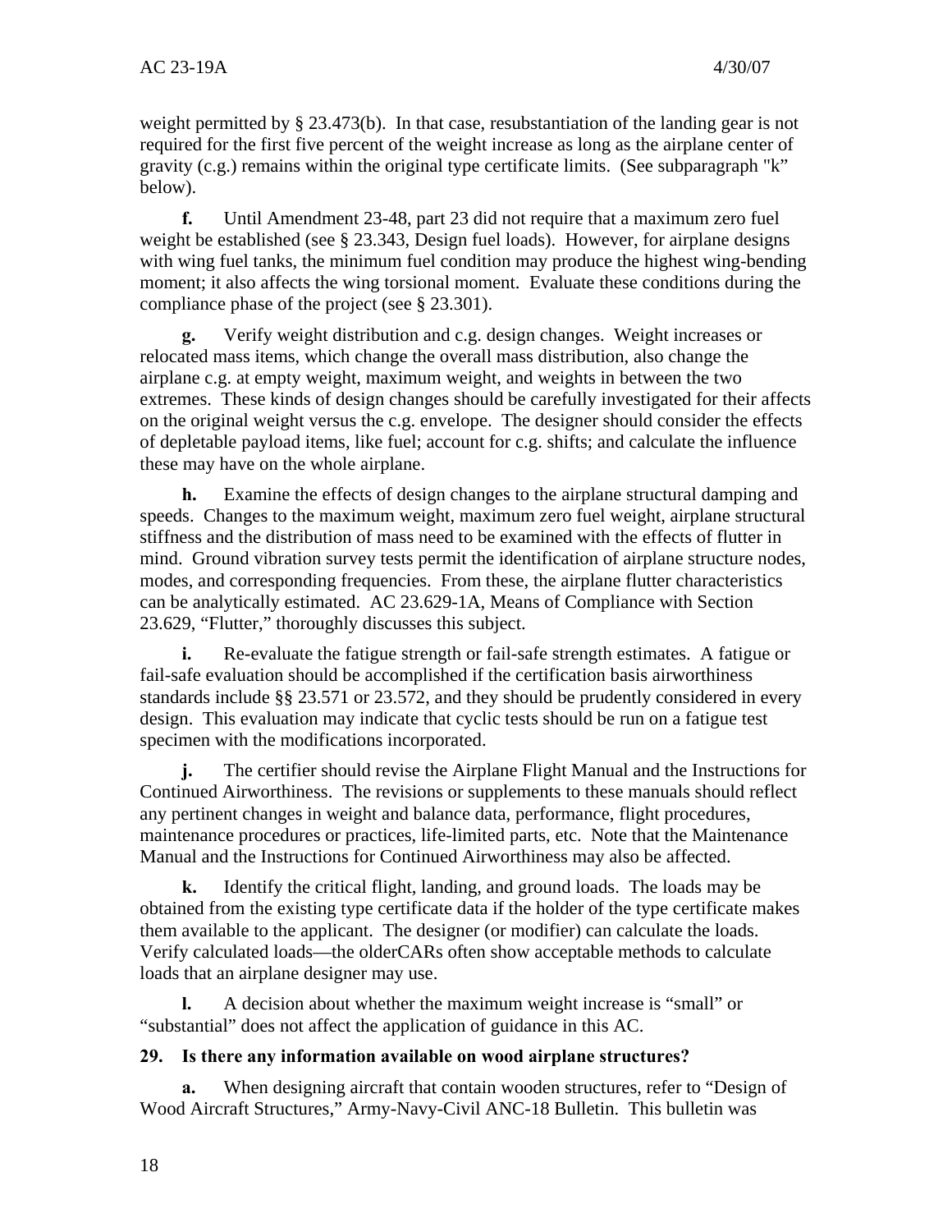weight permitted by § 23.473(b). In that case, resubstantiation of the landing gear is not required for the first five percent of the weight increase as long as the airplane center of gravity (c.g.) remains within the original type certificate limits. (See subparagraph "k" below).

**f.** Until Amendment 23-48, part 23 did not require that a maximum zero fuel weight be established (see § 23.343, Design fuel loads). However, for airplane designs with wing fuel tanks, the minimum fuel condition may produce the highest wing-bending moment; it also affects the wing torsional moment. Evaluate these conditions during the compliance phase of the project (see § 23.301).

**g.** Verify weight distribution and c.g. design changes. Weight increases or relocated mass items, which change the overall mass distribution, also change the airplane c.g. at empty weight, maximum weight, and weights in between the two extremes. These kinds of design changes should be carefully investigated for their affects on the original weight versus the c.g. envelope. The designer should consider the effects of depletable payload items, like fuel; account for c.g. shifts; and calculate the influence these may have on the whole airplane.

**h.** Examine the effects of design changes to the airplane structural damping and speeds. Changes to the maximum weight, maximum zero fuel weight, airplane structural stiffness and the distribution of mass need to be examined with the effects of flutter in mind. Ground vibration survey tests permit the identification of airplane structure nodes, modes, and corresponding frequencies. From these, the airplane flutter characteristics can be analytically estimated. AC 23.629-1A, Means of Compliance with Section 23.629, "Flutter," thoroughly discusses this subject.

**i.** Re-evaluate the fatigue strength or fail-safe strength estimates. A fatigue or fail-safe evaluation should be accomplished if the certification basis airworthiness standards include §§ 23.571 or 23.572, and they should be prudently considered in every design. This evaluation may indicate that cyclic tests should be run on a fatigue test specimen with the modifications incorporated.

**j.** The certifier should revise the Airplane Flight Manual and the Instructions for Continued Airworthiness. The revisions or supplements to these manuals should reflect any pertinent changes in weight and balance data, performance, flight procedures, maintenance procedures or practices, life-limited parts, etc. Note that the Maintenance Manual and the Instructions for Continued Airworthiness may also be affected.

**k.** Identify the critical flight, landing, and ground loads. The loads may be obtained from the existing type certificate data if the holder of the type certificate makes them available to the applicant. The designer (or modifier) can calculate the loads. Verify calculated loads—the olderCARs often show acceptable methods to calculate loads that an airplane designer may use.

**l.** A decision about whether the maximum weight increase is "small" or "substantial" does not affect the application of guidance in this AC.

**29. Is there any information available on wood airplane structures?**

**a.** When designing aircraft that contain wooden structures, refer to "Design of Wood Aircraft Structures," Army-Navy-Civil ANC-18 Bulletin. This bulletin was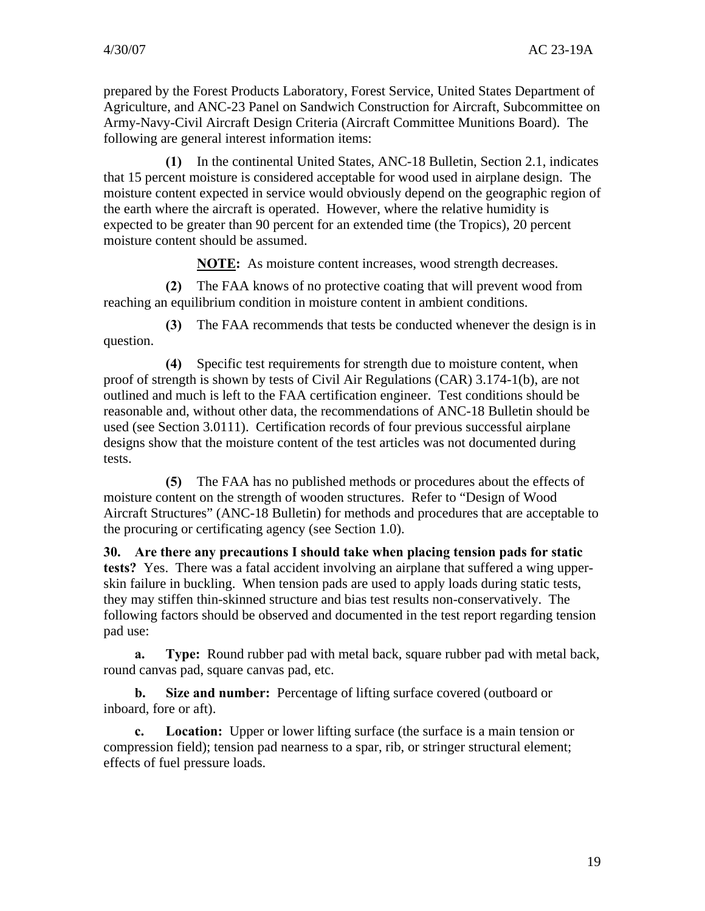prepared by the Forest Products Laboratory, Forest Service, United States Department of Agriculture, and ANC-23 Panel on Sandwich Construction for Aircraft, Subcommittee on Army-Navy-Civil Aircraft Design Criteria (Aircraft Committee Munitions Board). The following are general interest information items:

**(1)** In the continental United States, ANC-18 Bulletin, Section 2.1, indicates that 15 percent moisture is considered acceptable for wood used in airplane design. The moisture content expected in service would obviously depend on the geographic region of the earth where the aircraft is operated. However, where the relative humidity is expected to be greater than 90 percent for an extended time (the Tropics), 20 percent moisture content should be assumed.

**NOTE:** As moisture content increases, wood strength decreases.

**(2)** The FAA knows of no protective coating that will prevent wood from reaching an equilibrium condition in moisture content in ambient conditions.

**(3)** The FAA recommends that tests be conducted whenever the design is in question.

**(4)** Specific test requirements for strength due to moisture content, when proof of strength is shown by tests of Civil Air Regulations (CAR) 3.174-1(b), are not outlined and much is left to the FAA certification engineer. Test conditions should be reasonable and, without other data, the recommendations of ANC-18 Bulletin should be used (see Section 3.0111). Certification records of four previous successful airplane designs show that the moisture content of the test articles was not documented during tests.

**(5)** The FAA has no published methods or procedures about the effects of moisture content on the strength of wooden structures. Refer to "Design of Wood Aircraft Structures" (ANC-18 Bulletin) for methods and procedures that are acceptable to the procuring or certificating agency (see Section 1.0).

**30. Are there any precautions I should take when placing tension pads for static tests?** Yes. There was a fatal accident involving an airplane that suffered a wing upper-skin failure in buckling. When tension pads are used to apply loads during static tests, they may stiffen thin-skinned structure and bias test results non-conservatively. The following factors should be observed and documented in the test report regarding tension pad use:

**a. Type:** Round rubber pad with metal back, square rubber pad with metal back, round canvas pad, square canvas pad, etc.

**b. Size and number:** Percentage of lifting surface covered (outboard or inboard, fore or aft).

**c. Location:** Upper or lower lifting surface (the surface is a main tension or compression field); tension pad nearness to a spar, rib, or stringer structural element; effects of fuel pressure loads.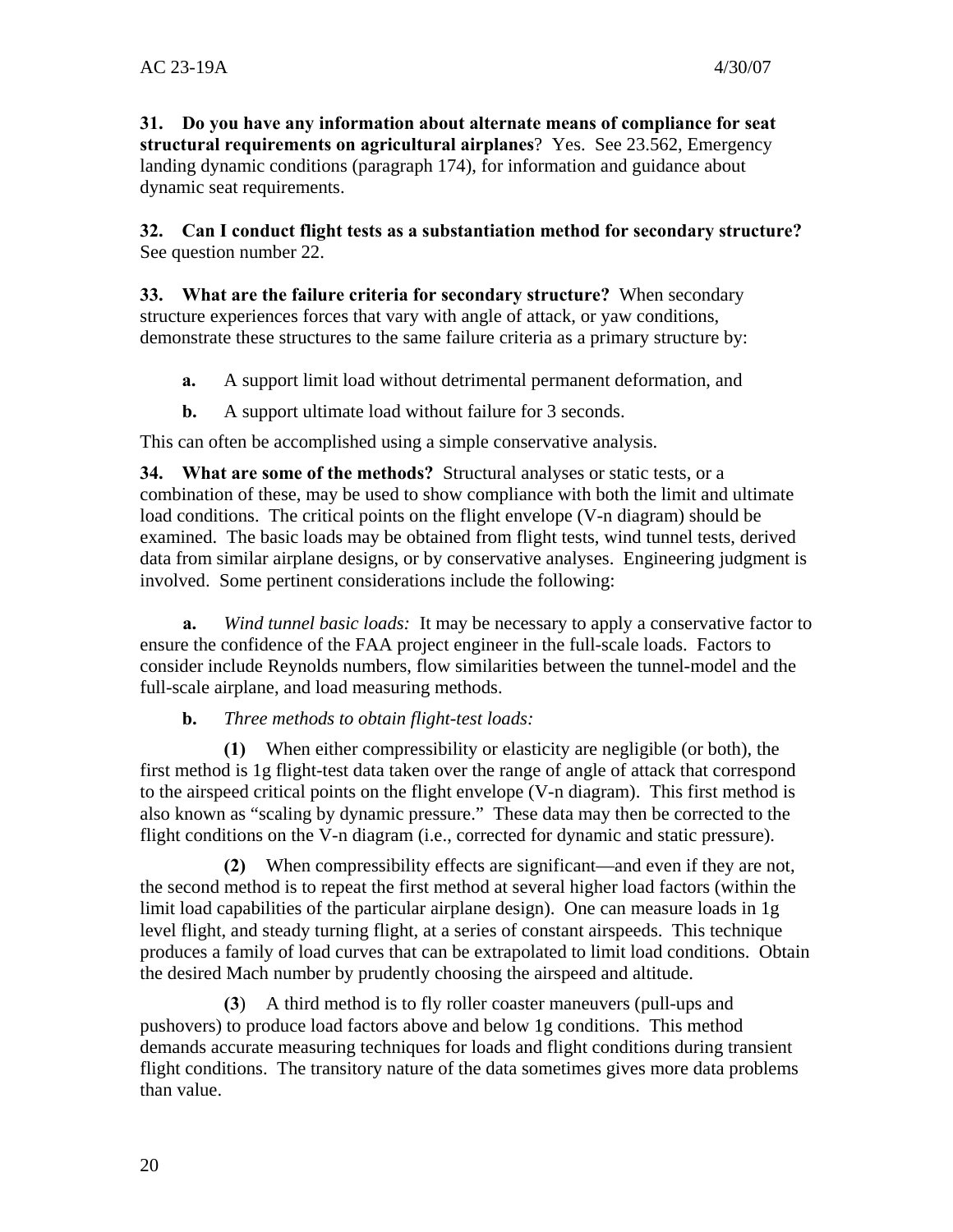**31. Do you have any information about alternate means of compliance for seat structural requirements on agricultural airplanes**? Yes. See 23.562, Emergency landing dynamic conditions (paragraph 174), for information and guidance about dynamic seat requirements.

**32. Can I conduct flight tests as a substantiation method for secondary structure?** See question number 22.

**33. What are the failure criteria for secondary structure?** When secondary structure experiences forces that vary with angle of attack, or yaw conditions, demonstrate these structures to the same failure criteria as a primary structure by:

**a.** A support limit load without detrimental permanent deformation, and

**b.** A support ultimate load without failure for 3 seconds.

This can often be accomplished using a simple conservative analysis.

**34. What are some of the methods?** Structural analyses or static tests, or a combination of these, may be used to show compliance with both the limit and ultimate load conditions. The critical points on the flight envelope (V-n diagram) should be examined. The basic loads may be obtained from flight tests, wind tunnel tests, derived data from similar airplane designs, or by conservative analyses. Engineering judgment is involved. Some pertinent considerations include the following:

**a.** *Wind tunnel basic loads:* It may be necessary to apply a conservative factor to ensure the confidence of the FAA project engineer in the full-scale loads. Factors to consider include Reynolds numbers, flow similarities between the tunnel-model and the full-scale airplane, and load measuring methods.

**b.** *Three methods to obtain flight-test loads:*

**(1)** When either compressibility or elasticity are negligible (or both), the first method is 1g flight-test data taken over the range of angle of attack that correspond to the airspeed critical points on the flight envelope (V-n diagram). This first method is also known as "scaling by dynamic pressure." These data may then be corrected to the flight conditions on the V-n diagram (i.e., corrected for dynamic and static pressure).

**(2)** When compressibility effects are significant—and even if they are not, the second method is to repeat the first method at several higher load factors (within the limit load capabilities of the particular airplane design). One can measure loads in 1g level flight, and steady turning flight, at a series of constant airspeeds. This technique produces a family of load curves that can be extrapolated to limit load conditions. Obtain the desired Mach number by prudently choosing the airspeed and altitude.

**(3)** A third method is to fly roller coaster maneuvers (pull-ups and pushovers) to produce load factors above and below 1g conditions. This method demands accurate measuring techniques for loads and flight conditions during transient flight conditions. The transitory nature of the data sometimes gives more data problems than value.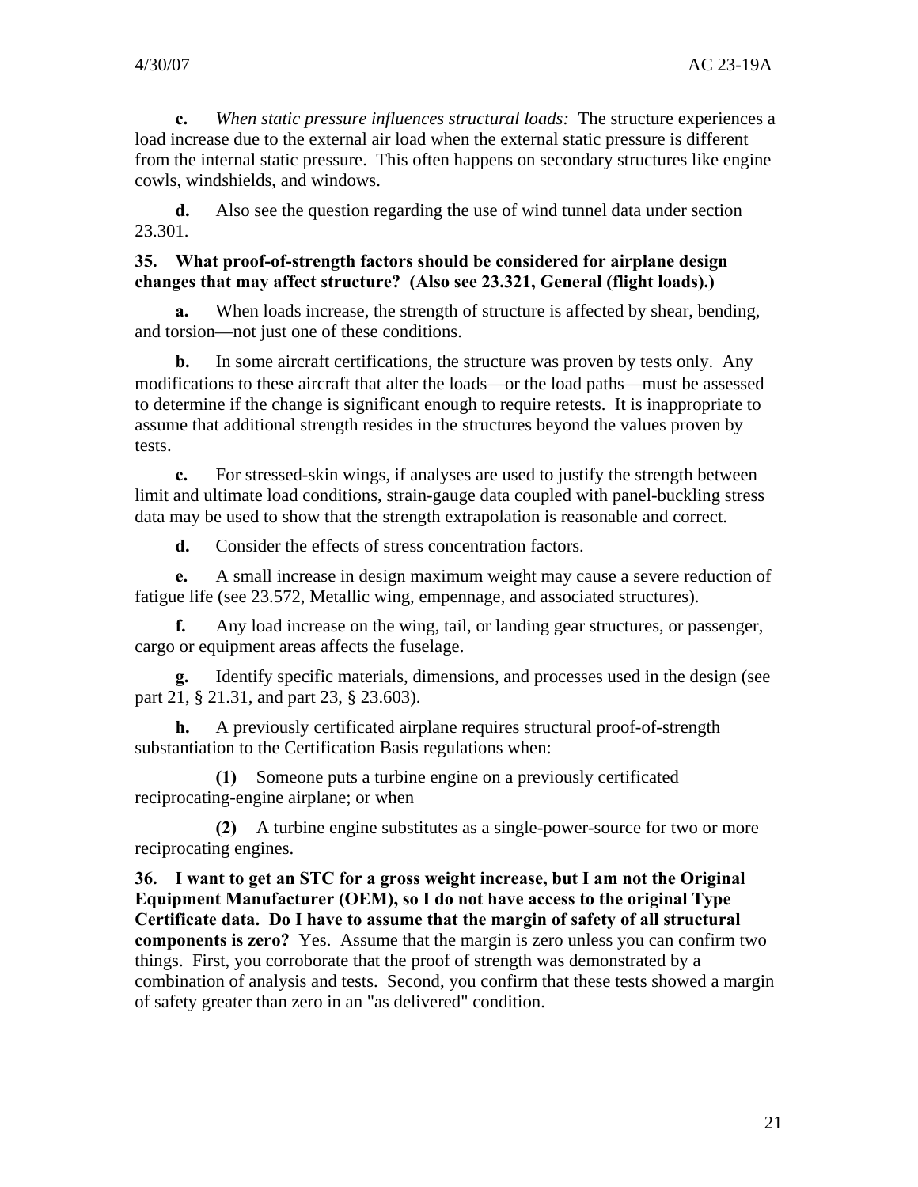**c.** *When static pressure influences structural loads:* The structure experiences a load increase due to the external air load when the external static pressure is different from the internal static pressure. This often happens on secondary structures like engine cowls, windshields, and windows.

**d.** Also see the question regarding the use of wind tunnel data under section 23.301.

**35. What proof-of-strength factors should be considered for airplane design changes that may affect structure? (Also see 23.321, General (flight loads).)**

**a.** When loads increase, the strength of structure is affected by shear, bending, and torsion—not just one of these conditions.

**b.** In some aircraft certifications, the structure was proven by tests only. Any modifications to these aircraft that alter the loads—or the load paths—must be assessed to determine if the change is significant enough to require retests. It is inappropriate to assume that additional strength resides in the structures beyond the values proven by tests.

**c.** For stressed-skin wings, if analyses are used to justify the strength between limit and ultimate load conditions, strain-gauge data coupled with panel-buckling stress data may be used to show that the strength extrapolation is reasonable and correct.

**d.** Consider the effects of stress concentration factors.

**e.** A small increase in design maximum weight may cause a severe reduction of fatigue life (see 23.572, Metallic wing, empennage, and associated structures).

**f.** Any load increase on the wing, tail, or landing gear structures, or passenger, cargo or equipment areas affects the fuselage.

**g.** Identify specific materials, dimensions, and processes used in the design (see part 21, § 21.31, and part 23, § 23.603).

**h.** A previously certificated airplane requires structural proof-of-strength substantiation to the Certification Basis regulations when:

**(1)** Someone puts a turbine engine on a previously certificated reciprocating-engine airplane; or when

**(2)** A turbine engine substitutes as a single-power-source for two or more reciprocating engines.

**36. I want to get an STC for a gross weight increase, but I am not the Original Equipment Manufacturer (OEM), so I do not have access to the original Type Certificate data. Do I have to assume that the margin of safety of all structural components is zero?** Yes. Assume that the margin is zero unless you can confirm two things. First, you corroborate that the proof of strength was demonstrated by a combination of analysis and tests. Second, you confirm that these tests showed a margin of safety greater than zero in an "as delivered" condition.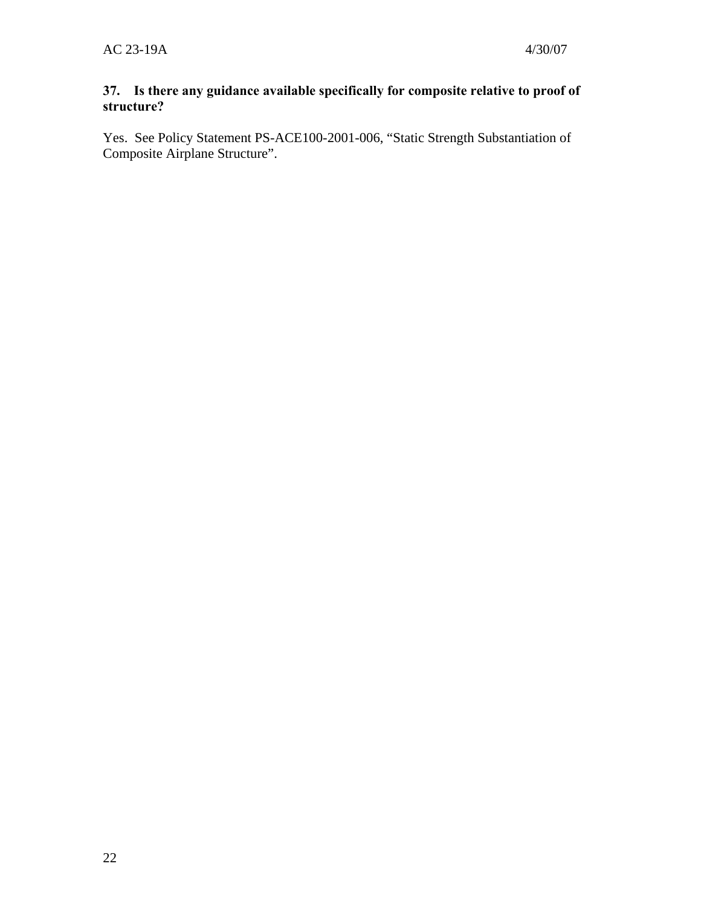**37. Is there any guidance available specifically for composite relative to proof of structure?**

Yes. See Policy Statement PS-ACE100-2001-006, "Static Strength Substantiation of Composite Airplane Structure".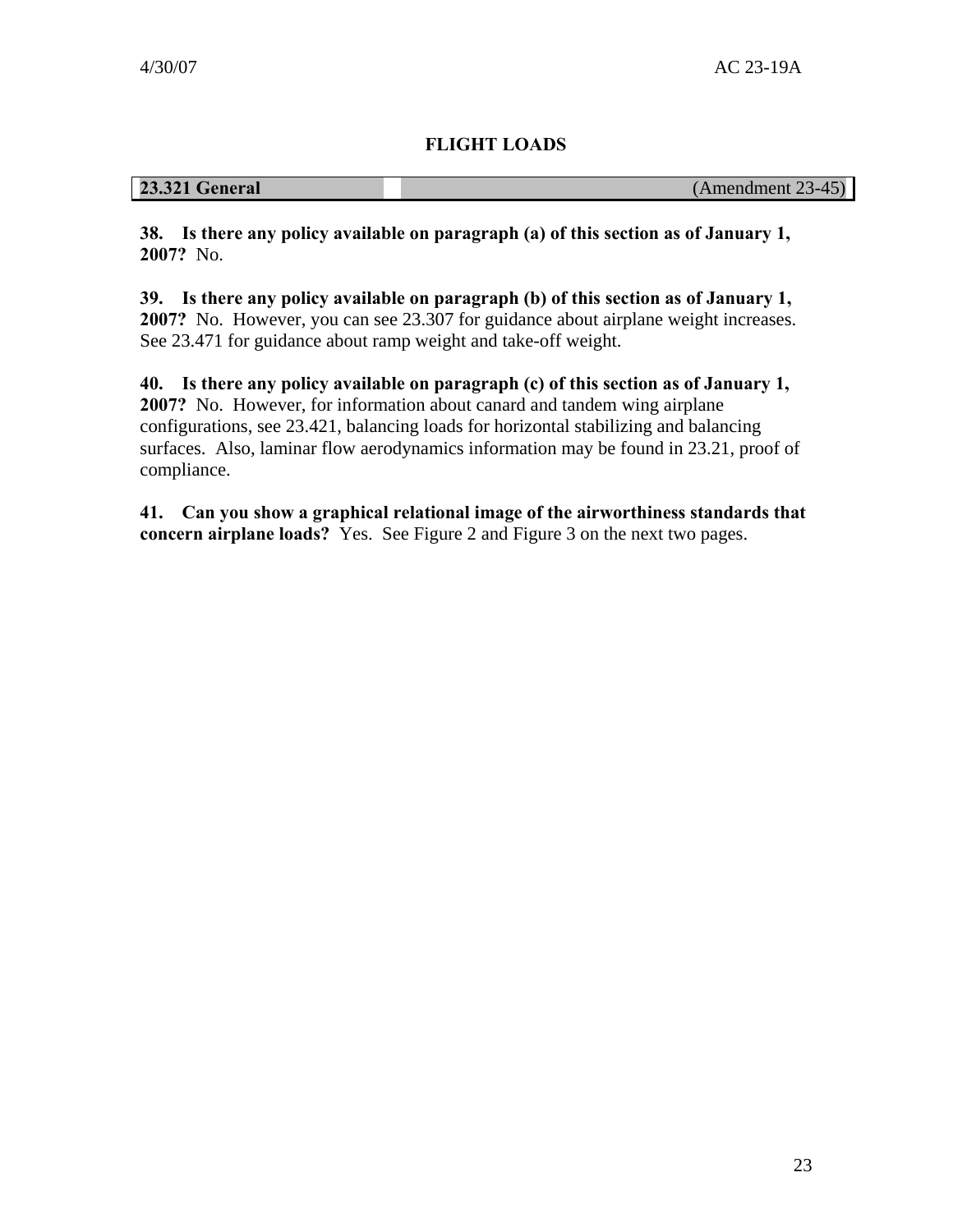## FLIGHT LOADS

| **23.321 General** | (Amendment 23-45) |
|---|---|

**38. Is there any policy available on paragraph (a) of this section as of January 1, 2007?** No.

**39. Is there any policy available on paragraph (b) of this section as of January 1, 2007?** No. However, you can see 23.307 for guidance about airplane weight increases. See 23.471 for guidance about ramp weight and take-off weight.

**40. Is there any policy available on paragraph (c) of this section as of January 1, 2007?** No. However, for information about canard and tandem wing airplane configurations, see 23.421, balancing loads for horizontal stabilizing and balancing surfaces. Also, laminar flow aerodynamics information may be found in 23.21, proof of compliance.

**41. Can you show a graphical relational image of the airworthiness standards that concern airplane loads?** Yes. See Figure 2 and Figure 3 on the next two pages.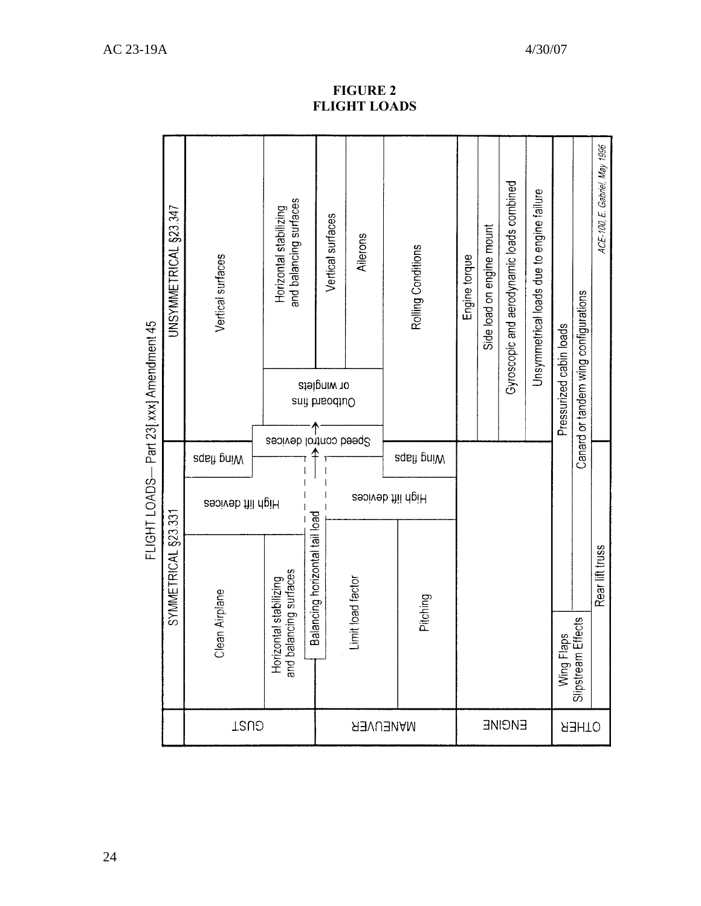**FIGURE 2**
**FLIGHT LOADS**

FLIGHT LOADS— Part 23[.xxx] Amendment 45

| | SYMMETRICAL §23.331 | | UNSYMMETRICAL §23.347 |
|---|---|---|---|
| GUST | Clean Airplane | High lift devices / Wing flaps | Vertical surfaces |
| | Horizontal stabilizing and balancing surfaces | Balancing horizontal tail load / Speed control devices | Outboard fins or winglets / Horizontal stabilizing and balancing surfaces |
| MANEUVER | Limit load factor | High lift devices / Wing flaps | Vertical surfaces |
| | | | Ailerons |
| | Pitching | | Rolling Conditions |
| ENGINE | | | Engine torque |
| | | | Side load on engine mount |
| | | | Gyroscopic and aerodynamic loads combined |
| | | | Unsymmetrical loads due to engine failure |
| OTHER | Wing Flaps / Slipstream Effects | Pressurized cabin loads | |
| | | Canard or tandem wing configurations | |
| | Rear lift truss | | |

*ACE-100, E. Gabriel, May 1996*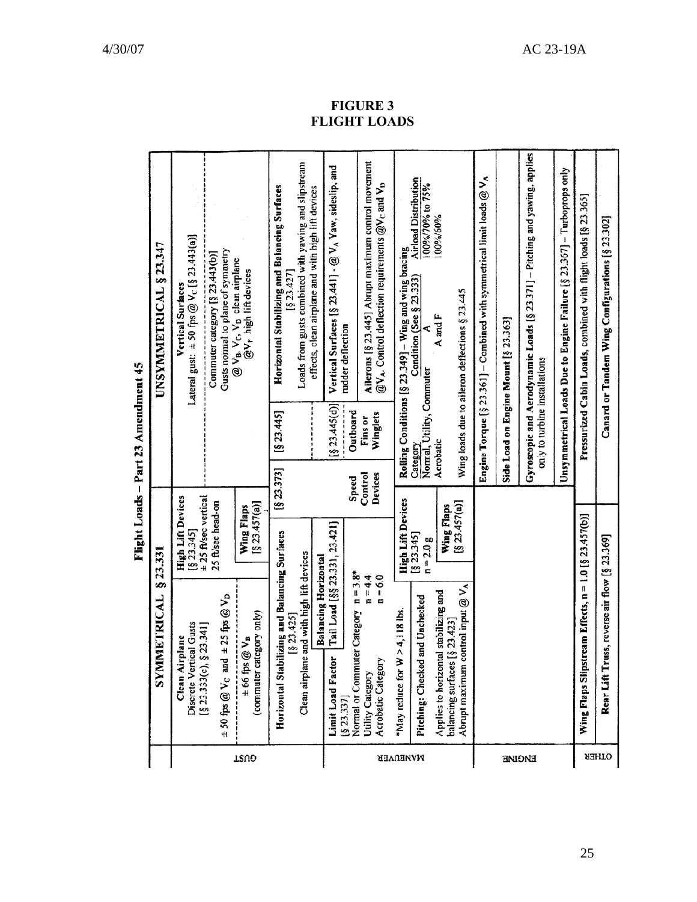**FIGURE 3**
**FLIGHT LOADS**

**Flight Loads – Part 23 Amendment 45**

| | SYMMETRICAL § 23.331 | | | | UNSYMMETRICAL § 23.347 |
|---|---|---|---|---|---|
| GUST | **Clean Airplane** Discrete Vertical Gusts [§ 23.333(c), § 23.341] ± 50 fps @ $V_C$ and ± 25 fps @ $V_D$ | **High Lift Devices** [§ 23.345] ± 25 ft/sec vertical 25 ft/sec head-on | | | **Vertical Surfaces** Lateral gust: ± 50 fps @ $V_C$ [§ 23.443(a)] |
| | ± 66 fps @ $V_B$ (commuter category only) | **Wing Flaps** [§ 23.457(a)] | | | Commuter category [§ 23.443(b)] Gusts normal to plane of symmetry @ $V_B$, $V_C$, $V_D$ clean airplane @$V_F$ high lift devices |
| | **Horizontal Stabilizing and Balancing Surfaces** [§ 23.425] Clean airplane and with high lift devices | | [§ 23.373] | [§ 23.445] | **Horizontal Stabilizing and Balancing Surfaces** [§ 23.427] Loads from gusts combined with yawing and slipstream effects, clean airplane and with high lift devices |
| MANEUVER | **Limit Load Factor** [§ 23.337] Normal or Commuter Category n = 3.8* Utility Category n = 4.4 Acrobatic Category n = 6.0 *May reduce for W > 4,118 lbs. | **Balancing Horizontal Tail Load** [§§ 23.331, 23.421] | Speed Control Devices | [§ 23.445(d)] Outboard Fins or Winglets | **Vertical Surfaces** [§ 23.441] - @ $V_A$ Yaw, sideslip, and rudder deflection |
| | | | | | **Ailerons** [§ 23.445] Abrupt maximum control movement @$V_A$. Control deflection requirements @$V_C$ and $V_D$ |
| | **Pitching:** Checked and Unchecked Applies to horizontal stabilizing and balancing surfaces [§ 23.423] Abrupt maximum control input @ $V_A$ | **High Lift Devices** [§ 23.345] n = 2.0 g **Wing Flaps** [§ 23.457(a)] | | | **Rolling Conditions** [§ 23.349] – Wing and wing bracing. Category: Normal, Utility, Commuter — Condition (See § 23.333): A — Airload Distribution: 100%/70% to 75%; Category: Aerobatic — Condition: A and F — Airload Distribution: 100%/60%. Wing loads due to aileron deflections § 23.445 |
| ENGINE | | | | | **Engine Torque** [§ 23.361] – Combined with symmetrical limit loads @ $V_A$ |
| | | | | | **Side Load on Engine Mount** [§ 23.363] |
| | | | | | **Gyroscopic and Aerodynamic Loads** [§ 23.371] – Pitching and yawing, applies only to turbine installations |
| | | | | | **Unsymmetrical Loads Due to Engine Failure** [§ 23.367] – Turboprops only |
| OTHER | **Wing Flaps Slipstream Effects**, n = 1.0 [§ 23.457(b)] | | | | **Pressurized Cabin Loads**, combined with flight loads [§ 23.365] |
| | **Rear Lift Truss**, reverse air flow [§ 23.369] | | | | **Canard or Tandem Wing Configurations** [§ 23.302] |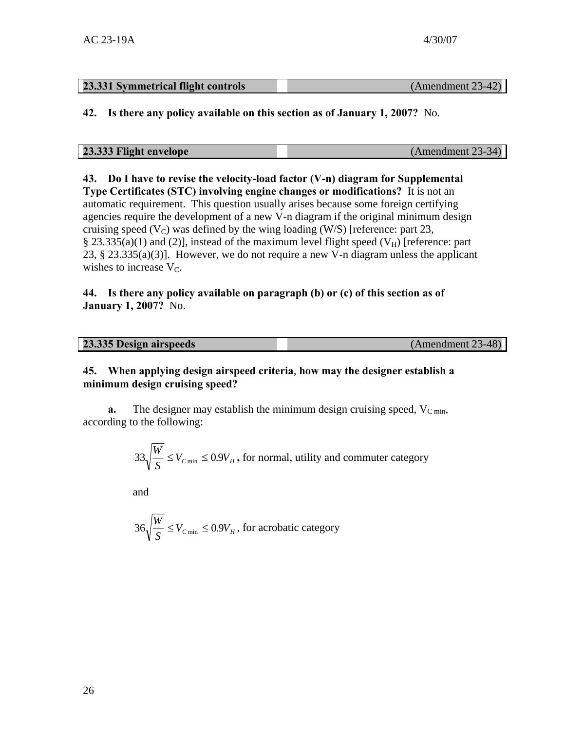| **23.331 Symmetrical flight controls** | (Amendment 23-42) |
|---|---|

**42. Is there any policy available on this section as of January 1, 2007?** No.

| **23.333 Flight envelope** | (Amendment 23-34) |
|---|---|

**43. Do I have to revise the velocity-load factor (V-n) diagram for Supplemental Type Certificates (STC) involving engine changes or modifications?** It is not an automatic requirement. This question usually arises because some foreign certifying agencies require the development of a new V-n diagram if the original minimum design cruising speed ($V_C$) was defined by the wing loading (W/S) [reference: part 23, § 23.335(a)(1) and (2)], instead of the maximum level flight speed ($V_H$) [reference: part 23, § 23.335(a)(3)]. However, we do not require a new V-n diagram unless the applicant wishes to increase $V_C$.

**44. Is there any policy available on paragraph (b) or (c) of this section as of January 1, 2007?** No.

| **23.335 Design airspeeds** | (Amendment 23-48) |
|---|---|

**45. When applying design airspeed criteria, how may the designer establish a minimum design cruising speed?**

**a.** The designer may establish the minimum design cruising speed, $V_{C\,min}$, according to the following:

$$33\sqrt{\frac{W}{S}} \leq V_{C\min} \leq 0.9V_H \text{, for normal, utility and commuter category}$$

and

$$36\sqrt{\frac{W}{S}} \leq V_{C\min} \leq 0.9V_H \text{, for acrobatic category}$$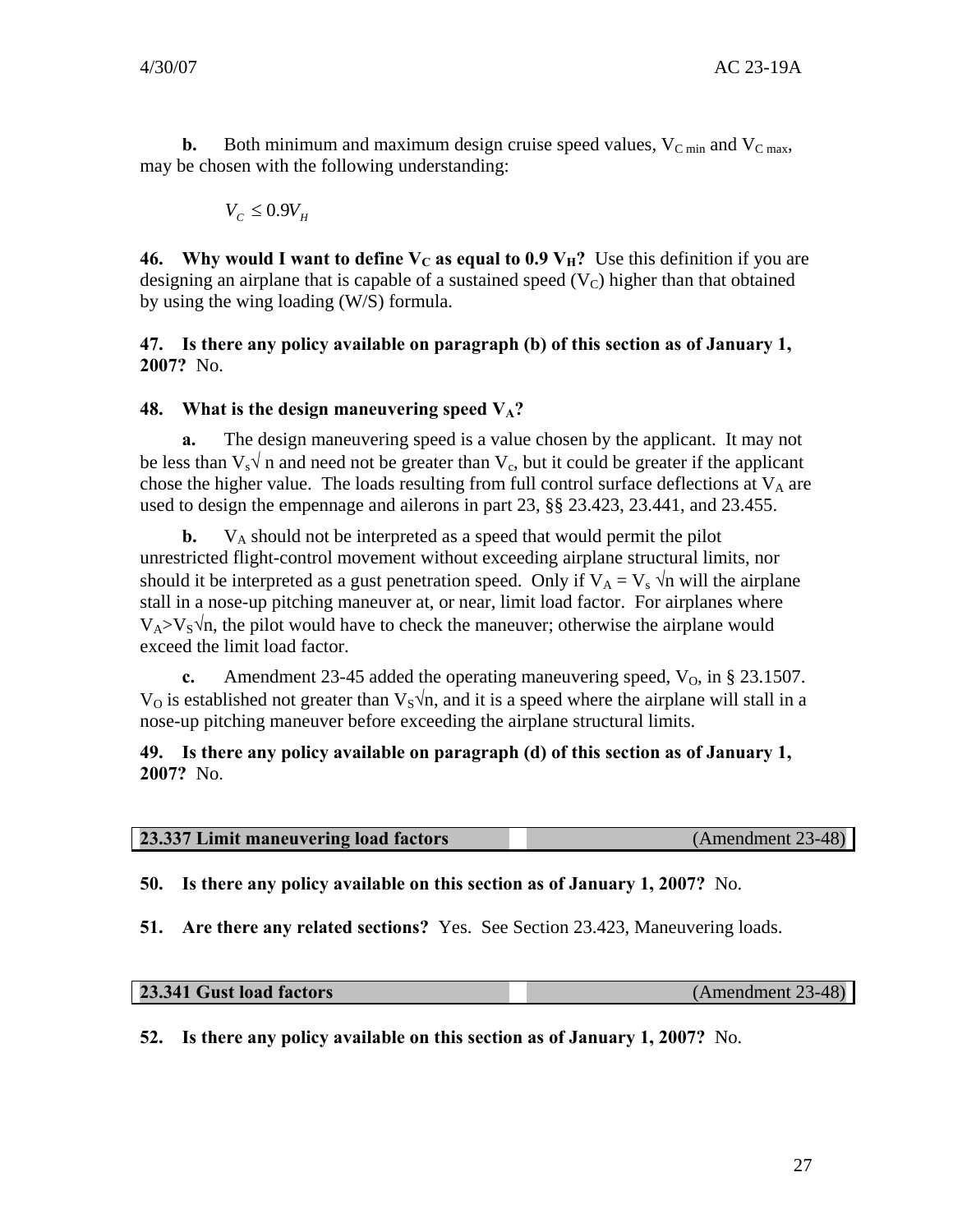**b.** Both minimum and maximum design cruise speed values, $V_{C\ min}$ and $V_{C\ max}$, may be chosen with the following understanding:

$$V_C \leq 0.9V_H$$

**46. Why would I want to define $V_C$ as equal to 0.9 $V_H$?** Use this definition if you are designing an airplane that is capable of a sustained speed ($V_C$) higher than that obtained by using the wing loading (W/S) formula.

**47. Is there any policy available on paragraph (b) of this section as of January 1, 2007?** No.

**48. What is the design maneuvering speed $V_A$?**

**a.** The design maneuvering speed is a value chosen by the applicant. It may not be less than $V_s\sqrt{n}$ and need not be greater than $V_c$, but it could be greater if the applicant chose the higher value. The loads resulting from full control surface deflections at $V_A$ are used to design the empennage and ailerons in part 23, §§ 23.423, 23.441, and 23.455.

**b.** $V_A$ should not be interpreted as a speed that would permit the pilot unrestricted flight-control movement without exceeding airplane structural limits, nor should it be interpreted as a gust penetration speed. Only if $V_A = V_s\sqrt{n}$ will the airplane stall in a nose-up pitching maneuver at, or near, limit load factor. For airplanes where $V_A > V_S\sqrt{n}$, the pilot would have to check the maneuver; otherwise the airplane would exceed the limit load factor.

**c.** Amendment 23-45 added the operating maneuvering speed, $V_O$, in § 23.1507. $V_O$ is established not greater than $V_S\sqrt{n}$, and it is a speed where the airplane will stall in a nose-up pitching maneuver before exceeding the airplane structural limits.

**49. Is there any policy available on paragraph (d) of this section as of January 1, 2007?** No.

| **23.337 Limit maneuvering load factors** | (Amendment 23-48) |
|---|---|

**50. Is there any policy available on this section as of January 1, 2007?** No.

**51. Are there any related sections?** Yes. See Section 23.423, Maneuvering loads.

| **23.341 Gust load factors** | (Amendment 23-48) |
|---|---|

**52. Is there any policy available on this section as of January 1, 2007?** No.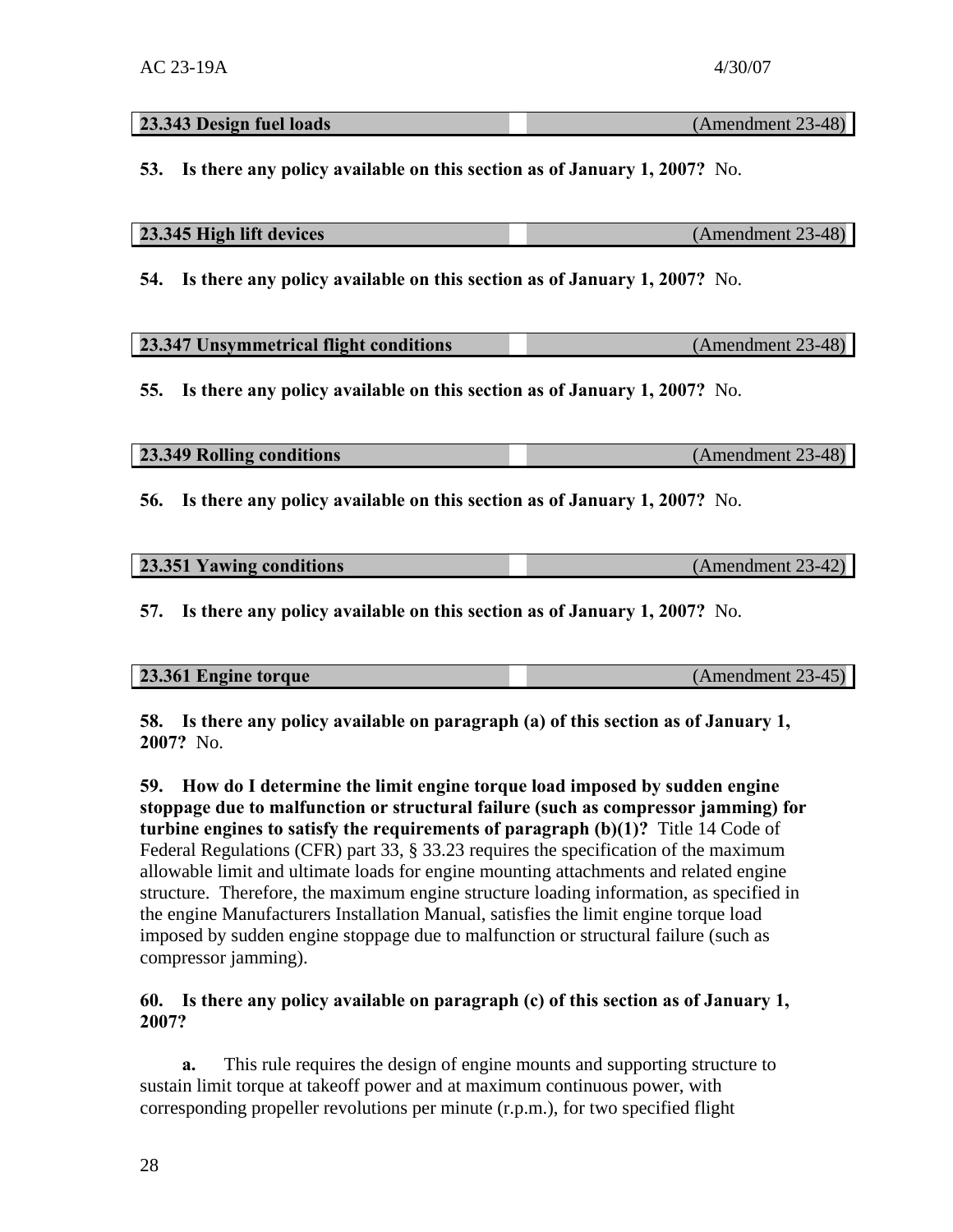| 23.343 Design fuel loads | (Amendment 23-48) |
| --- | --- |

**53. Is there any policy available on this section as of January 1, 2007?** No.

| 23.345 High lift devices | (Amendment 23-48) |
| --- | --- |

**54. Is there any policy available on this section as of January 1, 2007?** No.

| 23.347 Unsymmetrical flight conditions | (Amendment 23-48) |
| --- | --- |

**55. Is there any policy available on this section as of January 1, 2007?** No.

| 23.349 Rolling conditions | (Amendment 23-48) |
| --- | --- |

**56. Is there any policy available on this section as of January 1, 2007?** No.

| 23.351 Yawing conditions | (Amendment 23-42) |
| --- | --- |

**57. Is there any policy available on this section as of January 1, 2007?** No.

| 23.361 Engine torque | (Amendment 23-45) |
| --- | --- |

**58. Is there any policy available on paragraph (a) of this section as of January 1, 2007?** No.

**59. How do I determine the limit engine torque load imposed by sudden engine stoppage due to malfunction or structural failure (such as compressor jamming) for turbine engines to satisfy the requirements of paragraph (b)(1)?** Title 14 Code of Federal Regulations (CFR) part 33, § 33.23 requires the specification of the maximum allowable limit and ultimate loads for engine mounting attachments and related engine structure. Therefore, the maximum engine structure loading information, as specified in the engine Manufacturers Installation Manual, satisfies the limit engine torque load imposed by sudden engine stoppage due to malfunction or structural failure (such as compressor jamming).

**60. Is there any policy available on paragraph (c) of this section as of January 1, 2007?**

**a.** This rule requires the design of engine mounts and supporting structure to sustain limit torque at takeoff power and at maximum continuous power, with corresponding propeller revolutions per minute (r.p.m.), for two specified flight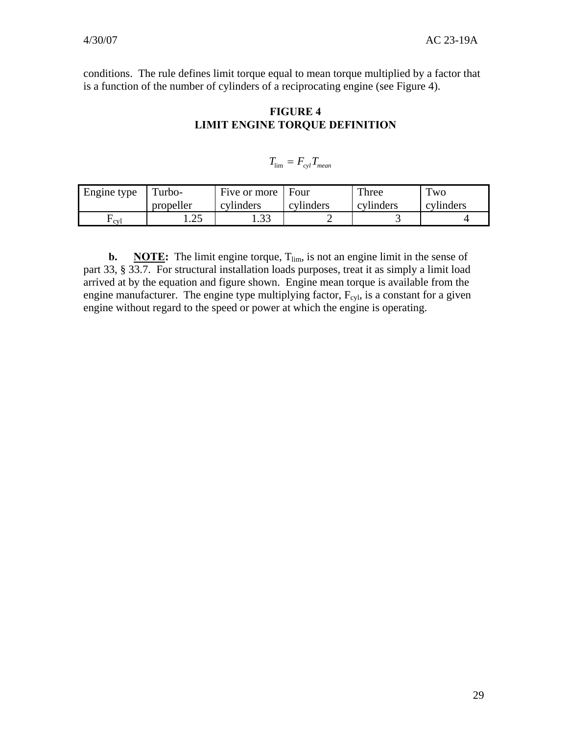conditions. The rule defines limit torque equal to mean torque multiplied by a factor that is a function of the number of cylinders of a reciprocating engine (see Figure 4).

**FIGURE 4**
**LIMIT ENGINE TORQUE DEFINITION**

$$T_{\lim} = F_{cyl} T_{mean}$$

| Engine type | Turbo-propeller | Five or more cylinders | Four cylinders | Three cylinders | Two cylinders |
|---|---|---|---|---|---|
| $F_{cyl}$ | 1.25 | 1.33 | 2 | 3 | 4 |

**b.** **NOTE:** The limit engine torque, $T_{lim}$, is not an engine limit in the sense of part 33, § 33.7. For structural installation loads purposes, treat it as simply a limit load arrived at by the equation and figure shown. Engine mean torque is available from the engine manufacturer. The engine type multiplying factor, $F_{cyl}$, is a constant for a given engine without regard to the speed or power at which the engine is operating.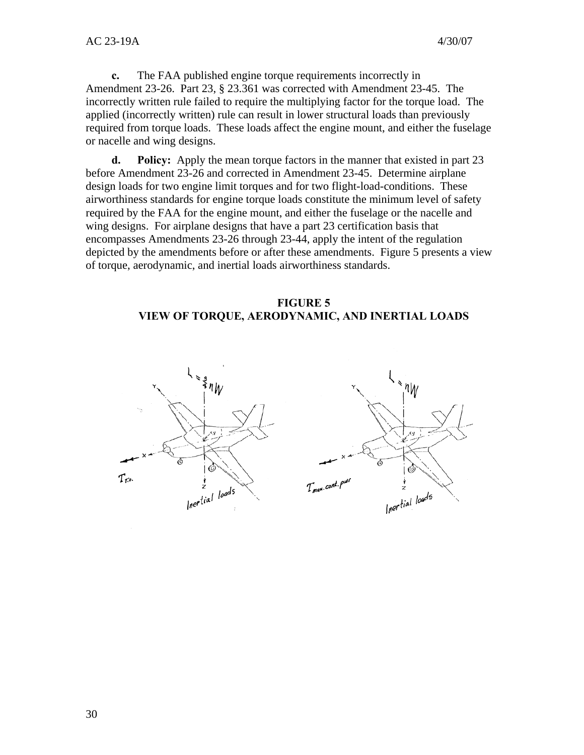**c.** The FAA published engine torque requirements incorrectly in Amendment 23-26. Part 23, § 23.361 was corrected with Amendment 23-45. The incorrectly written rule failed to require the multiplying factor for the torque load. The applied (incorrectly written) rule can result in lower structural loads than previously required from torque loads. These loads affect the engine mount, and either the fuselage or nacelle and wing designs.

**d.** **Policy:** Apply the mean torque factors in the manner that existed in part 23 before Amendment 23-26 and corrected in Amendment 23-45. Determine airplane design loads for two engine limit torques and for two flight-load-conditions. These airworthiness standards for engine torque loads constitute the minimum level of safety required by the FAA for the engine mount, and either the fuselage or the nacelle and wing designs. For airplane designs that have a part 23 certification basis that encompasses Amendments 23-26 through 23-44, apply the intent of the regulation depicted by the amendments before or after these amendments. Figure 5 presents a view of torque, aerodynamic, and inertial loads airworthiness standards.

**FIGURE 5**
**VIEW OF TORQUE, AERODYNAMIC, AND INERTIAL LOADS**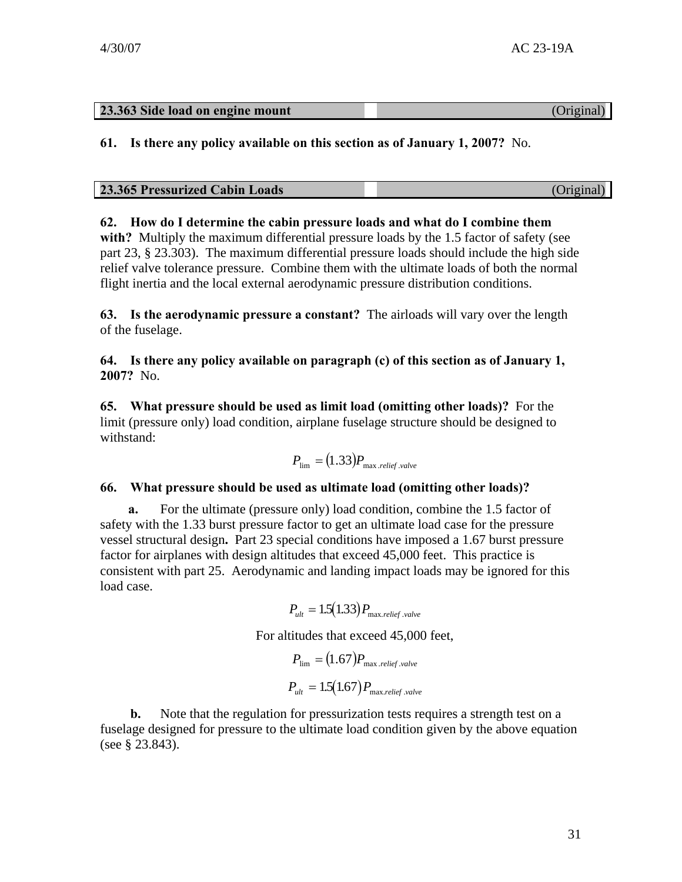## 23.363 Side load on engine mount (Original)

**61. Is there any policy available on this section as of January 1, 2007?** No.

## 23.365 Pressurized Cabin Loads (Original)

**62. How do I determine the cabin pressure loads and what do I combine them with?** Multiply the maximum differential pressure loads by the 1.5 factor of safety (see part 23, § 23.303). The maximum differential pressure loads should include the high side relief valve tolerance pressure. Combine them with the ultimate loads of both the normal flight inertia and the local external aerodynamic pressure distribution conditions.

**63. Is the aerodynamic pressure a constant?** The airloads will vary over the length of the fuselage.

**64. Is there any policy available on paragraph (c) of this section as of January 1, 2007?** No.

**65. What pressure should be used as limit load (omitting other loads)?** For the limit (pressure only) load condition, airplane fuselage structure should be designed to withstand:

$$P_{\lim} = (1.33)P_{\max.relief.valve}$$

**66. What pressure should be used as ultimate load (omitting other loads)?**

**a.** For the ultimate (pressure only) load condition, combine the 1.5 factor of safety with the 1.33 burst pressure factor to get an ultimate load case for the pressure vessel structural design**.** Part 23 special conditions have imposed a 1.67 burst pressure factor for airplanes with design altitudes that exceed 45,000 feet. This practice is consistent with part 25. Aerodynamic and landing impact loads may be ignored for this load case.

$$P_{ult} = 1.5(1.33)P_{\max.relief.valve}$$

For altitudes that exceed 45,000 feet,

$$P_{\lim} = (1.67)P_{\max.relief.valve}$$

$$P_{ult} = 1.5(1.67)P_{\max.relief.valve}$$

**b.** Note that the regulation for pressurization tests requires a strength test on a fuselage designed for pressure to the ultimate load condition given by the above equation (see § 23.843).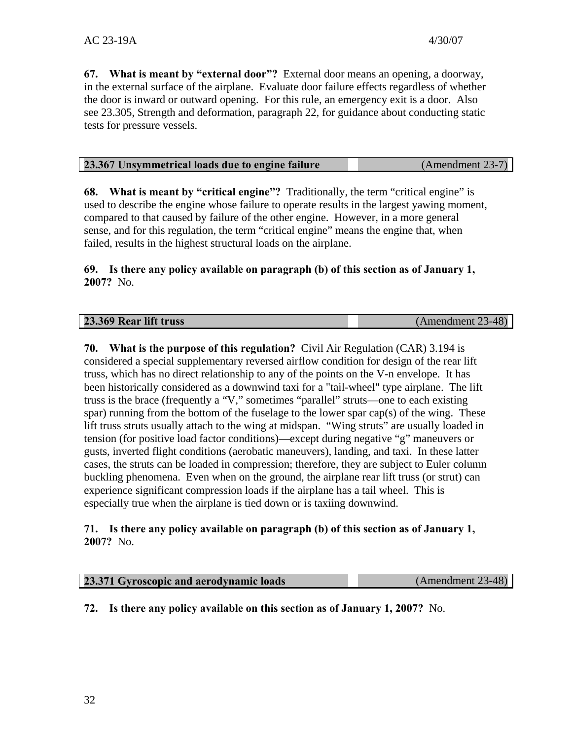**67. What is meant by "external door"?** External door means an opening, a doorway, in the external surface of the airplane. Evaluate door failure effects regardless of whether the door is inward or outward opening. For this rule, an emergency exit is a door. Also see 23.305, Strength and deformation, paragraph 22, for guidance about conducting static tests for pressure vessels.

| 23.367 Unsymmetrical loads due to engine failure | (Amendment 23-7) |
|---|---|

**68. What is meant by "critical engine"?** Traditionally, the term "critical engine" is used to describe the engine whose failure to operate results in the largest yawing moment, compared to that caused by failure of the other engine. However, in a more general sense, and for this regulation, the term "critical engine" means the engine that, when failed, results in the highest structural loads on the airplane.

**69. Is there any policy available on paragraph (b) of this section as of January 1, 2007?** No.

| 23.369 Rear lift truss | (Amendment 23-48) |
|---|---|

**70. What is the purpose of this regulation?** Civil Air Regulation (CAR) 3.194 is considered a special supplementary reversed airflow condition for design of the rear lift truss, which has no direct relationship to any of the points on the V-n envelope. It has been historically considered as a downwind taxi for a "tail-wheel" type airplane. The lift truss is the brace (frequently a "V," sometimes "parallel" struts—one to each existing spar) running from the bottom of the fuselage to the lower spar cap(s) of the wing. These lift truss struts usually attach to the wing at midspan. "Wing struts" are usually loaded in tension (for positive load factor conditions)—except during negative "g" maneuvers or gusts, inverted flight conditions (aerobatic maneuvers), landing, and taxi. In these latter cases, the struts can be loaded in compression; therefore, they are subject to Euler column buckling phenomena. Even when on the ground, the airplane rear lift truss (or strut) can experience significant compression loads if the airplane has a tail wheel. This is especially true when the airplane is tied down or is taxiing downwind.

**71. Is there any policy available on paragraph (b) of this section as of January 1, 2007?** No.

| 23.371 Gyroscopic and aerodynamic loads | (Amendment 23-48) |
|---|---|

**72. Is there any policy available on this section as of January 1, 2007?** No.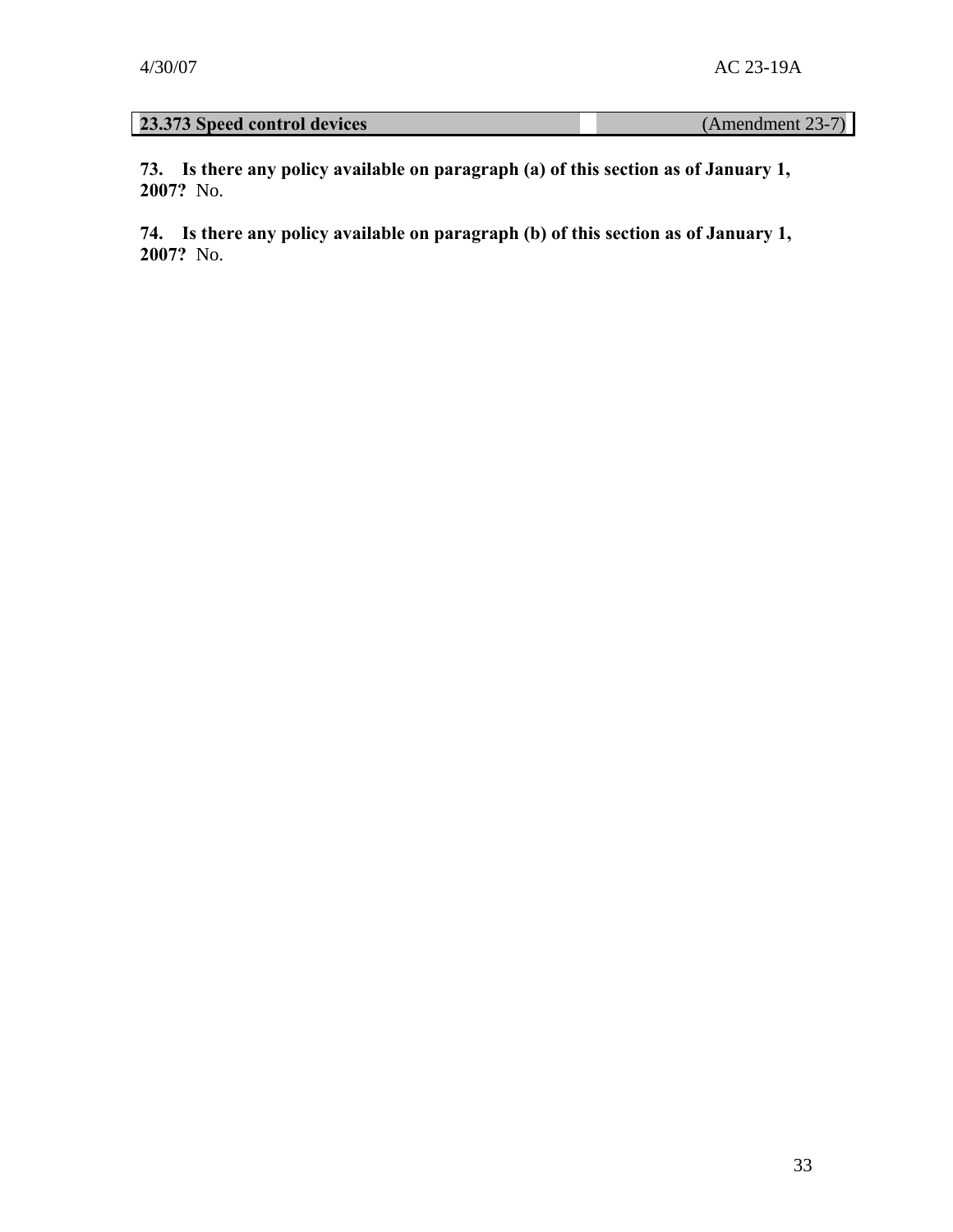| 23.373 Speed control devices | (Amendment 23-7) |
| --- | --- |

**73. Is there any policy available on paragraph (a) of this section as of January 1, 2007?** No.

**74. Is there any policy available on paragraph (b) of this section as of January 1, 2007?** No.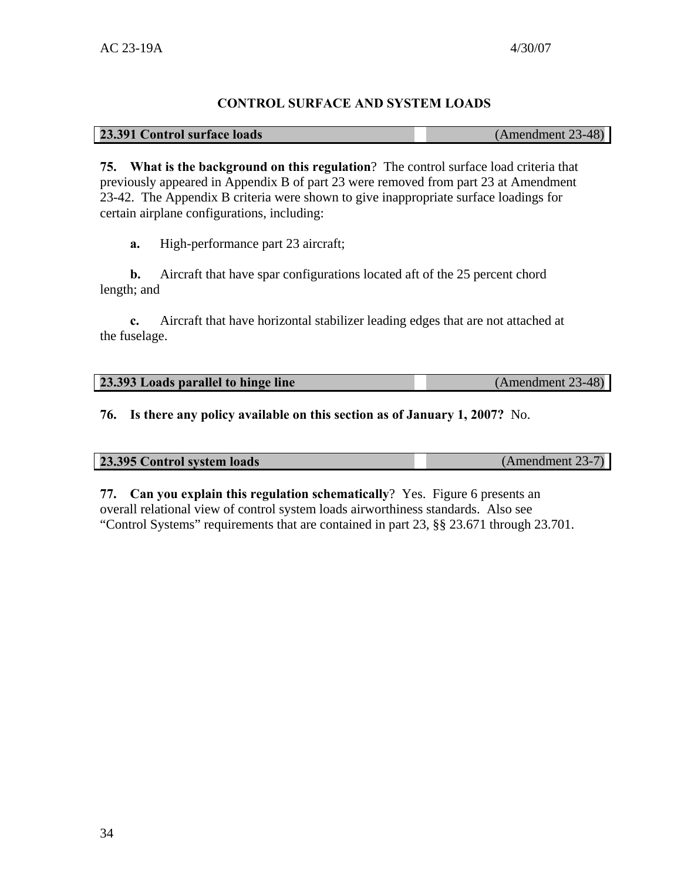## CONTROL SURFACE AND SYSTEM LOADS

| **23.391 Control surface loads** | (Amendment 23-48) |
|---|---|

**75. What is the background on this regulation**? The control surface load criteria that previously appeared in Appendix B of part 23 were removed from part 23 at Amendment 23-42. The Appendix B criteria were shown to give inappropriate surface loadings for certain airplane configurations, including:

**a.** High-performance part 23 aircraft;

**b.** Aircraft that have spar configurations located aft of the 25 percent chord length; and

**c.** Aircraft that have horizontal stabilizer leading edges that are not attached at the fuselage.

| **23.393 Loads parallel to hinge line** | (Amendment 23-48) |
|---|---|

**76. Is there any policy available on this section as of January 1, 2007?** No.

| **23.395 Control system loads** | (Amendment 23-7) |
|---|---|

**77. Can you explain this regulation schematically**? Yes. Figure 6 presents an overall relational view of control system loads airworthiness standards. Also see "Control Systems" requirements that are contained in part 23, §§ 23.671 through 23.701.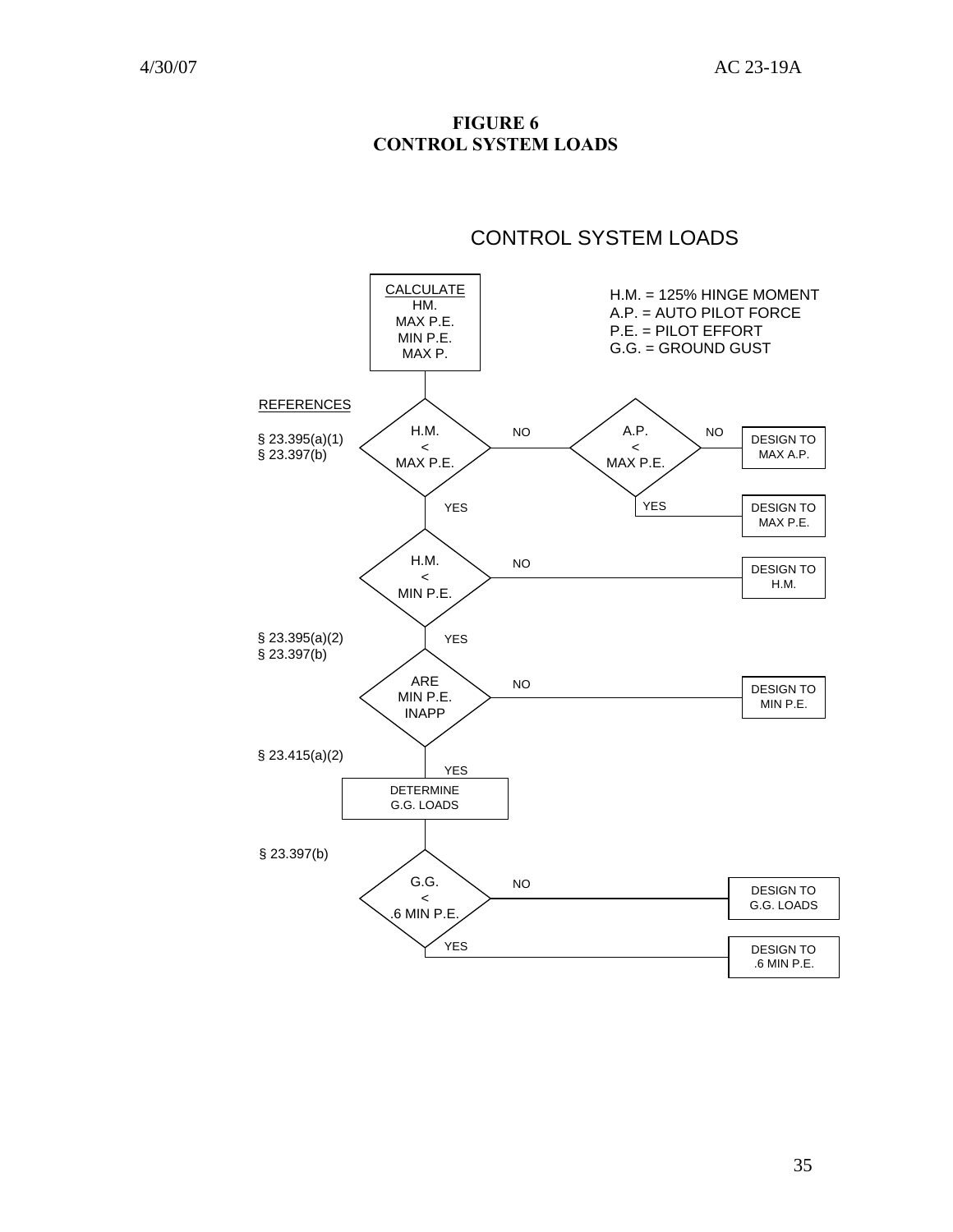**FIGURE 6**
**CONTROL SYSTEM LOADS**

CONTROL SYSTEM LOADS

H.M. = 125% HINGE MOMENT
A.P. = AUTO PILOT FORCE
P.E. = PILOT EFFORT
G.G. = GROUND GUST

CALCULATE
HM.
MAX P.E.
MIN P.E.
MAX P.

REFERENCES

§ 23.395(a)(1)
§ 23.397(b)

H.M. < MAX P.E.
- NO → A.P. < MAX P.E.
  - NO → DESIGN TO MAX A.P.
  - YES → DESIGN TO MAX P.E.
- YES → H.M. < MIN P.E.
  - NO → DESIGN TO H.M.
  - YES → ARE MIN P.E. INAPP

§ 23.395(a)(2)
§ 23.397(b)

ARE MIN P.E. INAPP
- NO → DESIGN TO MIN P.E.
- YES → DETERMINE G.G. LOADS

§ 23.415(a)(2)

DETERMINE G.G. LOADS

§ 23.397(b)

G.G. < .6 MIN P.E.
- NO → DESIGN TO G.G. LOADS
- YES → DESIGN TO .6 MIN P.E.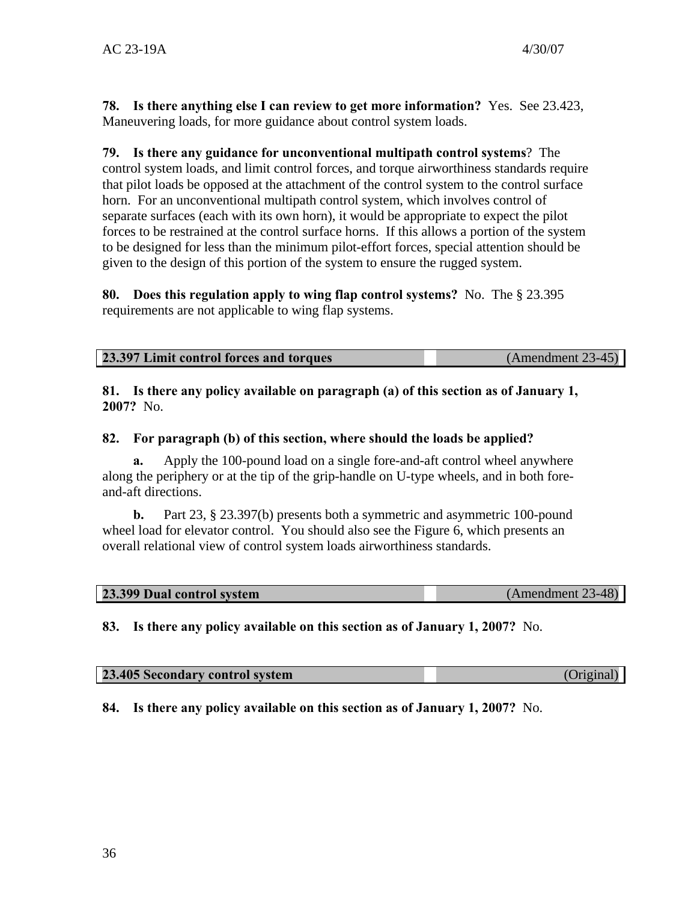**78. Is there anything else I can review to get more information?** Yes. See 23.423, Maneuvering loads, for more guidance about control system loads.

**79. Is there any guidance for unconventional multipath control systems**? The control system loads, and limit control forces, and torque airworthiness standards require that pilot loads be opposed at the attachment of the control system to the control surface horn. For an unconventional multipath control system, which involves control of separate surfaces (each with its own horn), it would be appropriate to expect the pilot forces to be restrained at the control surface horns. If this allows a portion of the system to be designed for less than the minimum pilot-effort forces, special attention should be given to the design of this portion of the system to ensure the rugged system.

**80. Does this regulation apply to wing flap control systems?** No. The § 23.395 requirements are not applicable to wing flap systems.

| **23.397 Limit control forces and torques** | (Amendment 23-45) |
|---|---|

**81. Is there any policy available on paragraph (a) of this section as of January 1, 2007?** No.

**82. For paragraph (b) of this section, where should the loads be applied?**

**a.** Apply the 100-pound load on a single fore-and-aft control wheel anywhere along the periphery or at the tip of the grip-handle on U-type wheels, and in both fore-and-aft directions.

**b.** Part 23, § 23.397(b) presents both a symmetric and asymmetric 100-pound wheel load for elevator control. You should also see the Figure 6, which presents an overall relational view of control system loads airworthiness standards.

| **23.399 Dual control system** | (Amendment 23-48) |
|---|---|

**83. Is there any policy available on this section as of January 1, 2007?** No.

| **23.405 Secondary control system** | (Original) |
|---|---|

**84. Is there any policy available on this section as of January 1, 2007?** No.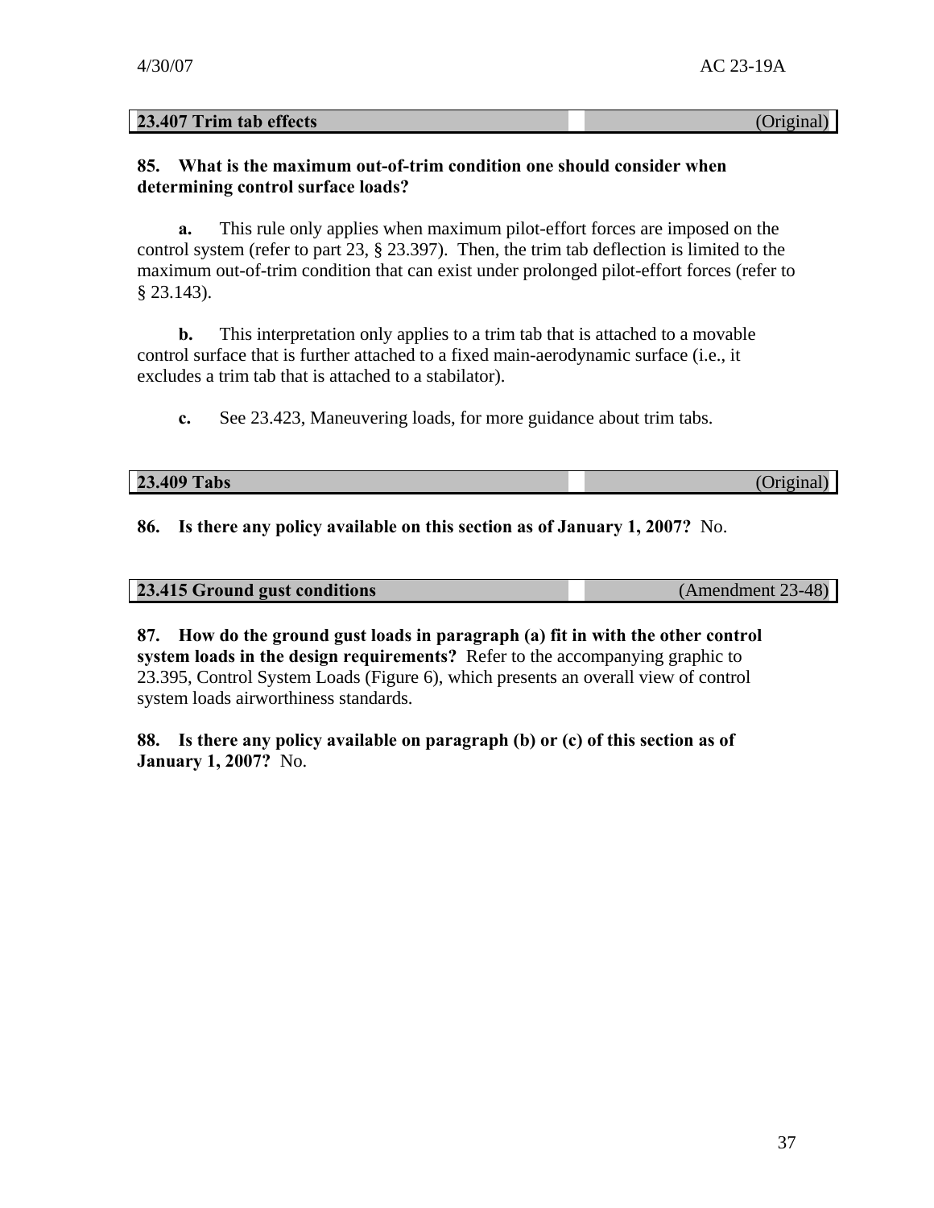**23.407 Trim tab effects** (Original)

**85. What is the maximum out-of-trim condition one should consider when determining control surface loads?**

**a.** This rule only applies when maximum pilot-effort forces are imposed on the control system (refer to part 23, § 23.397). Then, the trim tab deflection is limited to the maximum out-of-trim condition that can exist under prolonged pilot-effort forces (refer to § 23.143).

**b.** This interpretation only applies to a trim tab that is attached to a movable control surface that is further attached to a fixed main-aerodynamic surface (i.e., it excludes a trim tab that is attached to a stabilator).

**c.** See 23.423, Maneuvering loads, for more guidance about trim tabs.

**23.409 Tabs** (Original)

**86. Is there any policy available on this section as of January 1, 2007?** No.

**23.415 Ground gust conditions** (Amendment 23-48)

**87. How do the ground gust loads in paragraph (a) fit in with the other control system loads in the design requirements?** Refer to the accompanying graphic to 23.395, Control System Loads (Figure 6), which presents an overall view of control system loads airworthiness standards.

**88. Is there any policy available on paragraph (b) or (c) of this section as of January 1, 2007?** No.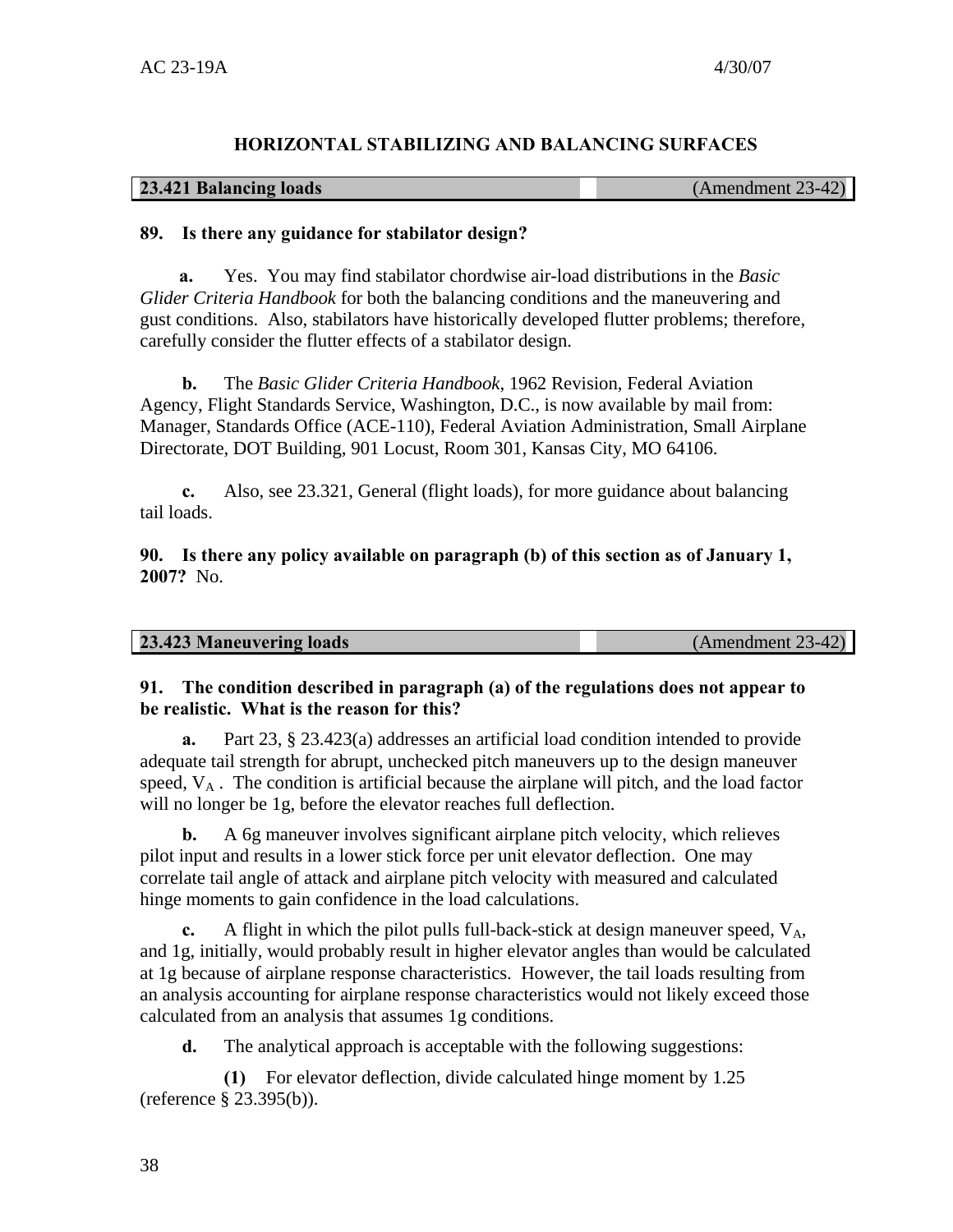## HORIZONTAL STABILIZING AND BALANCING SURFACES

| **23.421 Balancing loads** | (Amendment 23-42) |
|---|---|

**89. Is there any guidance for stabilator design?**

**a.** Yes. You may find stabilator chordwise air-load distributions in the *Basic Glider Criteria Handbook* for both the balancing conditions and the maneuvering and gust conditions. Also, stabilators have historically developed flutter problems; therefore, carefully consider the flutter effects of a stabilator design.

**b.** The *Basic Glider Criteria Handbook*, 1962 Revision, Federal Aviation Agency, Flight Standards Service, Washington, D.C., is now available by mail from: Manager, Standards Office (ACE-110), Federal Aviation Administration, Small Airplane Directorate, DOT Building, 901 Locust, Room 301, Kansas City, MO 64106.

**c.** Also, see 23.321, General (flight loads), for more guidance about balancing tail loads.

**90. Is there any policy available on paragraph (b) of this section as of January 1, 2007?** No.

| **23.423 Maneuvering loads** | (Amendment 23-42) |
|---|---|

**91. The condition described in paragraph (a) of the regulations does not appear to be realistic. What is the reason for this?**

**a.** Part 23, § 23.423(a) addresses an artificial load condition intended to provide adequate tail strength for abrupt, unchecked pitch maneuvers up to the design maneuver speed, $V_A$ . The condition is artificial because the airplane will pitch, and the load factor will no longer be 1g, before the elevator reaches full deflection.

**b.** A 6g maneuver involves significant airplane pitch velocity, which relieves pilot input and results in a lower stick force per unit elevator deflection. One may correlate tail angle of attack and airplane pitch velocity with measured and calculated hinge moments to gain confidence in the load calculations.

**c.** A flight in which the pilot pulls full-back-stick at design maneuver speed, $V_A$, and 1g, initially, would probably result in higher elevator angles than would be calculated at 1g because of airplane response characteristics. However, the tail loads resulting from an analysis accounting for airplane response characteristics would not likely exceed those calculated from an analysis that assumes 1g conditions.

**d.** The analytical approach is acceptable with the following suggestions:

**(1)** For elevator deflection, divide calculated hinge moment by 1.25 (reference § 23.395(b)).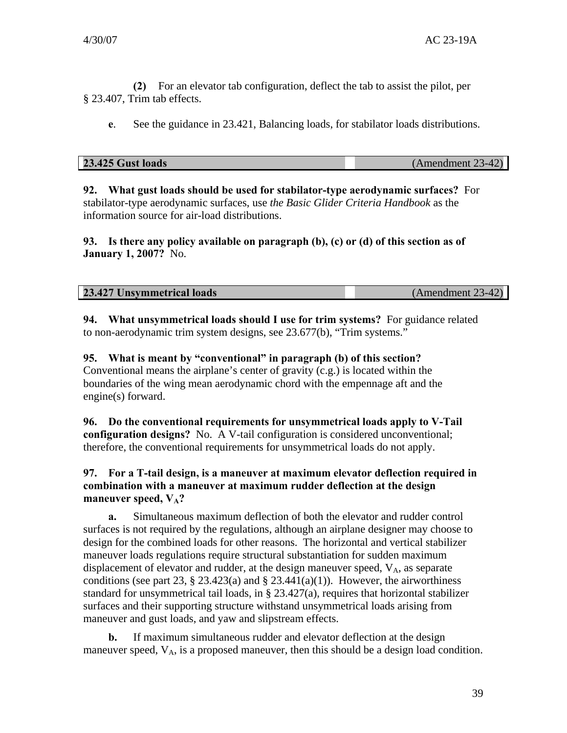**(2)** For an elevator tab configuration, deflect the tab to assist the pilot, per § 23.407, Trim tab effects.

**e**. See the guidance in 23.421, Balancing loads, for stabilator loads distributions.

| **23.425 Gust loads** | (Amendment 23-42) |
|---|---|

**92. What gust loads should be used for stabilator-type aerodynamic surfaces?** For stabilator-type aerodynamic surfaces, use *the Basic Glider Criteria Handbook* as the information source for air-load distributions.

**93. Is there any policy available on paragraph (b), (c) or (d) of this section as of January 1, 2007?** No.

| **23.427 Unsymmetrical loads** | (Amendment 23-42) |
|---|---|

**94. What unsymmetrical loads should I use for trim systems?** For guidance related to non-aerodynamic trim system designs, see 23.677(b), "Trim systems."

**95. What is meant by "conventional" in paragraph (b) of this section?** Conventional means the airplane's center of gravity (c.g.) is located within the boundaries of the wing mean aerodynamic chord with the empennage aft and the engine(s) forward.

**96. Do the conventional requirements for unsymmetrical loads apply to V-Tail configuration designs?** No. A V-tail configuration is considered unconventional; therefore, the conventional requirements for unsymmetrical loads do not apply.

**97. For a T-tail design, is a maneuver at maximum elevator deflection required in combination with a maneuver at maximum rudder deflection at the design maneuver speed, $V_A$?**

**a.** Simultaneous maximum deflection of both the elevator and rudder control surfaces is not required by the regulations, although an airplane designer may choose to design for the combined loads for other reasons. The horizontal and vertical stabilizer maneuver loads regulations require structural substantiation for sudden maximum displacement of elevator and rudder, at the design maneuver speed, $V_A$, as separate conditions (see part 23, § 23.423(a) and § 23.441(a)(1)). However, the airworthiness standard for unsymmetrical tail loads, in § 23.427(a), requires that horizontal stabilizer surfaces and their supporting structure withstand unsymmetrical loads arising from maneuver and gust loads, and yaw and slipstream effects.

**b.** If maximum simultaneous rudder and elevator deflection at the design maneuver speed, $V_A$, is a proposed maneuver, then this should be a design load condition.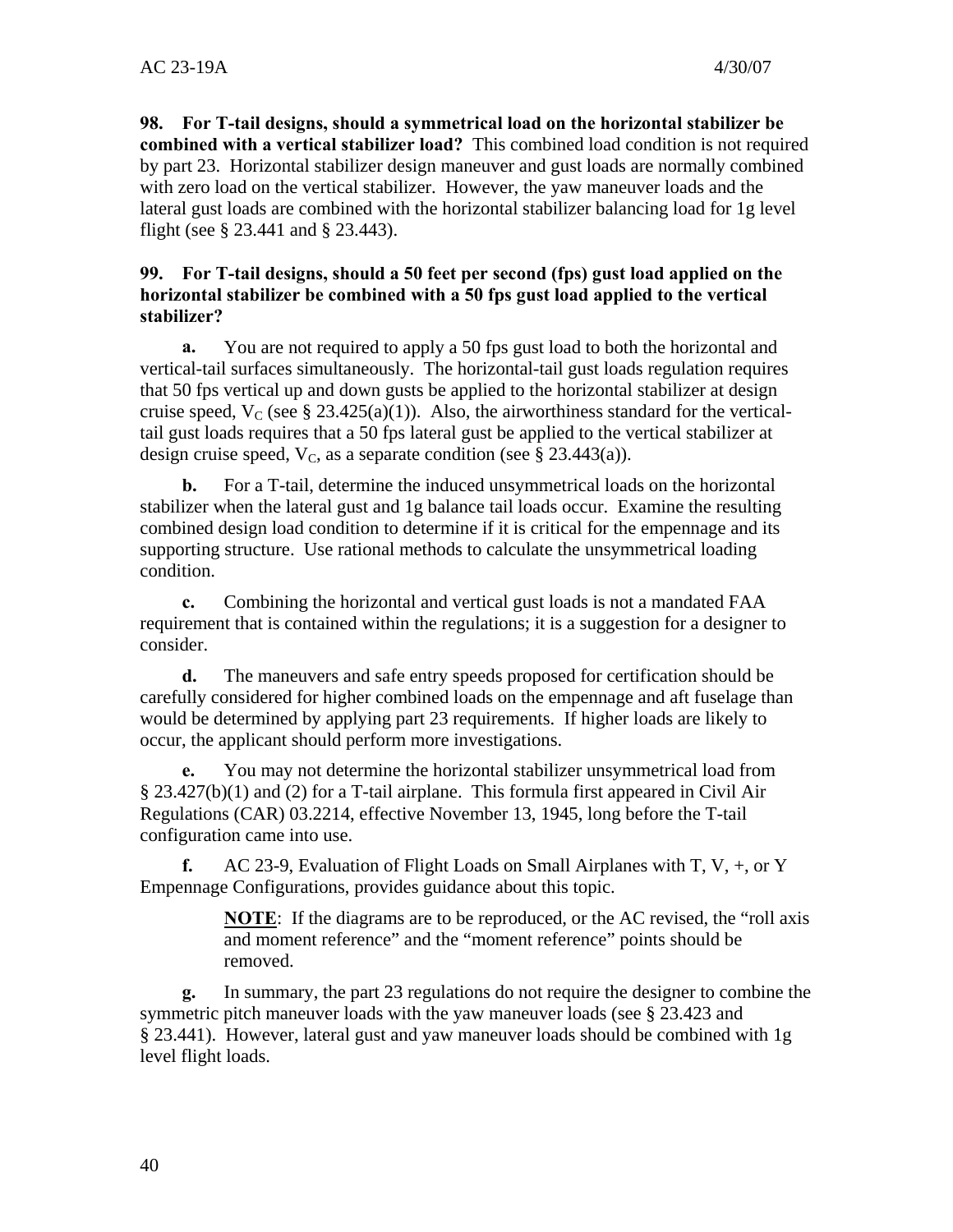**98. For T-tail designs, should a symmetrical load on the horizontal stabilizer be combined with a vertical stabilizer load?** This combined load condition is not required by part 23. Horizontal stabilizer design maneuver and gust loads are normally combined with zero load on the vertical stabilizer. However, the yaw maneuver loads and the lateral gust loads are combined with the horizontal stabilizer balancing load for 1g level flight (see § 23.441 and § 23.443).

**99. For T-tail designs, should a 50 feet per second (fps) gust load applied on the horizontal stabilizer be combined with a 50 fps gust load applied to the vertical stabilizer?**

**a.** You are not required to apply a 50 fps gust load to both the horizontal and vertical-tail surfaces simultaneously. The horizontal-tail gust loads regulation requires that 50 fps vertical up and down gusts be applied to the horizontal stabilizer at design cruise speed, $V_C$ (see § 23.425(a)(1)). Also, the airworthiness standard for the vertical-tail gust loads requires that a 50 fps lateral gust be applied to the vertical stabilizer at design cruise speed, $V_C$, as a separate condition (see § 23.443(a)).

**b.** For a T-tail, determine the induced unsymmetrical loads on the horizontal stabilizer when the lateral gust and 1g balance tail loads occur. Examine the resulting combined design load condition to determine if it is critical for the empennage and its supporting structure. Use rational methods to calculate the unsymmetrical loading condition.

**c.** Combining the horizontal and vertical gust loads is not a mandated FAA requirement that is contained within the regulations; it is a suggestion for a designer to consider.

**d.** The maneuvers and safe entry speeds proposed for certification should be carefully considered for higher combined loads on the empennage and aft fuselage than would be determined by applying part 23 requirements. If higher loads are likely to occur, the applicant should perform more investigations.

**e.** You may not determine the horizontal stabilizer unsymmetrical load from § 23.427(b)(1) and (2) for a T-tail airplane. This formula first appeared in Civil Air Regulations (CAR) 03.2214, effective November 13, 1945, long before the T-tail configuration came into use.

**f.** AC 23-9, Evaluation of Flight Loads on Small Airplanes with T, V, +, or Y Empennage Configurations, provides guidance about this topic.

> **NOTE**: If the diagrams are to be reproduced, or the AC revised, the "roll axis and moment reference" and the "moment reference" points should be removed.

**g.** In summary, the part 23 regulations do not require the designer to combine the symmetric pitch maneuver loads with the yaw maneuver loads (see § 23.423 and § 23.441). However, lateral gust and yaw maneuver loads should be combined with 1g level flight loads.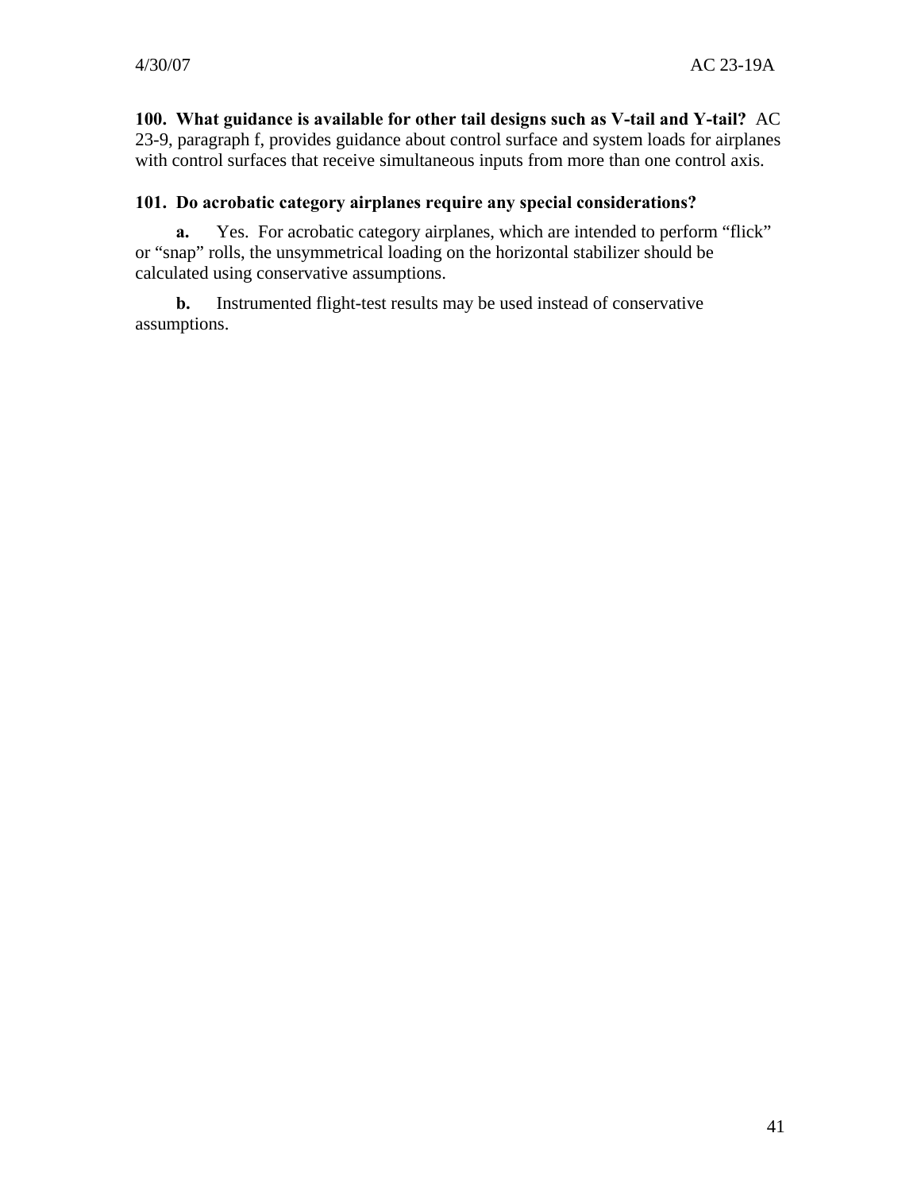**100. What guidance is available for other tail designs such as V-tail and Y-tail?** AC 23-9, paragraph f, provides guidance about control surface and system loads for airplanes with control surfaces that receive simultaneous inputs from more than one control axis.

**101. Do acrobatic category airplanes require any special considerations?**

**a.** Yes. For acrobatic category airplanes, which are intended to perform "flick" or "snap" rolls, the unsymmetrical loading on the horizontal stabilizer should be calculated using conservative assumptions.

**b.** Instrumented flight-test results may be used instead of conservative assumptions.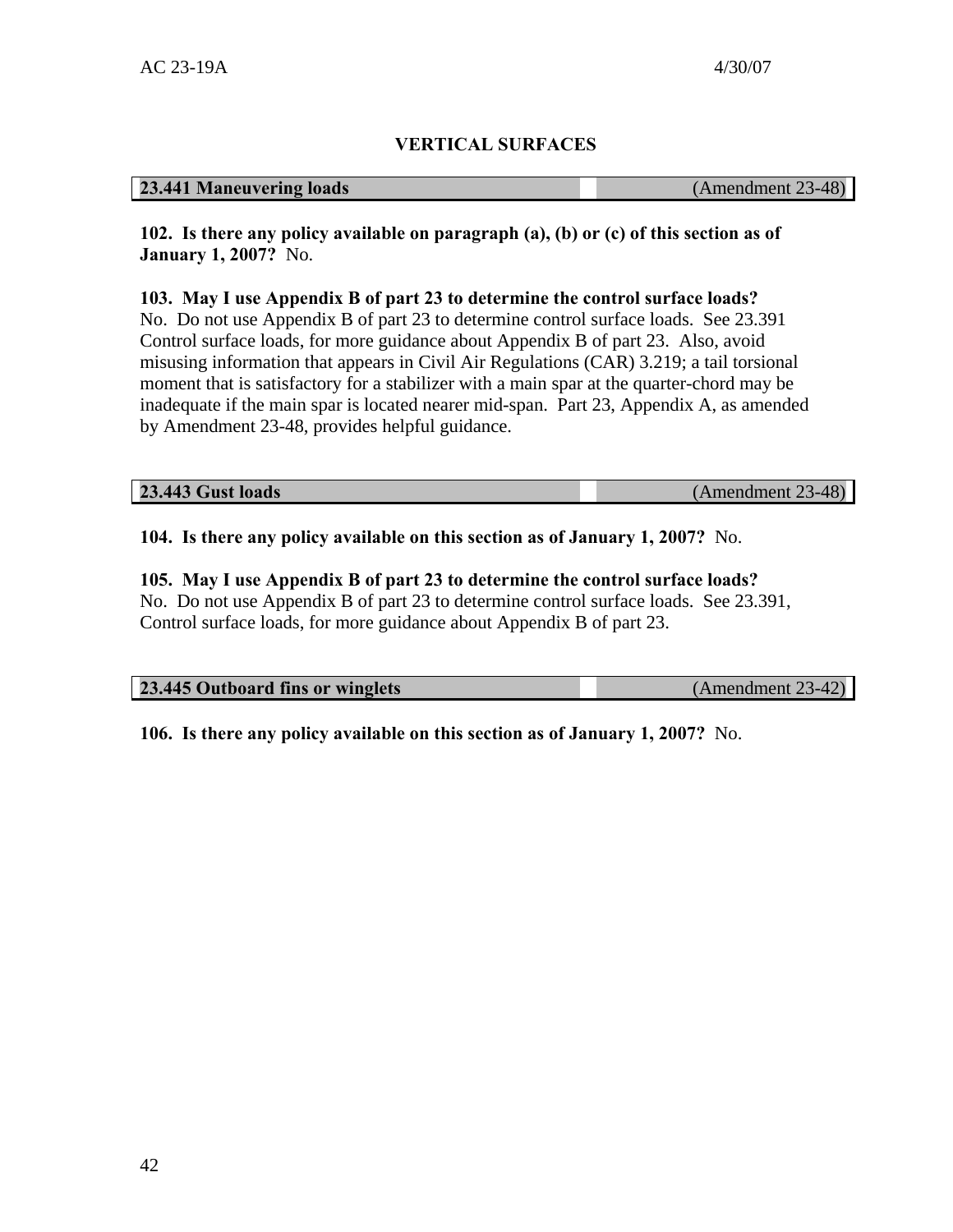## VERTICAL SURFACES

| **23.441 Maneuvering loads** | (Amendment 23-48) |
|---|---|

**102. Is there any policy available on paragraph (a), (b) or (c) of this section as of January 1, 2007?** No.

**103. May I use Appendix B of part 23 to determine the control surface loads?**
No. Do not use Appendix B of part 23 to determine control surface loads. See 23.391 Control surface loads, for more guidance about Appendix B of part 23. Also, avoid misusing information that appears in Civil Air Regulations (CAR) 3.219; a tail torsional moment that is satisfactory for a stabilizer with a main spar at the quarter-chord may be inadequate if the main spar is located nearer mid-span. Part 23, Appendix A, as amended by Amendment 23-48, provides helpful guidance.

| **23.443 Gust loads** | (Amendment 23-48) |
|---|---|

**104. Is there any policy available on this section as of January 1, 2007?** No.

**105. May I use Appendix B of part 23 to determine the control surface loads?**
No. Do not use Appendix B of part 23 to determine control surface loads. See 23.391, Control surface loads, for more guidance about Appendix B of part 23.

| **23.445 Outboard fins or winglets** | (Amendment 23-42) |
|---|---|

**106. Is there any policy available on this section as of January 1, 2007?** No.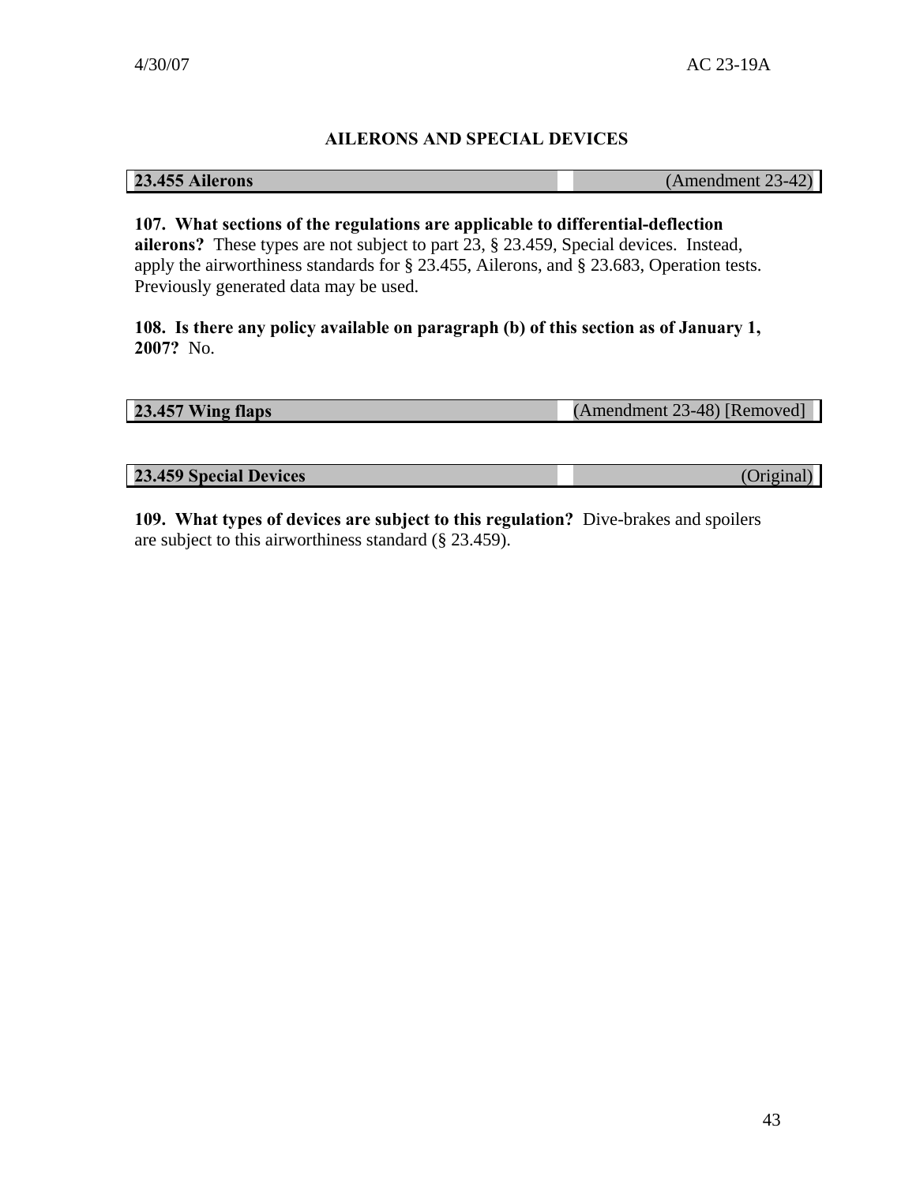## AILERONS AND SPECIAL DEVICES

| **23.455 Ailerons** | (Amendment 23-42) |
|---|---|

**107. What sections of the regulations are applicable to differential-deflection ailerons?** These types are not subject to part 23, § 23.459, Special devices. Instead, apply the airworthiness standards for § 23.455, Ailerons, and § 23.683, Operation tests. Previously generated data may be used.

**108. Is there any policy available on paragraph (b) of this section as of January 1, 2007?** No.

| **23.457 Wing flaps** | (Amendment 23-48) [Removed] |
|---|---|

| **23.459 Special Devices** | (Original) |
|---|---|

**109. What types of devices are subject to this regulation?** Dive-brakes and spoilers are subject to this airworthiness standard (§ 23.459).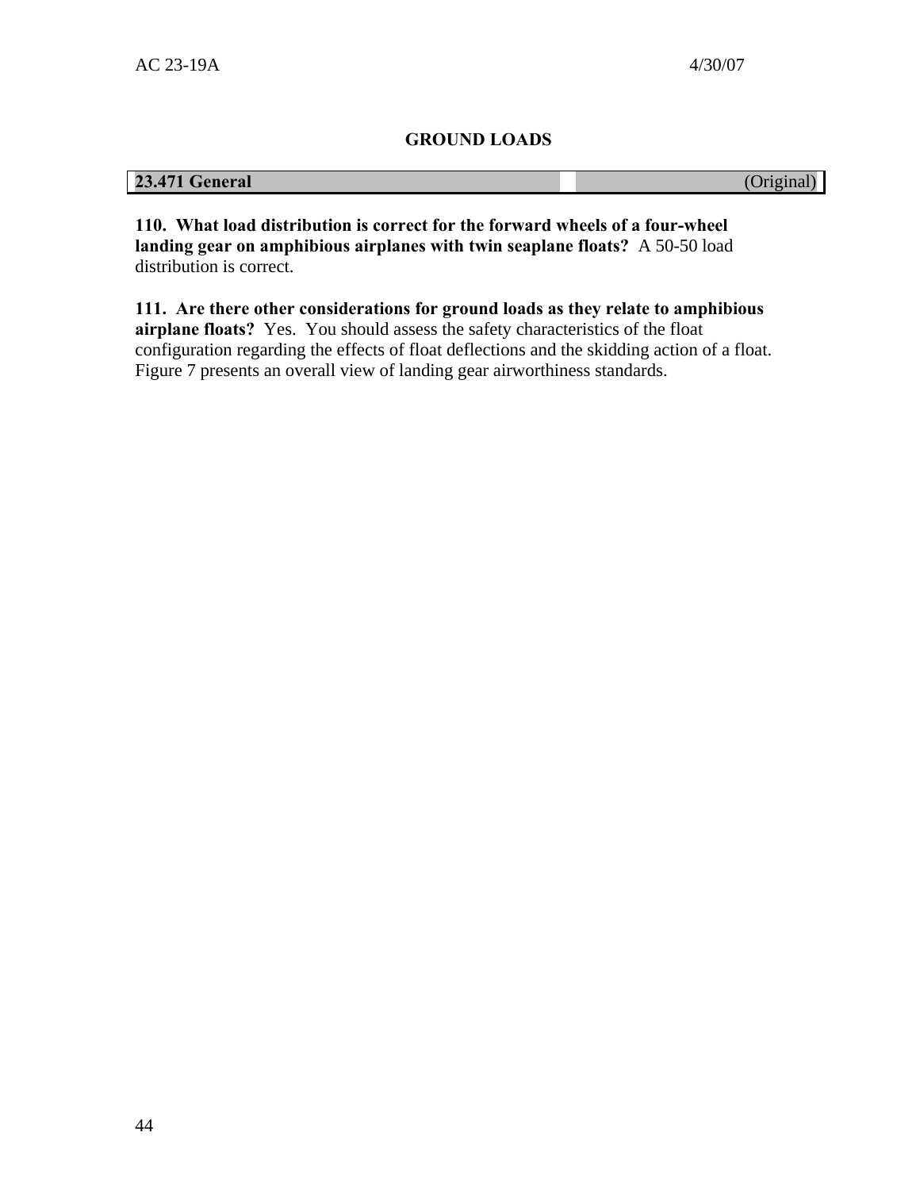## GROUND LOADS

| **23.471 General** | (Original) |
| --- | --- |

**110. What load distribution is correct for the forward wheels of a four-wheel landing gear on amphibious airplanes with twin seaplane floats?** A 50-50 load distribution is correct.

**111. Are there other considerations for ground loads as they relate to amphibious airplane floats?** Yes. You should assess the safety characteristics of the float configuration regarding the effects of float deflections and the skidding action of a float. Figure 7 presents an overall view of landing gear airworthiness standards.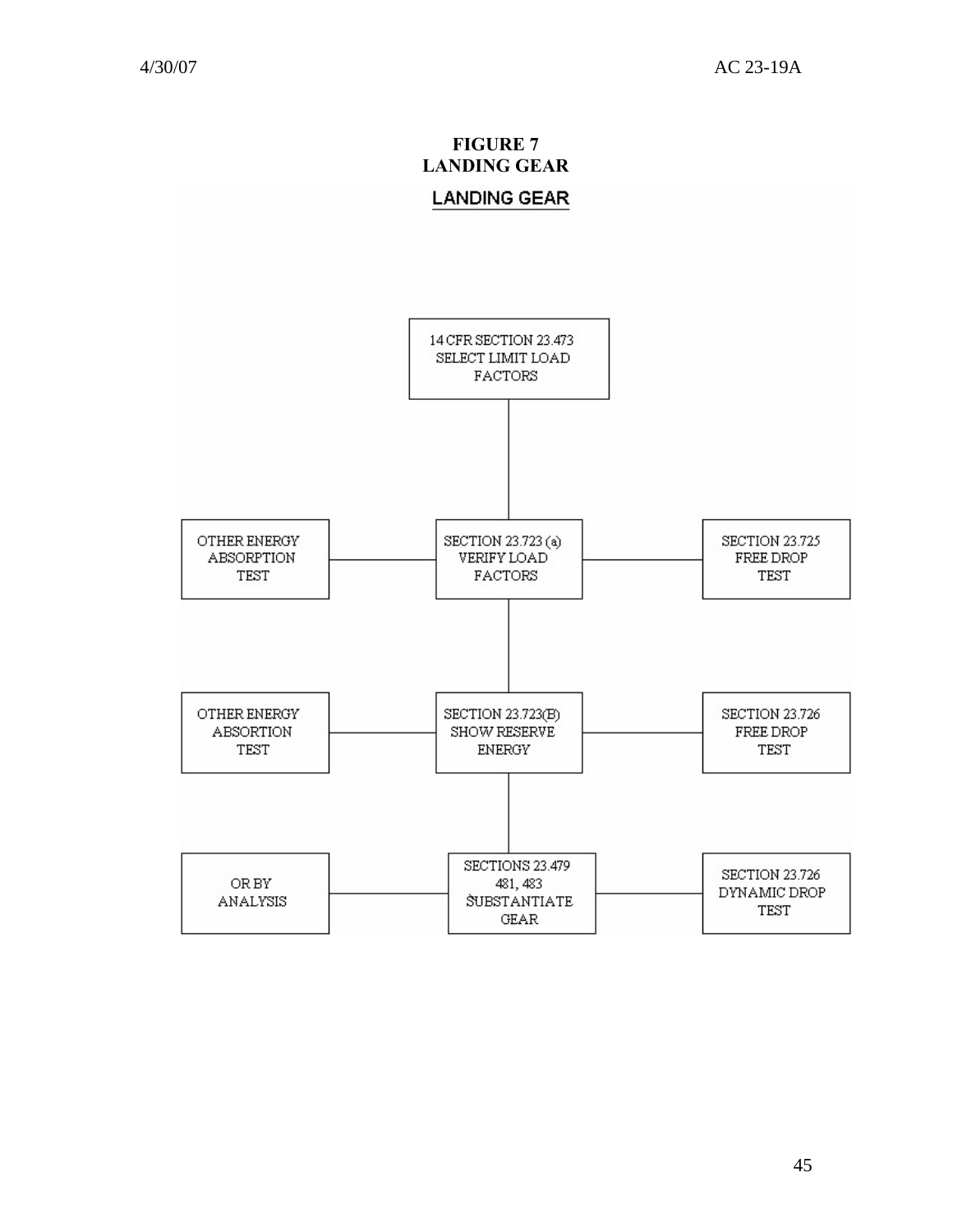# FIGURE 7
# LANDING GEAR

**LANDING GEAR**

14 CFR SECTION 23.473
SELECT LIMIT LOAD FACTORS

OTHER ENERGY ABSORPTION TEST

SECTION 23.723 (a)
VERIFY LOAD FACTORS

SECTION 23.725
FREE DROP TEST

OTHER ENERGY ABSORTION TEST

SECTION 23.723(B)
SHOW RESERVE ENERGY

SECTION 23.726
FREE DROP TEST

OR BY ANALYSIS

SECTIONS 23.479 481, 483
SUBSTANTIATE GEAR

SECTION 23.726
DYNAMIC DROP TEST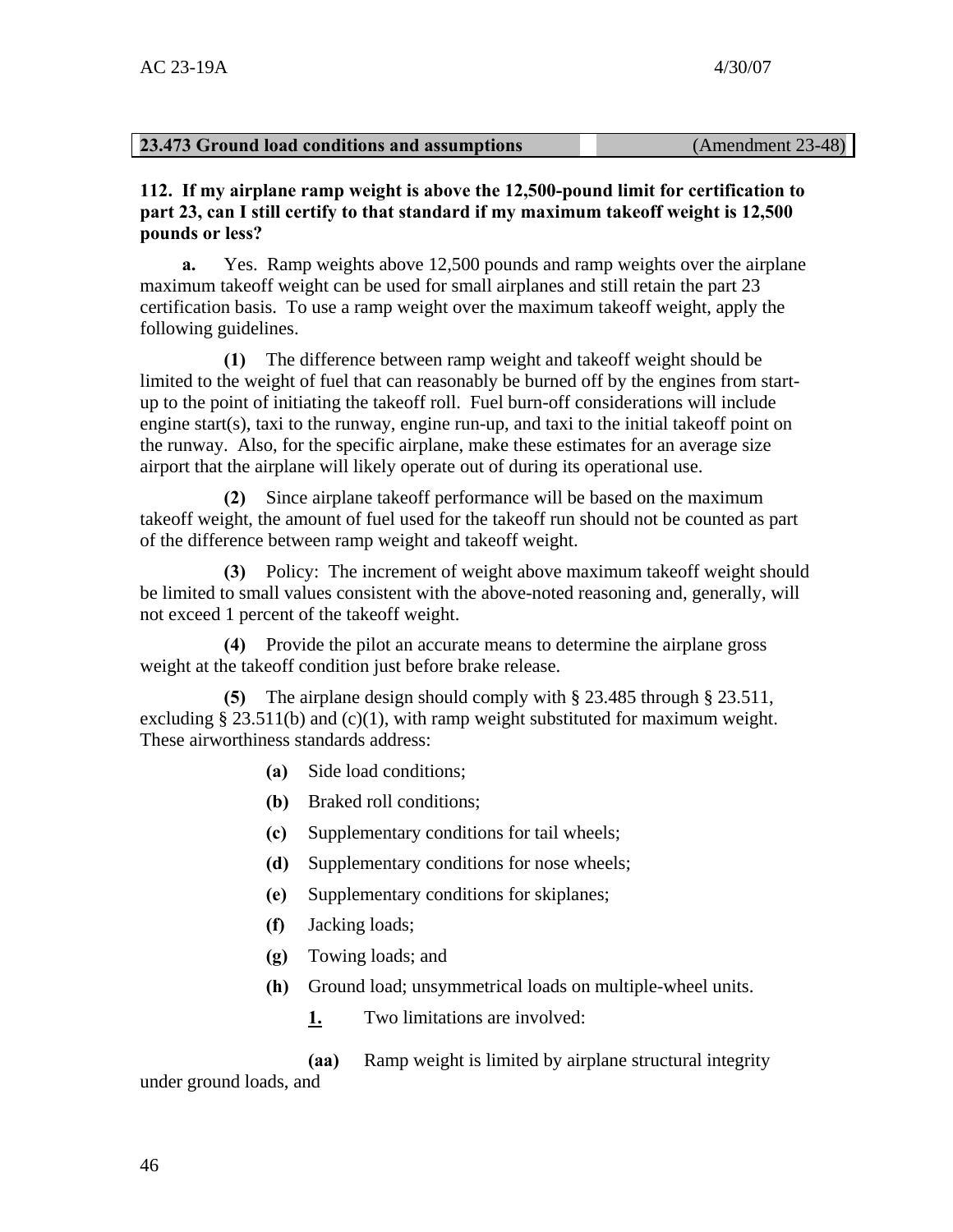| 23.473 Ground load conditions and assumptions | (Amendment 23-48) |
|---|---|

**112. If my airplane ramp weight is above the 12,500-pound limit for certification to part 23, can I still certify to that standard if my maximum takeoff weight is 12,500 pounds or less?**

**a.** Yes. Ramp weights above 12,500 pounds and ramp weights over the airplane maximum takeoff weight can be used for small airplanes and still retain the part 23 certification basis. To use a ramp weight over the maximum takeoff weight, apply the following guidelines.

**(1)** The difference between ramp weight and takeoff weight should be limited to the weight of fuel that can reasonably be burned off by the engines from start-up to the point of initiating the takeoff roll. Fuel burn-off considerations will include engine start(s), taxi to the runway, engine run-up, and taxi to the initial takeoff point on the runway. Also, for the specific airplane, make these estimates for an average size airport that the airplane will likely operate out of during its operational use.

**(2)** Since airplane takeoff performance will be based on the maximum takeoff weight, the amount of fuel used for the takeoff run should not be counted as part of the difference between ramp weight and takeoff weight.

**(3)** Policy: The increment of weight above maximum takeoff weight should be limited to small values consistent with the above-noted reasoning and, generally, will not exceed 1 percent of the takeoff weight.

**(4)** Provide the pilot an accurate means to determine the airplane gross weight at the takeoff condition just before brake release.

**(5)** The airplane design should comply with § 23.485 through § 23.511, excluding § 23.511(b) and (c)(1), with ramp weight substituted for maximum weight. These airworthiness standards address:

**(a)** Side load conditions;

**(b)** Braked roll conditions;

**(c)** Supplementary conditions for tail wheels;

**(d)** Supplementary conditions for nose wheels;

**(e)** Supplementary conditions for skiplanes;

**(f)** Jacking loads;

**(g)** Towing loads; and

**(h)** Ground load; unsymmetrical loads on multiple-wheel units.

**1.** Two limitations are involved:

**(aa)** Ramp weight is limited by airplane structural integrity under ground loads, and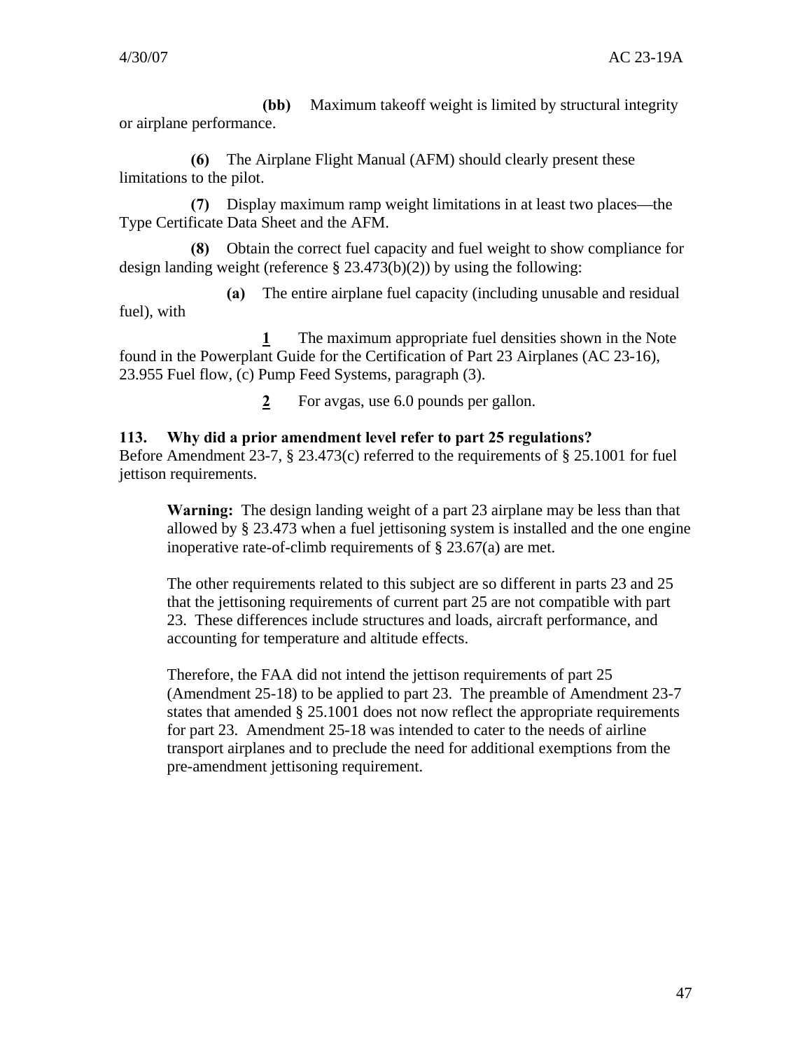**(bb)** Maximum takeoff weight is limited by structural integrity or airplane performance.

**(6)** The Airplane Flight Manual (AFM) should clearly present these limitations to the pilot.

**(7)** Display maximum ramp weight limitations in at least two places—the Type Certificate Data Sheet and the AFM.

**(8)** Obtain the correct fuel capacity and fuel weight to show compliance for design landing weight (reference § 23.473(b)(2)) by using the following:

**(a)** The entire airplane fuel capacity (including unusable and residual fuel), with

**1** The maximum appropriate fuel densities shown in the Note found in the Powerplant Guide for the Certification of Part 23 Airplanes (AC 23-16), 23.955 Fuel flow, (c) Pump Feed Systems, paragraph (3).

**2** For avgas, use 6.0 pounds per gallon.

### 113. Why did a prior amendment level refer to part 25 regulations?

Before Amendment 23-7, § 23.473(c) referred to the requirements of § 25.1001 for fuel jettison requirements.

> **Warning:** The design landing weight of a part 23 airplane may be less than that allowed by § 23.473 when a fuel jettisoning system is installed and the one engine inoperative rate-of-climb requirements of § 23.67(a) are met.
>
> The other requirements related to this subject are so different in parts 23 and 25 that the jettisoning requirements of current part 25 are not compatible with part 23. These differences include structures and loads, aircraft performance, and accounting for temperature and altitude effects.
>
> Therefore, the FAA did not intend the jettison requirements of part 25 (Amendment 25-18) to be applied to part 23. The preamble of Amendment 23-7 states that amended § 25.1001 does not now reflect the appropriate requirements for part 23. Amendment 25-18 was intended to cater to the needs of airline transport airplanes and to preclude the need for additional exemptions from the pre-amendment jettisoning requirement.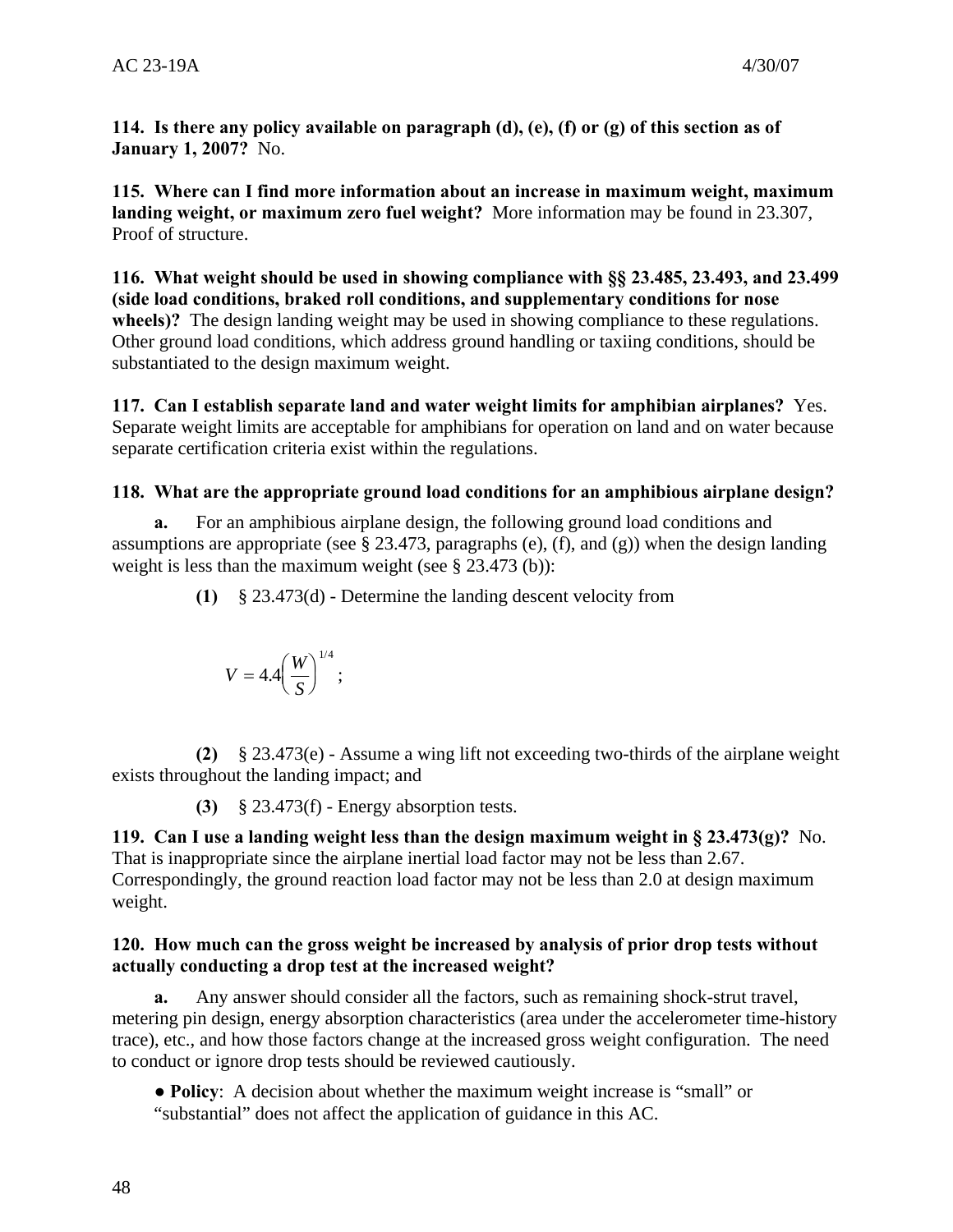**114. Is there any policy available on paragraph (d), (e), (f) or (g) of this section as of January 1, 2007?** No.

**115. Where can I find more information about an increase in maximum weight, maximum landing weight, or maximum zero fuel weight?** More information may be found in 23.307, Proof of structure.

**116. What weight should be used in showing compliance with §§ 23.485, 23.493, and 23.499 (side load conditions, braked roll conditions, and supplementary conditions for nose wheels)?** The design landing weight may be used in showing compliance to these regulations. Other ground load conditions, which address ground handling or taxiing conditions, should be substantiated to the design maximum weight.

**117. Can I establish separate land and water weight limits for amphibian airplanes?** Yes. Separate weight limits are acceptable for amphibians for operation on land and on water because separate certification criteria exist within the regulations.

**118. What are the appropriate ground load conditions for an amphibious airplane design?**

**a.** For an amphibious airplane design, the following ground load conditions and assumptions are appropriate (see § 23.473, paragraphs (e), (f), and (g)) when the design landing weight is less than the maximum weight (see § 23.473 (b)):

**(1)** § 23.473(d) - Determine the landing descent velocity from

$$V = 4.4\left(\frac{W}{S}\right)^{1/4};$$

**(2)** § 23.473(e) - Assume a wing lift not exceeding two-thirds of the airplane weight exists throughout the landing impact; and

**(3)** § 23.473(f) - Energy absorption tests.

**119. Can I use a landing weight less than the design maximum weight in § 23.473(g)?** No. That is inappropriate since the airplane inertial load factor may not be less than 2.67. Correspondingly, the ground reaction load factor may not be less than 2.0 at design maximum weight.

**120. How much can the gross weight be increased by analysis of prior drop tests without actually conducting a drop test at the increased weight?**

**a.** Any answer should consider all the factors, such as remaining shock-strut travel, metering pin design, energy absorption characteristics (area under the accelerometer time-history trace), etc., and how those factors change at the increased gross weight configuration. The need to conduct or ignore drop tests should be reviewed cautiously.

- **Policy**: A decision about whether the maximum weight increase is "small" or "substantial" does not affect the application of guidance in this AC.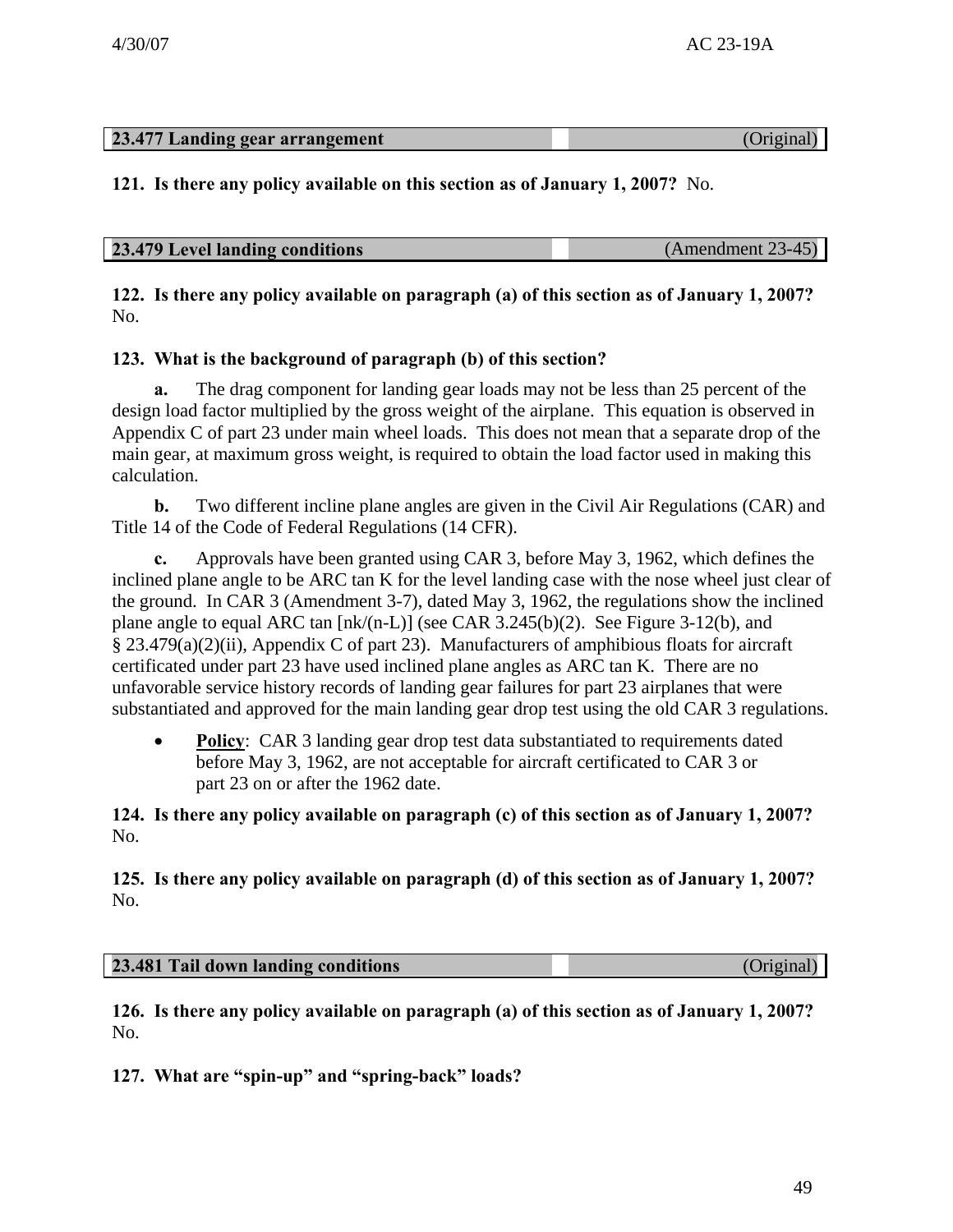| **23.477 Landing gear arrangement** | (Original) |
|---|---|

**121. Is there any policy available on this section as of January 1, 2007?** No.

| **23.479 Level landing conditions** | (Amendment 23-45) |
|---|---|

**122. Is there any policy available on paragraph (a) of this section as of January 1, 2007?** No.

**123. What is the background of paragraph (b) of this section?**

**a.** The drag component for landing gear loads may not be less than 25 percent of the design load factor multiplied by the gross weight of the airplane. This equation is observed in Appendix C of part 23 under main wheel loads. This does not mean that a separate drop of the main gear, at maximum gross weight, is required to obtain the load factor used in making this calculation.

**b.** Two different incline plane angles are given in the Civil Air Regulations (CAR) and Title 14 of the Code of Federal Regulations (14 CFR).

**c.** Approvals have been granted using CAR 3, before May 3, 1962, which defines the inclined plane angle to be ARC tan K for the level landing case with the nose wheel just clear of the ground. In CAR 3 (Amendment 3-7), dated May 3, 1962, the regulations show the inclined plane angle to equal ARC tan [nk/(n-L)] (see CAR 3.245(b)(2). See Figure 3-12(b), and § 23.479(a)(2)(ii), Appendix C of part 23). Manufacturers of amphibious floats for aircraft certificated under part 23 have used inclined plane angles as ARC tan K. There are no unfavorable service history records of landing gear failures for part 23 airplanes that were substantiated and approved for the main landing gear drop test using the old CAR 3 regulations.

- **Policy**: CAR 3 landing gear drop test data substantiated to requirements dated before May 3, 1962, are not acceptable for aircraft certificated to CAR 3 or part 23 on or after the 1962 date.

**124. Is there any policy available on paragraph (c) of this section as of January 1, 2007?** No.

**125. Is there any policy available on paragraph (d) of this section as of January 1, 2007?** No.

| **23.481 Tail down landing conditions** | (Original) |
|---|---|

**126. Is there any policy available on paragraph (a) of this section as of January 1, 2007?** No.

**127. What are "spin-up" and "spring-back" loads?**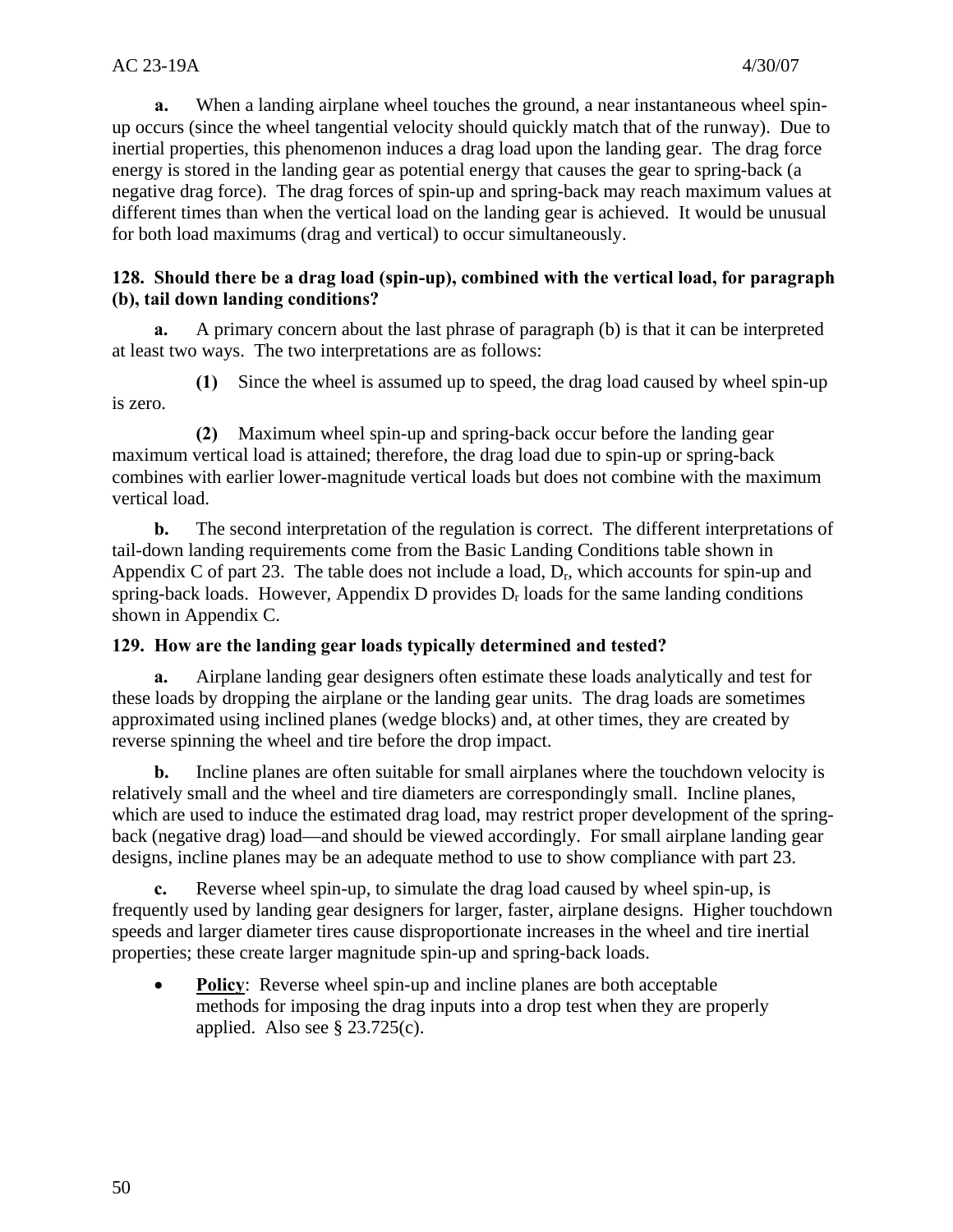**a.** When a landing airplane wheel touches the ground, a near instantaneous wheel spin-up occurs (since the wheel tangential velocity should quickly match that of the runway). Due to inertial properties, this phenomenon induces a drag load upon the landing gear. The drag force energy is stored in the landing gear as potential energy that causes the gear to spring-back (a negative drag force). The drag forces of spin-up and spring-back may reach maximum values at different times than when the vertical load on the landing gear is achieved. It would be unusual for both load maximums (drag and vertical) to occur simultaneously.

### 128. Should there be a drag load (spin-up), combined with the vertical load, for paragraph (b), tail down landing conditions?

**a.** A primary concern about the last phrase of paragraph (b) is that it can be interpreted at least two ways. The two interpretations are as follows:

**(1)** Since the wheel is assumed up to speed, the drag load caused by wheel spin-up is zero.

**(2)** Maximum wheel spin-up and spring-back occur before the landing gear maximum vertical load is attained; therefore, the drag load due to spin-up or spring-back combines with earlier lower-magnitude vertical loads but does not combine with the maximum vertical load.

**b.** The second interpretation of the regulation is correct. The different interpretations of tail-down landing requirements come from the Basic Landing Conditions table shown in Appendix C of part 23. The table does not include a load, $D_r$, which accounts for spin-up and spring-back loads. However, Appendix D provides $D_r$ loads for the same landing conditions shown in Appendix C.

### 129. How are the landing gear loads typically determined and tested?

**a.** Airplane landing gear designers often estimate these loads analytically and test for these loads by dropping the airplane or the landing gear units. The drag loads are sometimes approximated using inclined planes (wedge blocks) and, at other times, they are created by reverse spinning the wheel and tire before the drop impact.

**b.** Incline planes are often suitable for small airplanes where the touchdown velocity is relatively small and the wheel and tire diameters are correspondingly small. Incline planes, which are used to induce the estimated drag load, may restrict proper development of the spring-back (negative drag) load—and should be viewed accordingly. For small airplane landing gear designs, incline planes may be an adequate method to use to show compliance with part 23.

**c.** Reverse wheel spin-up, to simulate the drag load caused by wheel spin-up, is frequently used by landing gear designers for larger, faster, airplane designs. Higher touchdown speeds and larger diameter tires cause disproportionate increases in the wheel and tire inertial properties; these create larger magnitude spin-up and spring-back loads.

- **Policy**: Reverse wheel spin-up and incline planes are both acceptable methods for imposing the drag inputs into a drop test when they are properly applied. Also see § 23.725(c).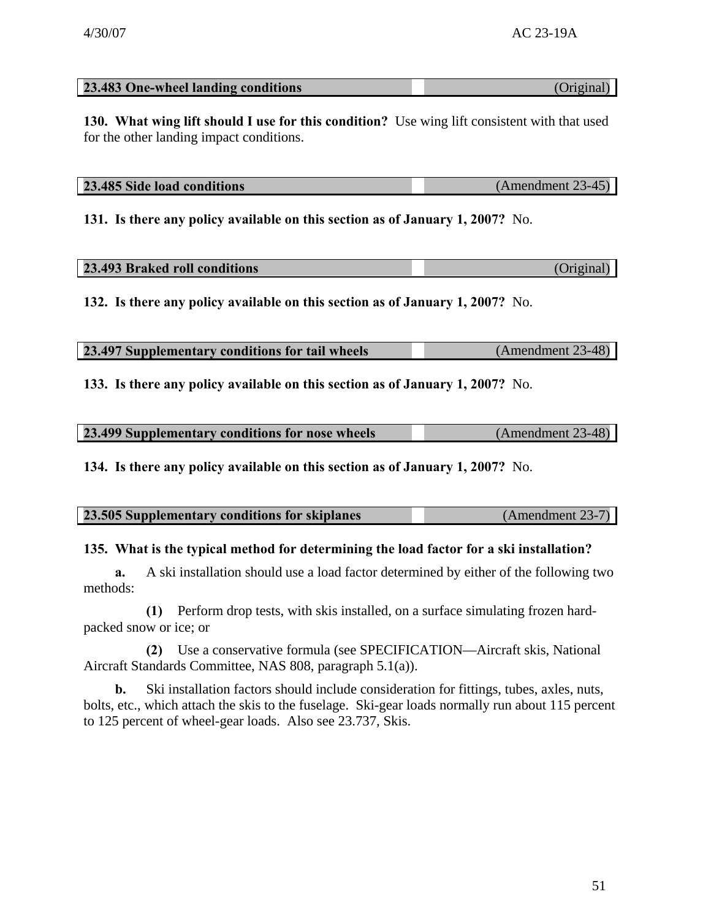| 23.483 One-wheel landing conditions | (Original) |
|---|---|

**130. What wing lift should I use for this condition?** Use wing lift consistent with that used for the other landing impact conditions.

| 23.485 Side load conditions | (Amendment 23-45) |
|---|---|

**131. Is there any policy available on this section as of January 1, 2007?** No.

| 23.493 Braked roll conditions | (Original) |
|---|---|

**132. Is there any policy available on this section as of January 1, 2007?** No.

| 23.497 Supplementary conditions for tail wheels | (Amendment 23-48) |
|---|---|

**133. Is there any policy available on this section as of January 1, 2007?** No.

| 23.499 Supplementary conditions for nose wheels | (Amendment 23-48) |
|---|---|

**134. Is there any policy available on this section as of January 1, 2007?** No.

| 23.505 Supplementary conditions for skiplanes | (Amendment 23-7) |
|---|---|

**135. What is the typical method for determining the load factor for a ski installation?**

**a.** A ski installation should use a load factor determined by either of the following two methods:

**(1)** Perform drop tests, with skis installed, on a surface simulating frozen hard-packed snow or ice; or

**(2)** Use a conservative formula (see SPECIFICATION—Aircraft skis, National Aircraft Standards Committee, NAS 808, paragraph 5.1(a)).

**b.** Ski installation factors should include consideration for fittings, tubes, axles, nuts, bolts, etc., which attach the skis to the fuselage. Ski-gear loads normally run about 115 percent to 125 percent of wheel-gear loads. Also see 23.737, Skis.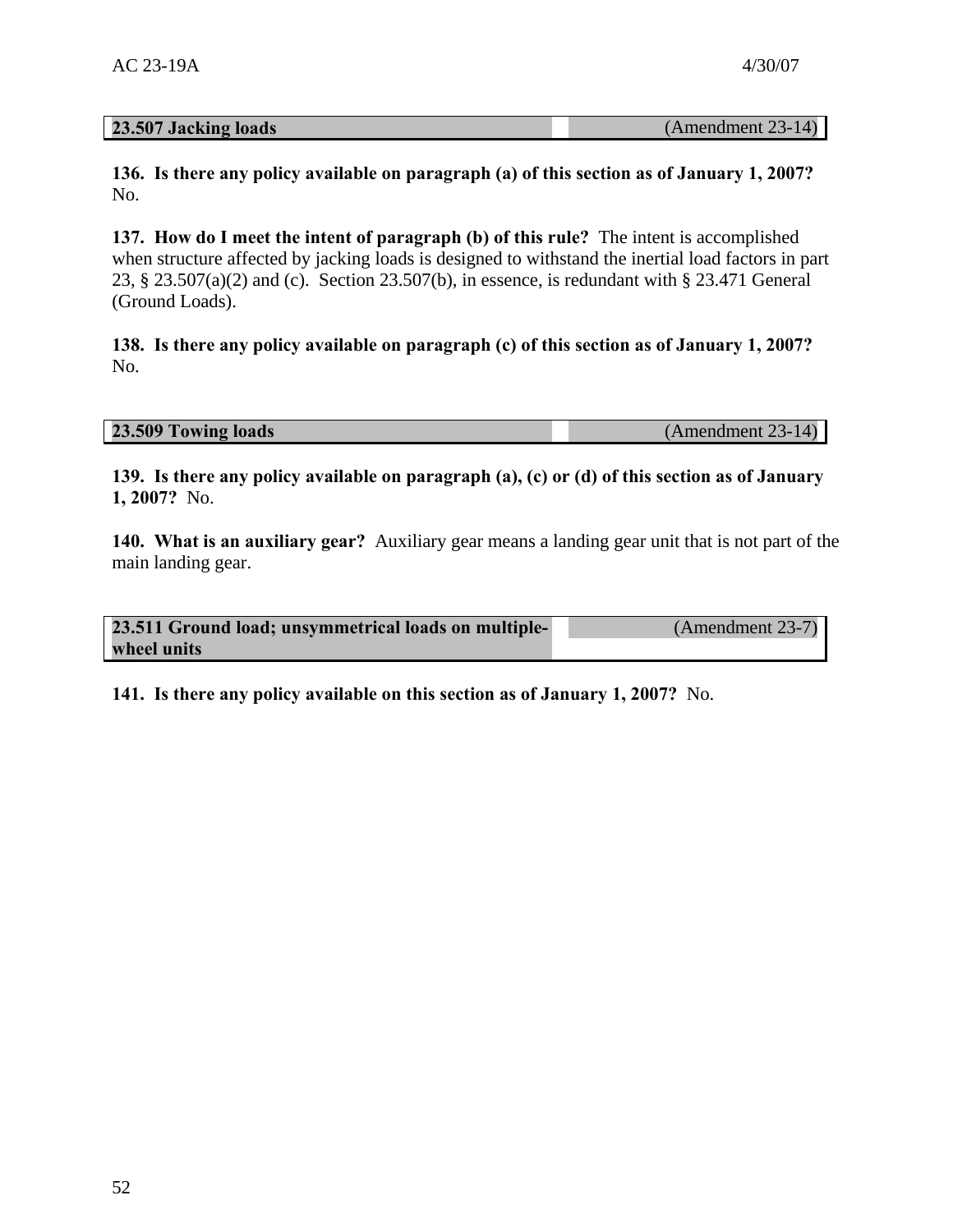| 23.507 Jacking loads | (Amendment 23-14) |
| --- | --- |

**136. Is there any policy available on paragraph (a) of this section as of January 1, 2007?** No.

**137. How do I meet the intent of paragraph (b) of this rule?** The intent is accomplished when structure affected by jacking loads is designed to withstand the inertial load factors in part 23, § 23.507(a)(2) and (c). Section 23.507(b), in essence, is redundant with § 23.471 General (Ground Loads).

**138. Is there any policy available on paragraph (c) of this section as of January 1, 2007?** No.

| 23.509 Towing loads | (Amendment 23-14) |
| --- | --- |

**139. Is there any policy available on paragraph (a), (c) or (d) of this section as of January 1, 2007?** No.

**140. What is an auxiliary gear?** Auxiliary gear means a landing gear unit that is not part of the main landing gear.

| 23.511 Ground load; unsymmetrical loads on multiple-wheel units | (Amendment 23-7) |
| --- | --- |

**141. Is there any policy available on this section as of January 1, 2007?** No.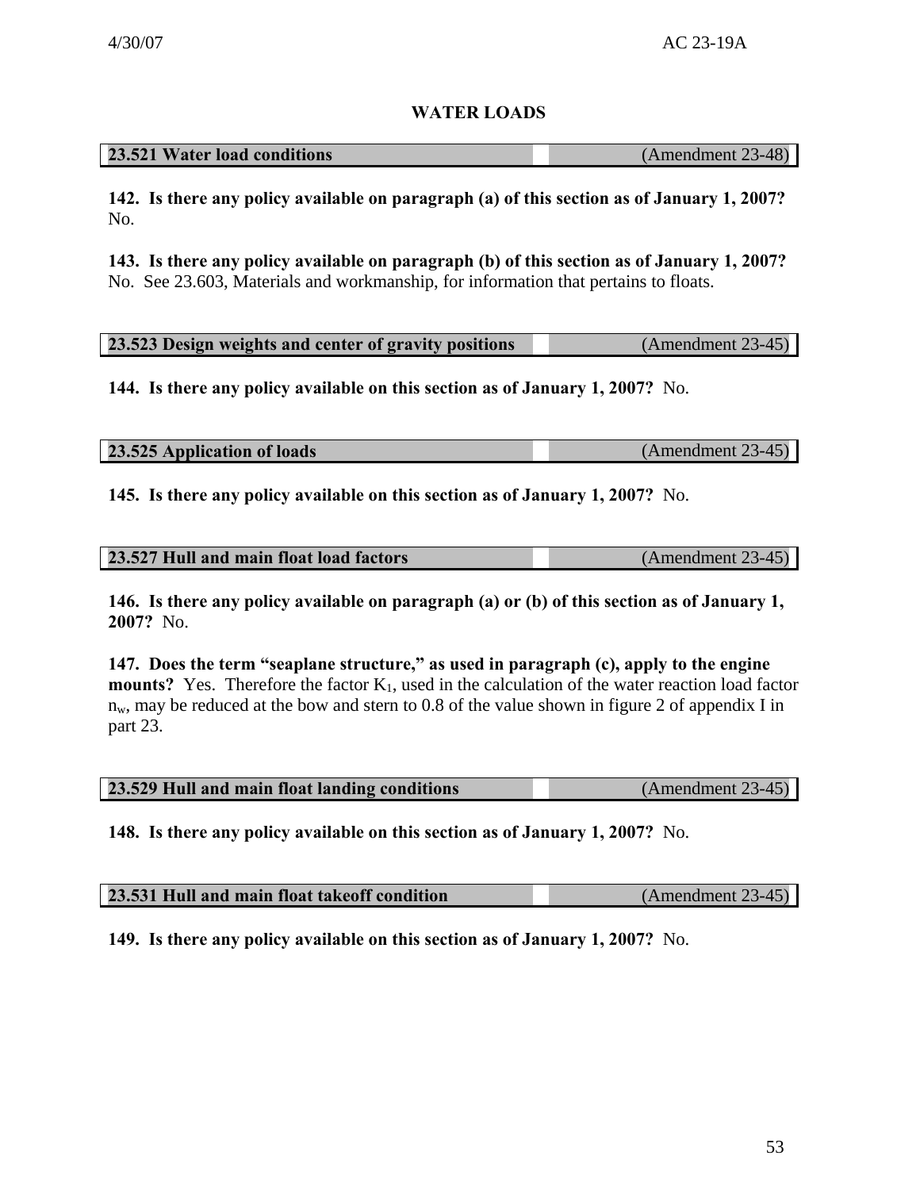## WATER LOADS

| 23.521 Water load conditions | (Amendment 23-48) |
|---|---|

**142. Is there any policy available on paragraph (a) of this section as of January 1, 2007?** No.

**143. Is there any policy available on paragraph (b) of this section as of January 1, 2007?** No. See 23.603, Materials and workmanship, for information that pertains to floats.

| 23.523 Design weights and center of gravity positions | (Amendment 23-45) |
|---|---|

**144. Is there any policy available on this section as of January 1, 2007?** No.

| 23.525 Application of loads | (Amendment 23-45) |
|---|---|

**145. Is there any policy available on this section as of January 1, 2007?** No.

| 23.527 Hull and main float load factors | (Amendment 23-45) |
|---|---|

**146. Is there any policy available on paragraph (a) or (b) of this section as of January 1, 2007?** No.

**147. Does the term "seaplane structure," as used in paragraph (c), apply to the engine mounts?** Yes. Therefore the factor $K_1$, used in the calculation of the water reaction load factor $n_w$, may be reduced at the bow and stern to 0.8 of the value shown in figure 2 of appendix I in part 23.

| 23.529 Hull and main float landing conditions | (Amendment 23-45) |
|---|---|

**148. Is there any policy available on this section as of January 1, 2007?** No.

| 23.531 Hull and main float takeoff condition | (Amendment 23-45) |
|---|---|

**149. Is there any policy available on this section as of January 1, 2007?** No.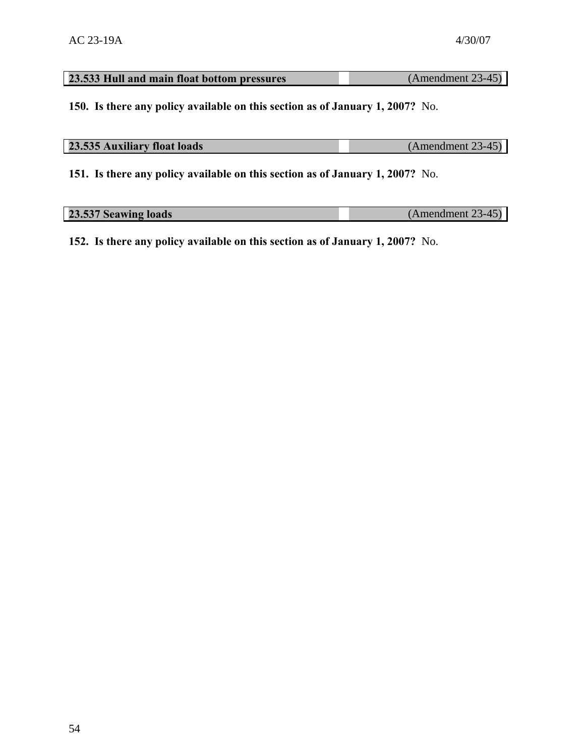| 23.533 Hull and main float bottom pressures | (Amendment 23-45) |
|---|---|

**150. Is there any policy available on this section as of January 1, 2007?** No.

| 23.535 Auxiliary float loads | (Amendment 23-45) |
|---|---|

**151. Is there any policy available on this section as of January 1, 2007?** No.

| 23.537 Seawing loads | (Amendment 23-45) |
|---|---|

**152. Is there any policy available on this section as of January 1, 2007?** No.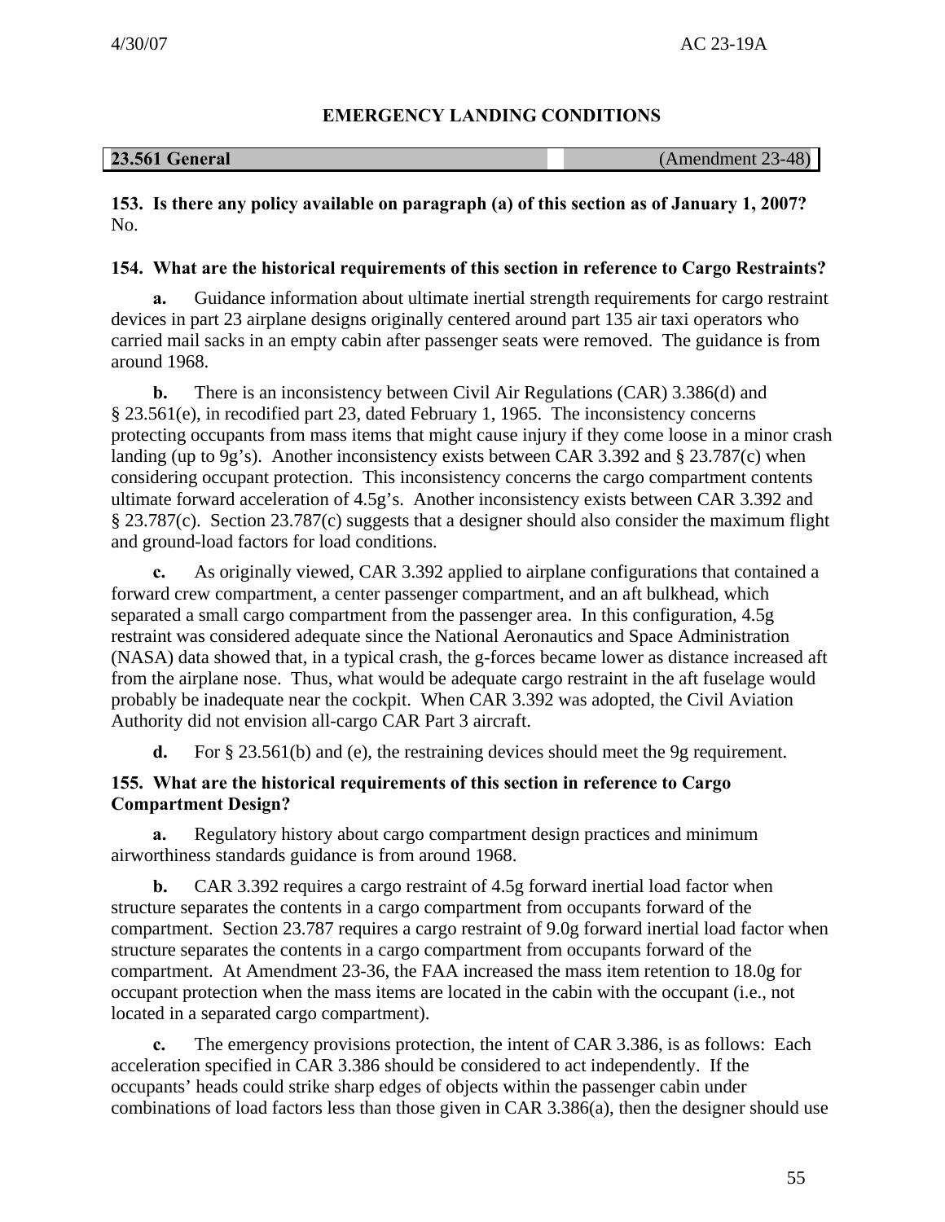# EMERGENCY LANDING CONDITIONS

| 23.561 General | (Amendment 23-48) |
|---|---|

**153. Is there any policy available on paragraph (a) of this section as of January 1, 2007?**
No.

**154. What are the historical requirements of this section in reference to Cargo Restraints?**

**a.** Guidance information about ultimate inertial strength requirements for cargo restraint devices in part 23 airplane designs originally centered around part 135 air taxi operators who carried mail sacks in an empty cabin after passenger seats were removed. The guidance is from around 1968.

**b.** There is an inconsistency between Civil Air Regulations (CAR) 3.386(d) and § 23.561(e), in recodified part 23, dated February 1, 1965. The inconsistency concerns protecting occupants from mass items that might cause injury if they come loose in a minor crash landing (up to 9g's). Another inconsistency exists between CAR 3.392 and § 23.787(c) when considering occupant protection. This inconsistency concerns the cargo compartment contents ultimate forward acceleration of 4.5g's. Another inconsistency exists between CAR 3.392 and § 23.787(c). Section 23.787(c) suggests that a designer should also consider the maximum flight and ground-load factors for load conditions.

**c.** As originally viewed, CAR 3.392 applied to airplane configurations that contained a forward crew compartment, a center passenger compartment, and an aft bulkhead, which separated a small cargo compartment from the passenger area. In this configuration, 4.5g restraint was considered adequate since the National Aeronautics and Space Administration (NASA) data showed that, in a typical crash, the g-forces became lower as distance increased aft from the airplane nose. Thus, what would be adequate cargo restraint in the aft fuselage would probably be inadequate near the cockpit. When CAR 3.392 was adopted, the Civil Aviation Authority did not envision all-cargo CAR Part 3 aircraft.

**d.** For § 23.561(b) and (e), the restraining devices should meet the 9g requirement.

**155. What are the historical requirements of this section in reference to Cargo Compartment Design?**

**a.** Regulatory history about cargo compartment design practices and minimum airworthiness standards guidance is from around 1968.

**b.** CAR 3.392 requires a cargo restraint of 4.5g forward inertial load factor when structure separates the contents in a cargo compartment from occupants forward of the compartment. Section 23.787 requires a cargo restraint of 9.0g forward inertial load factor when structure separates the contents in a cargo compartment from occupants forward of the compartment. At Amendment 23-36, the FAA increased the mass item retention to 18.0g for occupant protection when the mass items are located in the cabin with the occupant (i.e., not located in a separated cargo compartment).

**c.** The emergency provisions protection, the intent of CAR 3.386, is as follows: Each acceleration specified in CAR 3.386 should be considered to act independently. If the occupants' heads could strike sharp edges of objects within the passenger cabin under combinations of load factors less than those given in CAR 3.386(a), then the designer should use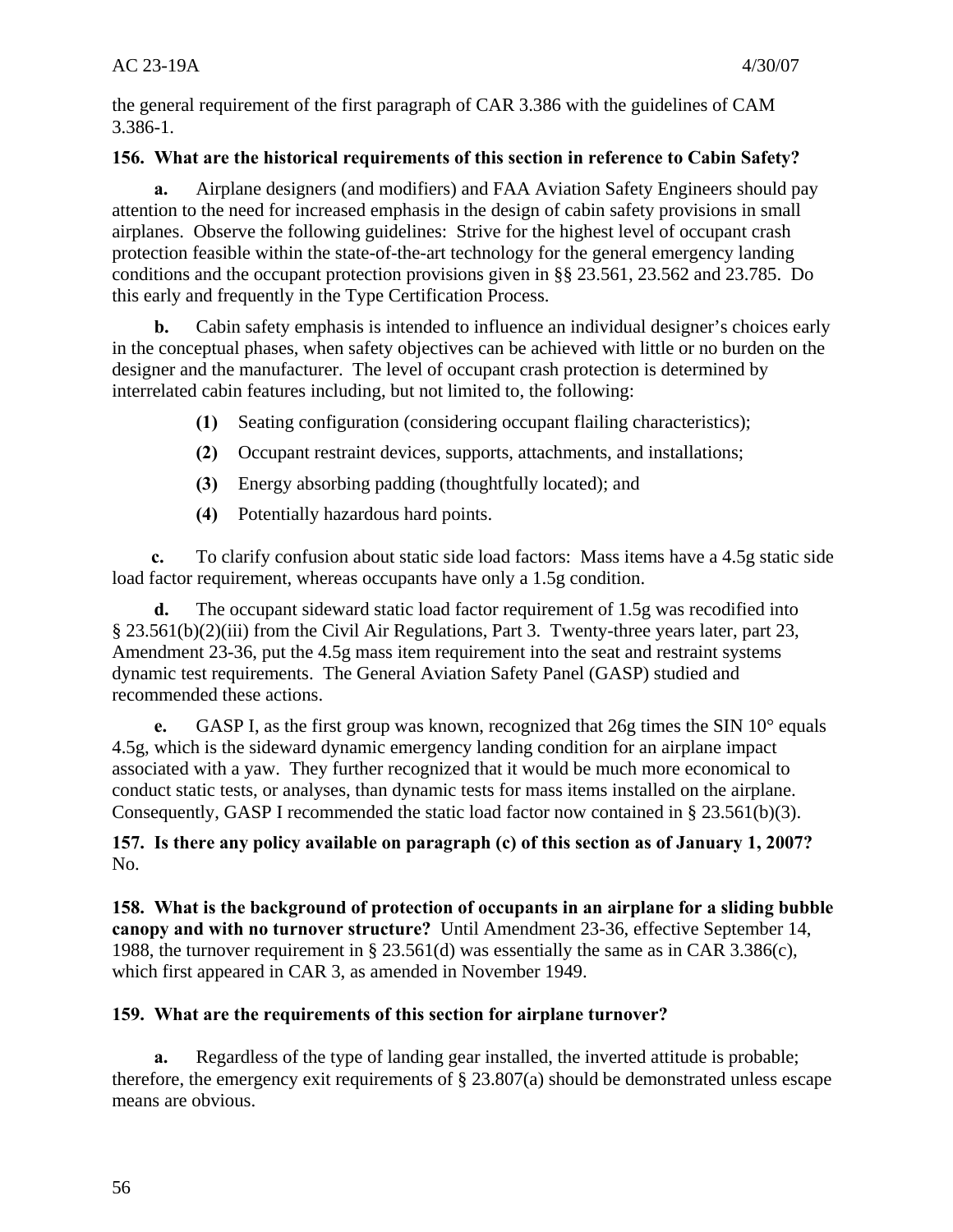the general requirement of the first paragraph of CAR 3.386 with the guidelines of CAM 3.386-1.

**156. What are the historical requirements of this section in reference to Cabin Safety?**

**a.** Airplane designers (and modifiers) and FAA Aviation Safety Engineers should pay attention to the need for increased emphasis in the design of cabin safety provisions in small airplanes. Observe the following guidelines: Strive for the highest level of occupant crash protection feasible within the state-of-the-art technology for the general emergency landing conditions and the occupant protection provisions given in §§ 23.561, 23.562 and 23.785. Do this early and frequently in the Type Certification Process.

**b.** Cabin safety emphasis is intended to influence an individual designer's choices early in the conceptual phases, when safety objectives can be achieved with little or no burden on the designer and the manufacturer. The level of occupant crash protection is determined by interrelated cabin features including, but not limited to, the following:

**(1)** Seating configuration (considering occupant flailing characteristics);

**(2)** Occupant restraint devices, supports, attachments, and installations;

**(3)** Energy absorbing padding (thoughtfully located); and

**(4)** Potentially hazardous hard points.

**c.** To clarify confusion about static side load factors: Mass items have a 4.5g static side load factor requirement, whereas occupants have only a 1.5g condition.

**d.** The occupant sideward static load factor requirement of 1.5g was recodified into § 23.561(b)(2)(iii) from the Civil Air Regulations, Part 3. Twenty-three years later, part 23, Amendment 23-36, put the 4.5g mass item requirement into the seat and restraint systems dynamic test requirements. The General Aviation Safety Panel (GASP) studied and recommended these actions.

**e.** GASP I, as the first group was known, recognized that 26g times the SIN 10° equals 4.5g, which is the sideward dynamic emergency landing condition for an airplane impact associated with a yaw. They further recognized that it would be much more economical to conduct static tests, or analyses, than dynamic tests for mass items installed on the airplane. Consequently, GASP I recommended the static load factor now contained in § 23.561(b)(3).

**157. Is there any policy available on paragraph (c) of this section as of January 1, 2007?** No.

**158. What is the background of protection of occupants in an airplane for a sliding bubble canopy and with no turnover structure?** Until Amendment 23-36, effective September 14, 1988, the turnover requirement in § 23.561(d) was essentially the same as in CAR 3.386(c), which first appeared in CAR 3, as amended in November 1949.

**159. What are the requirements of this section for airplane turnover?**

**a.** Regardless of the type of landing gear installed, the inverted attitude is probable; therefore, the emergency exit requirements of § 23.807(a) should be demonstrated unless escape means are obvious.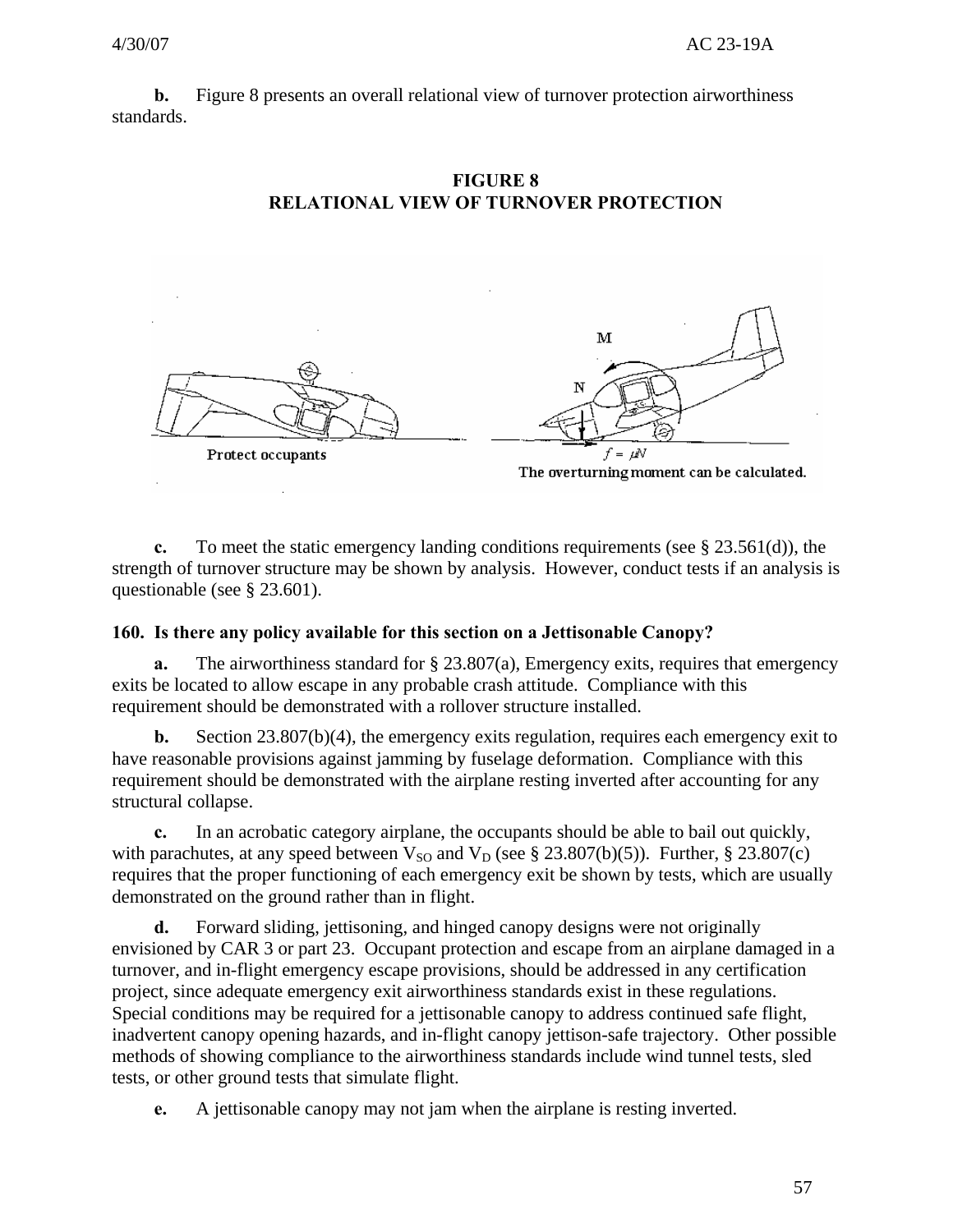**b.** Figure 8 presents an overall relational view of turnover protection airworthiness standards.

**FIGURE 8**
**RELATIONAL VIEW OF TURNOVER PROTECTION**

Protect occupants

M

N

$f = \mu N$

The overturning moment can be calculated.

**c.** To meet the static emergency landing conditions requirements (see § 23.561(d)), the strength of turnover structure may be shown by analysis. However, conduct tests if an analysis is questionable (see § 23.601).

**160. Is there any policy available for this section on a Jettisonable Canopy?**

**a.** The airworthiness standard for § 23.807(a), Emergency exits, requires that emergency exits be located to allow escape in any probable crash attitude. Compliance with this requirement should be demonstrated with a rollover structure installed.

**b.** Section 23.807(b)(4), the emergency exits regulation, requires each emergency exit to have reasonable provisions against jamming by fuselage deformation. Compliance with this requirement should be demonstrated with the airplane resting inverted after accounting for any structural collapse.

**c.** In an acrobatic category airplane, the occupants should be able to bail out quickly, with parachutes, at any speed between $V_{SO}$ and $V_D$ (see § 23.807(b)(5)). Further, § 23.807(c) requires that the proper functioning of each emergency exit be shown by tests, which are usually demonstrated on the ground rather than in flight.

**d.** Forward sliding, jettisoning, and hinged canopy designs were not originally envisioned by CAR 3 or part 23. Occupant protection and escape from an airplane damaged in a turnover, and in-flight emergency escape provisions, should be addressed in any certification project, since adequate emergency exit airworthiness standards exist in these regulations. Special conditions may be required for a jettisonable canopy to address continued safe flight, inadvertent canopy opening hazards, and in-flight canopy jettison-safe trajectory. Other possible methods of showing compliance to the airworthiness standards include wind tunnel tests, sled tests, or other ground tests that simulate flight.

**e.** A jettisonable canopy may not jam when the airplane is resting inverted.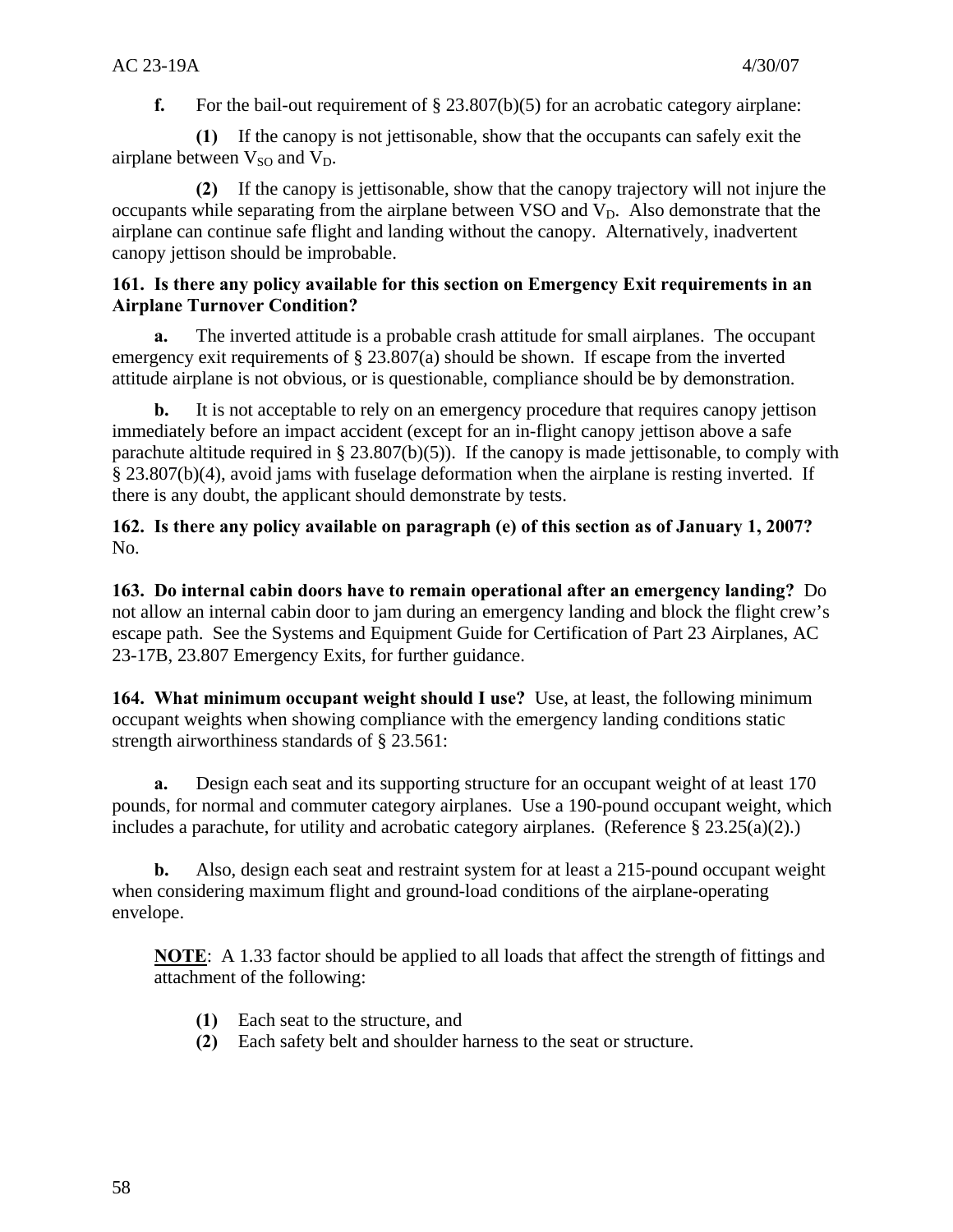**f.** For the bail-out requirement of § 23.807(b)(5) for an acrobatic category airplane:

**(1)** If the canopy is not jettisonable, show that the occupants can safely exit the airplane between $V_{SO}$ and $V_D$.

**(2)** If the canopy is jettisonable, show that the canopy trajectory will not injure the occupants while separating from the airplane between VSO and $V_D$. Also demonstrate that the airplane can continue safe flight and landing without the canopy. Alternatively, inadvertent canopy jettison should be improbable.

**161. Is there any policy available for this section on Emergency Exit requirements in an Airplane Turnover Condition?**

**a.** The inverted attitude is a probable crash attitude for small airplanes. The occupant emergency exit requirements of § 23.807(a) should be shown. If escape from the inverted attitude airplane is not obvious, or is questionable, compliance should be by demonstration.

**b.** It is not acceptable to rely on an emergency procedure that requires canopy jettison immediately before an impact accident (except for an in-flight canopy jettison above a safe parachute altitude required in § 23.807(b)(5)). If the canopy is made jettisonable, to comply with § 23.807(b)(4), avoid jams with fuselage deformation when the airplane is resting inverted. If there is any doubt, the applicant should demonstrate by tests.

**162. Is there any policy available on paragraph (e) of this section as of January 1, 2007?** No.

**163. Do internal cabin doors have to remain operational after an emergency landing?** Do not allow an internal cabin door to jam during an emergency landing and block the flight crew's escape path. See the Systems and Equipment Guide for Certification of Part 23 Airplanes, AC 23-17B, 23.807 Emergency Exits, for further guidance.

**164. What minimum occupant weight should I use?** Use, at least, the following minimum occupant weights when showing compliance with the emergency landing conditions static strength airworthiness standards of § 23.561:

**a.** Design each seat and its supporting structure for an occupant weight of at least 170 pounds, for normal and commuter category airplanes. Use a 190-pound occupant weight, which includes a parachute, for utility and acrobatic category airplanes. (Reference § 23.25(a)(2).)

**b.** Also, design each seat and restraint system for at least a 215-pound occupant weight when considering maximum flight and ground-load conditions of the airplane-operating envelope.

**NOTE**: A 1.33 factor should be applied to all loads that affect the strength of fittings and attachment of the following:

**(1)** Each seat to the structure, and
**(2)** Each safety belt and shoulder harness to the seat or structure.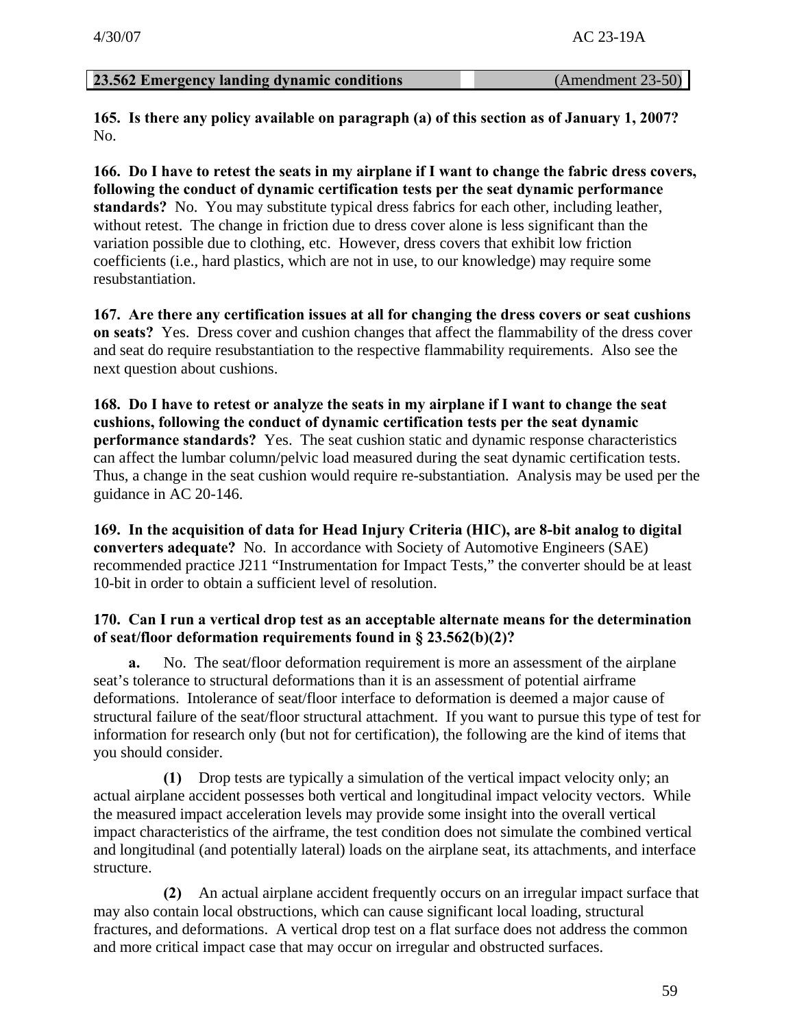**23.562 Emergency landing dynamic conditions** (Amendment 23-50)

**165. Is there any policy available on paragraph (a) of this section as of January 1, 2007?** No.

**166. Do I have to retest the seats in my airplane if I want to change the fabric dress covers, following the conduct of dynamic certification tests per the seat dynamic performance standards?** No. You may substitute typical dress fabrics for each other, including leather, without retest. The change in friction due to dress cover alone is less significant than the variation possible due to clothing, etc. However, dress covers that exhibit low friction coefficients (i.e., hard plastics, which are not in use, to our knowledge) may require some resubstantiation.

**167. Are there any certification issues at all for changing the dress covers or seat cushions on seats?** Yes. Dress cover and cushion changes that affect the flammability of the dress cover and seat do require resubstantiation to the respective flammability requirements. Also see the next question about cushions.

**168. Do I have to retest or analyze the seats in my airplane if I want to change the seat cushions, following the conduct of dynamic certification tests per the seat dynamic performance standards?** Yes. The seat cushion static and dynamic response characteristics can affect the lumbar column/pelvic load measured during the seat dynamic certification tests. Thus, a change in the seat cushion would require re-substantiation. Analysis may be used per the guidance in AC 20-146.

**169. In the acquisition of data for Head Injury Criteria (HIC), are 8-bit analog to digital converters adequate?** No. In accordance with Society of Automotive Engineers (SAE) recommended practice J211 "Instrumentation for Impact Tests," the converter should be at least 10-bit in order to obtain a sufficient level of resolution.

**170. Can I run a vertical drop test as an acceptable alternate means for the determination of seat/floor deformation requirements found in § 23.562(b)(2)?**

**a.** No. The seat/floor deformation requirement is more an assessment of the airplane seat's tolerance to structural deformations than it is an assessment of potential airframe deformations. Intolerance of seat/floor interface to deformation is deemed a major cause of structural failure of the seat/floor structural attachment. If you want to pursue this type of test for information for research only (but not for certification), the following are the kind of items that you should consider.

**(1)** Drop tests are typically a simulation of the vertical impact velocity only; an actual airplane accident possesses both vertical and longitudinal impact velocity vectors. While the measured impact acceleration levels may provide some insight into the overall vertical impact characteristics of the airframe, the test condition does not simulate the combined vertical and longitudinal (and potentially lateral) loads on the airplane seat, its attachments, and interface structure.

**(2)** An actual airplane accident frequently occurs on an irregular impact surface that may also contain local obstructions, which can cause significant local loading, structural fractures, and deformations. A vertical drop test on a flat surface does not address the common and more critical impact case that may occur on irregular and obstructed surfaces.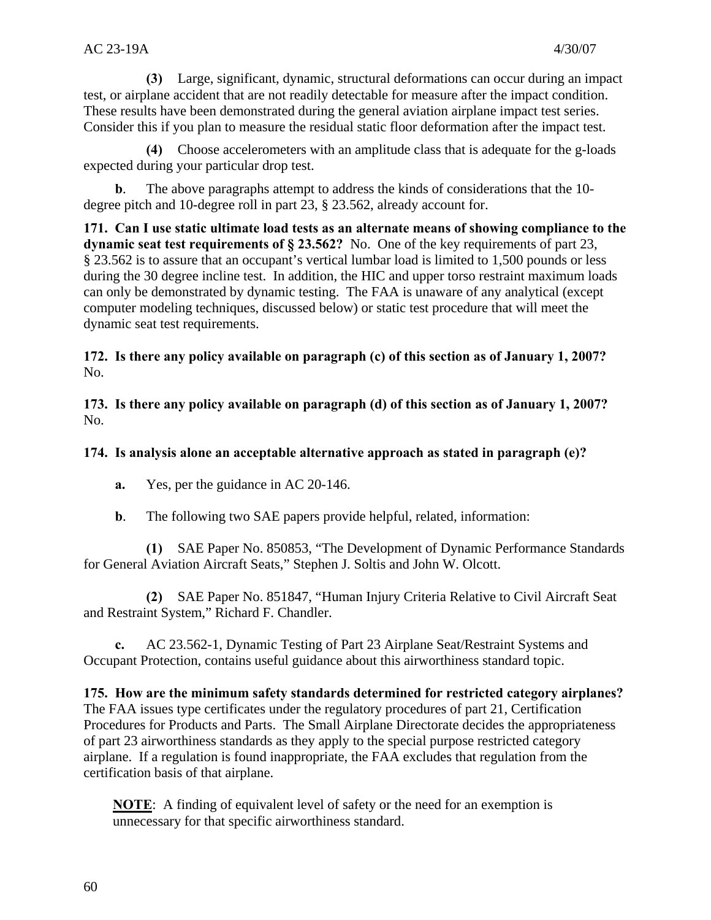**(3)** Large, significant, dynamic, structural deformations can occur during an impact test, or airplane accident that are not readily detectable for measure after the impact condition. These results have been demonstrated during the general aviation airplane impact test series. Consider this if you plan to measure the residual static floor deformation after the impact test.

**(4)** Choose accelerometers with an amplitude class that is adequate for the g-loads expected during your particular drop test.

**b**. The above paragraphs attempt to address the kinds of considerations that the 10-degree pitch and 10-degree roll in part 23, § 23.562, already account for.

**171. Can I use static ultimate load tests as an alternate means of showing compliance to the dynamic seat test requirements of § 23.562?** No. One of the key requirements of part 23, § 23.562 is to assure that an occupant's vertical lumbar load is limited to 1,500 pounds or less during the 30 degree incline test. In addition, the HIC and upper torso restraint maximum loads can only be demonstrated by dynamic testing. The FAA is unaware of any analytical (except computer modeling techniques, discussed below) or static test procedure that will meet the dynamic seat test requirements.

**172. Is there any policy available on paragraph (c) of this section as of January 1, 2007?** No.

**173. Is there any policy available on paragraph (d) of this section as of January 1, 2007?** No.

**174. Is analysis alone an acceptable alternative approach as stated in paragraph (e)?**

**a.** Yes, per the guidance in AC 20-146.

**b**. The following two SAE papers provide helpful, related, information:

**(1)** SAE Paper No. 850853, "The Development of Dynamic Performance Standards for General Aviation Aircraft Seats," Stephen J. Soltis and John W. Olcott.

**(2)** SAE Paper No. 851847, "Human Injury Criteria Relative to Civil Aircraft Seat and Restraint System," Richard F. Chandler.

**c.** AC 23.562-1, Dynamic Testing of Part 23 Airplane Seat/Restraint Systems and Occupant Protection, contains useful guidance about this airworthiness standard topic.

**175. How are the minimum safety standards determined for restricted category airplanes?** The FAA issues type certificates under the regulatory procedures of part 21, Certification Procedures for Products and Parts. The Small Airplane Directorate decides the appropriateness of part 23 airworthiness standards as they apply to the special purpose restricted category airplane. If a regulation is found inappropriate, the FAA excludes that regulation from the certification basis of that airplane.

**NOTE**: A finding of equivalent level of safety or the need for an exemption is unnecessary for that specific airworthiness standard.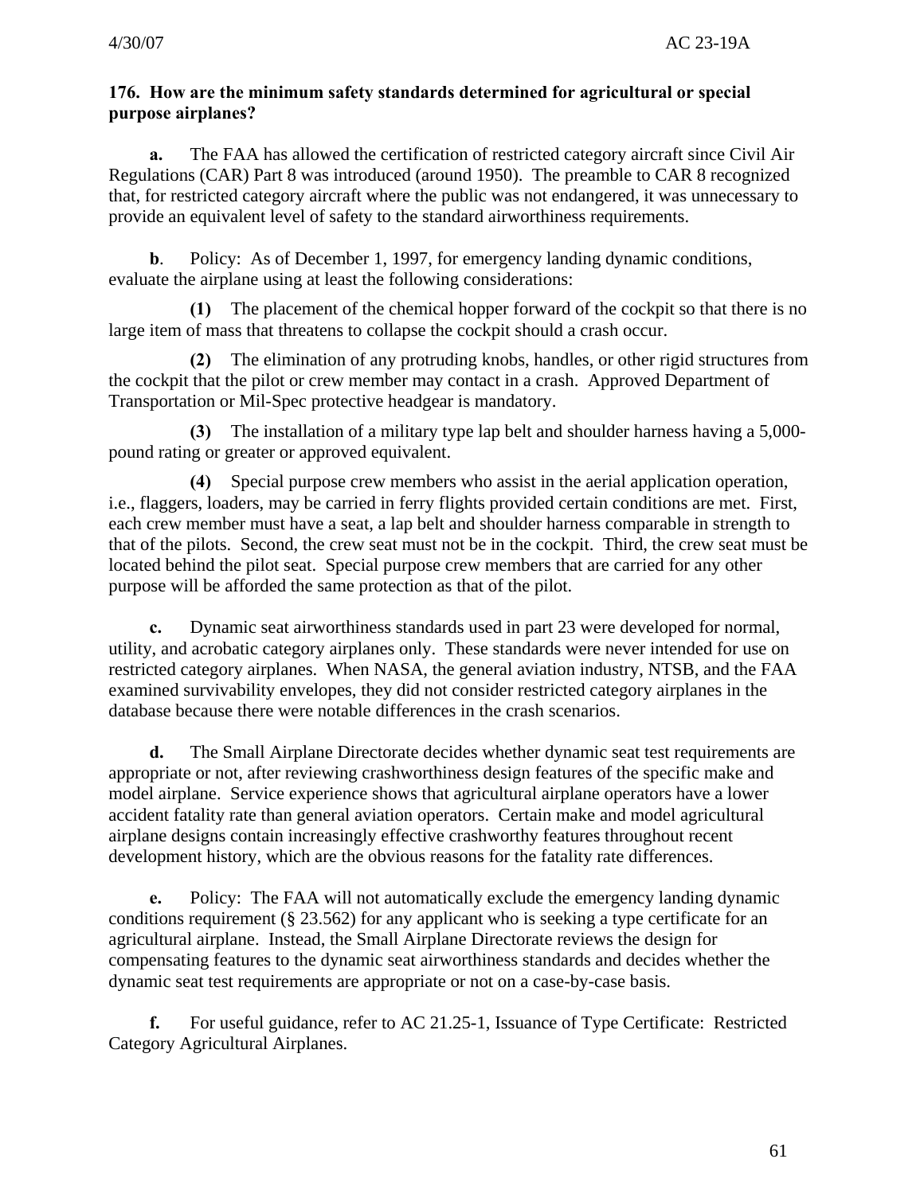**176. How are the minimum safety standards determined for agricultural or special purpose airplanes?**

**a.** The FAA has allowed the certification of restricted category aircraft since Civil Air Regulations (CAR) Part 8 was introduced (around 1950). The preamble to CAR 8 recognized that, for restricted category aircraft where the public was not endangered, it was unnecessary to provide an equivalent level of safety to the standard airworthiness requirements.

**b**. Policy: As of December 1, 1997, for emergency landing dynamic conditions, evaluate the airplane using at least the following considerations:

**(1)** The placement of the chemical hopper forward of the cockpit so that there is no large item of mass that threatens to collapse the cockpit should a crash occur.

**(2)** The elimination of any protruding knobs, handles, or other rigid structures from the cockpit that the pilot or crew member may contact in a crash. Approved Department of Transportation or Mil-Spec protective headgear is mandatory.

**(3)** The installation of a military type lap belt and shoulder harness having a 5,000-pound rating or greater or approved equivalent.

**(4)** Special purpose crew members who assist in the aerial application operation, i.e., flaggers, loaders, may be carried in ferry flights provided certain conditions are met. First, each crew member must have a seat, a lap belt and shoulder harness comparable in strength to that of the pilots. Second, the crew seat must not be in the cockpit. Third, the crew seat must be located behind the pilot seat. Special purpose crew members that are carried for any other purpose will be afforded the same protection as that of the pilot.

**c.** Dynamic seat airworthiness standards used in part 23 were developed for normal, utility, and acrobatic category airplanes only. These standards were never intended for use on restricted category airplanes. When NASA, the general aviation industry, NTSB, and the FAA examined survivability envelopes, they did not consider restricted category airplanes in the database because there were notable differences in the crash scenarios.

**d.** The Small Airplane Directorate decides whether dynamic seat test requirements are appropriate or not, after reviewing crashworthiness design features of the specific make and model airplane. Service experience shows that agricultural airplane operators have a lower accident fatality rate than general aviation operators. Certain make and model agricultural airplane designs contain increasingly effective crashworthy features throughout recent development history, which are the obvious reasons for the fatality rate differences.

**e.** Policy: The FAA will not automatically exclude the emergency landing dynamic conditions requirement (§ 23.562) for any applicant who is seeking a type certificate for an agricultural airplane. Instead, the Small Airplane Directorate reviews the design for compensating features to the dynamic seat airworthiness standards and decides whether the dynamic seat test requirements are appropriate or not on a case-by-case basis.

**f.** For useful guidance, refer to AC 21.25-1, Issuance of Type Certificate: Restricted Category Agricultural Airplanes.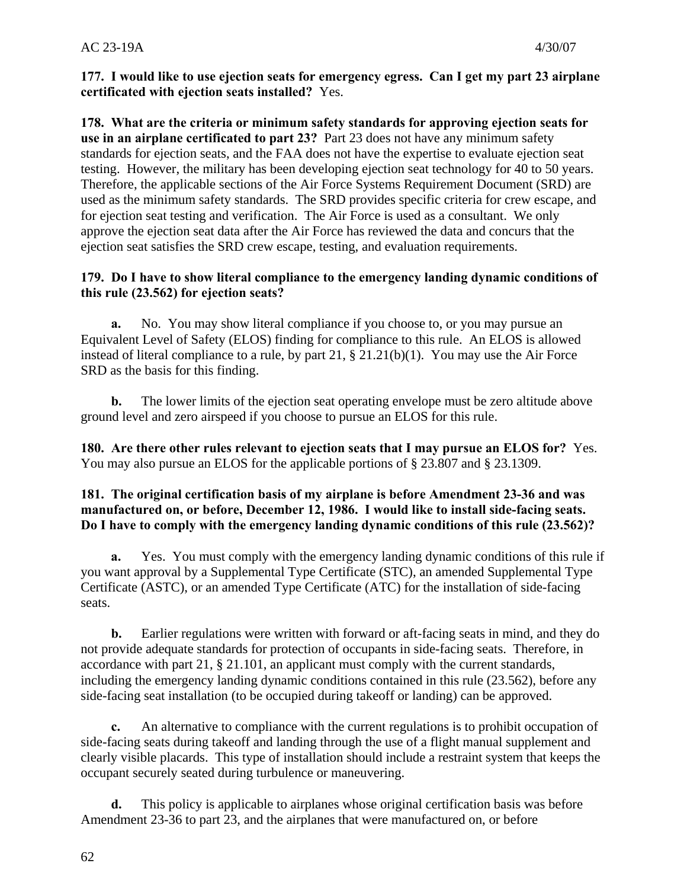**177. I would like to use ejection seats for emergency egress. Can I get my part 23 airplane certificated with ejection seats installed?** Yes.

**178. What are the criteria or minimum safety standards for approving ejection seats for use in an airplane certificated to part 23?** Part 23 does not have any minimum safety standards for ejection seats, and the FAA does not have the expertise to evaluate ejection seat testing. However, the military has been developing ejection seat technology for 40 to 50 years. Therefore, the applicable sections of the Air Force Systems Requirement Document (SRD) are used as the minimum safety standards. The SRD provides specific criteria for crew escape, and for ejection seat testing and verification. The Air Force is used as a consultant. We only approve the ejection seat data after the Air Force has reviewed the data and concurs that the ejection seat satisfies the SRD crew escape, testing, and evaluation requirements.

**179. Do I have to show literal compliance to the emergency landing dynamic conditions of this rule (23.562) for ejection seats?**

**a.** No. You may show literal compliance if you choose to, or you may pursue an Equivalent Level of Safety (ELOS) finding for compliance to this rule. An ELOS is allowed instead of literal compliance to a rule, by part 21, § 21.21(b)(1). You may use the Air Force SRD as the basis for this finding.

**b.** The lower limits of the ejection seat operating envelope must be zero altitude above ground level and zero airspeed if you choose to pursue an ELOS for this rule.

**180. Are there other rules relevant to ejection seats that I may pursue an ELOS for?** Yes. You may also pursue an ELOS for the applicable portions of § 23.807 and § 23.1309.

**181. The original certification basis of my airplane is before Amendment 23-36 and was manufactured on, or before, December 12, 1986. I would like to install side-facing seats. Do I have to comply with the emergency landing dynamic conditions of this rule (23.562)?**

**a.** Yes. You must comply with the emergency landing dynamic conditions of this rule if you want approval by a Supplemental Type Certificate (STC), an amended Supplemental Type Certificate (ASTC), or an amended Type Certificate (ATC) for the installation of side-facing seats.

**b.** Earlier regulations were written with forward or aft-facing seats in mind, and they do not provide adequate standards for protection of occupants in side-facing seats. Therefore, in accordance with part 21, § 21.101, an applicant must comply with the current standards, including the emergency landing dynamic conditions contained in this rule (23.562), before any side-facing seat installation (to be occupied during takeoff or landing) can be approved.

**c.** An alternative to compliance with the current regulations is to prohibit occupation of side-facing seats during takeoff and landing through the use of a flight manual supplement and clearly visible placards. This type of installation should include a restraint system that keeps the occupant securely seated during turbulence or maneuvering.

**d.** This policy is applicable to airplanes whose original certification basis was before Amendment 23-36 to part 23, and the airplanes that were manufactured on, or before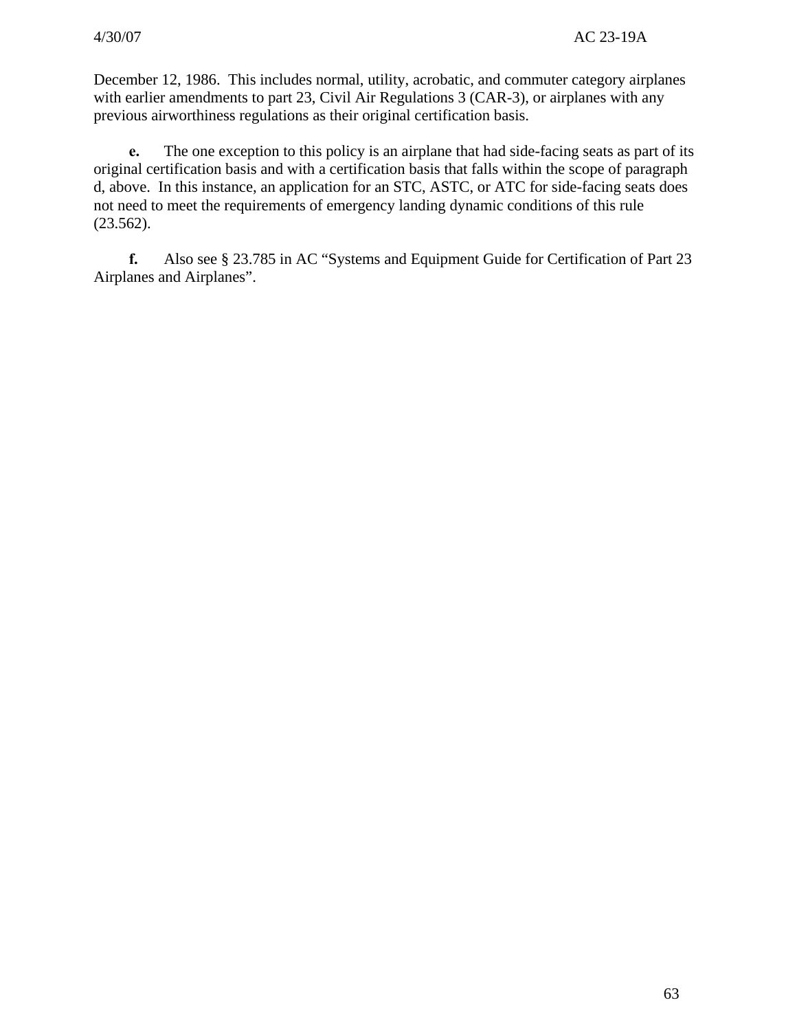December 12, 1986. This includes normal, utility, acrobatic, and commuter category airplanes with earlier amendments to part 23, Civil Air Regulations 3 (CAR-3), or airplanes with any previous airworthiness regulations as their original certification basis.

**e.** The one exception to this policy is an airplane that had side-facing seats as part of its original certification basis and with a certification basis that falls within the scope of paragraph d, above. In this instance, an application for an STC, ASTC, or ATC for side-facing seats does not need to meet the requirements of emergency landing dynamic conditions of this rule (23.562).

**f.** Also see § 23.785 in AC "Systems and Equipment Guide for Certification of Part 23 Airplanes and Airplanes".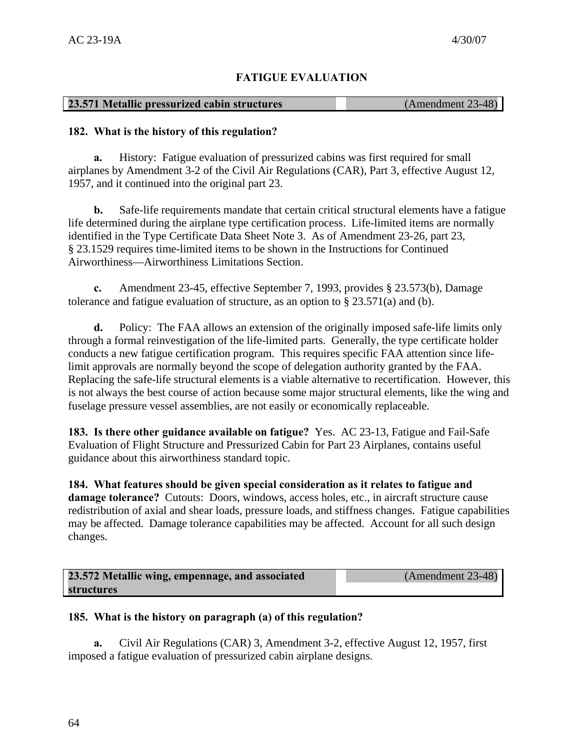## FATIGUE EVALUATION

| 23.571 Metallic pressurized cabin structures | (Amendment 23-48) |
| --- | --- |

**182. What is the history of this regulation?**

**a.** History: Fatigue evaluation of pressurized cabins was first required for small airplanes by Amendment 3-2 of the Civil Air Regulations (CAR), Part 3, effective August 12, 1957, and it continued into the original part 23.

**b.** Safe-life requirements mandate that certain critical structural elements have a fatigue life determined during the airplane type certification process. Life-limited items are normally identified in the Type Certificate Data Sheet Note 3. As of Amendment 23-26, part 23, § 23.1529 requires time-limited items to be shown in the Instructions for Continued Airworthiness—Airworthiness Limitations Section.

**c.** Amendment 23-45, effective September 7, 1993, provides § 23.573(b), Damage tolerance and fatigue evaluation of structure, as an option to § 23.571(a) and (b).

**d.** Policy: The FAA allows an extension of the originally imposed safe-life limits only through a formal reinvestigation of the life-limited parts. Generally, the type certificate holder conducts a new fatigue certification program. This requires specific FAA attention since life-limit approvals are normally beyond the scope of delegation authority granted by the FAA. Replacing the safe-life structural elements is a viable alternative to recertification. However, this is not always the best course of action because some major structural elements, like the wing and fuselage pressure vessel assemblies, are not easily or economically replaceable.

**183. Is there other guidance available on fatigue?** Yes. AC 23-13, Fatigue and Fail-Safe Evaluation of Flight Structure and Pressurized Cabin for Part 23 Airplanes, contains useful guidance about this airworthiness standard topic.

**184. What features should be given special consideration as it relates to fatigue and damage tolerance?** Cutouts: Doors, windows, access holes, etc., in aircraft structure cause redistribution of axial and shear loads, pressure loads, and stiffness changes. Fatigue capabilities may be affected. Damage tolerance capabilities may be affected. Account for all such design changes.

| 23.572 Metallic wing, empennage, and associated structures | (Amendment 23-48) |
| --- | --- |

**185. What is the history on paragraph (a) of this regulation?**

**a.** Civil Air Regulations (CAR) 3, Amendment 3-2, effective August 12, 1957, first imposed a fatigue evaluation of pressurized cabin airplane designs.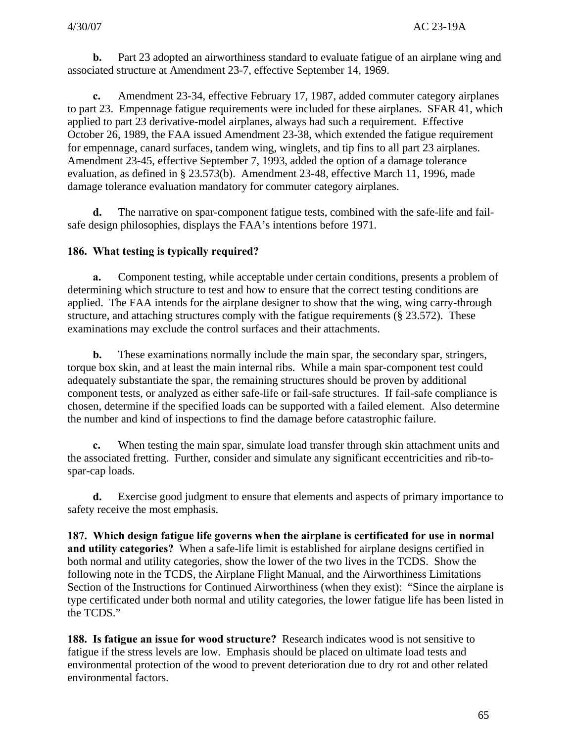**b.** Part 23 adopted an airworthiness standard to evaluate fatigue of an airplane wing and associated structure at Amendment 23-7, effective September 14, 1969.

**c.** Amendment 23-34, effective February 17, 1987, added commuter category airplanes to part 23. Empennage fatigue requirements were included for these airplanes. SFAR 41, which applied to part 23 derivative-model airplanes, always had such a requirement. Effective October 26, 1989, the FAA issued Amendment 23-38, which extended the fatigue requirement for empennage, canard surfaces, tandem wing, winglets, and tip fins to all part 23 airplanes. Amendment 23-45, effective September 7, 1993, added the option of a damage tolerance evaluation, as defined in § 23.573(b). Amendment 23-48, effective March 11, 1996, made damage tolerance evaluation mandatory for commuter category airplanes.

**d.** The narrative on spar-component fatigue tests, combined with the safe-life and fail-safe design philosophies, displays the FAA's intentions before 1971.

**186. What testing is typically required?**

**a.** Component testing, while acceptable under certain conditions, presents a problem of determining which structure to test and how to ensure that the correct testing conditions are applied. The FAA intends for the airplane designer to show that the wing, wing carry-through structure, and attaching structures comply with the fatigue requirements (§ 23.572). These examinations may exclude the control surfaces and their attachments.

**b.** These examinations normally include the main spar, the secondary spar, stringers, torque box skin, and at least the main internal ribs. While a main spar-component test could adequately substantiate the spar, the remaining structures should be proven by additional component tests, or analyzed as either safe-life or fail-safe structures. If fail-safe compliance is chosen, determine if the specified loads can be supported with a failed element. Also determine the number and kind of inspections to find the damage before catastrophic failure.

**c.** When testing the main spar, simulate load transfer through skin attachment units and the associated fretting. Further, consider and simulate any significant eccentricities and rib-to-spar-cap loads.

**d.** Exercise good judgment to ensure that elements and aspects of primary importance to safety receive the most emphasis.

**187. Which design fatigue life governs when the airplane is certificated for use in normal and utility categories?** When a safe-life limit is established for airplane designs certified in both normal and utility categories, show the lower of the two lives in the TCDS. Show the following note in the TCDS, the Airplane Flight Manual, and the Airworthiness Limitations Section of the Instructions for Continued Airworthiness (when they exist): "Since the airplane is type certificated under both normal and utility categories, the lower fatigue life has been listed in the TCDS."

**188. Is fatigue an issue for wood structure?** Research indicates wood is not sensitive to fatigue if the stress levels are low. Emphasis should be placed on ultimate load tests and environmental protection of the wood to prevent deterioration due to dry rot and other related environmental factors.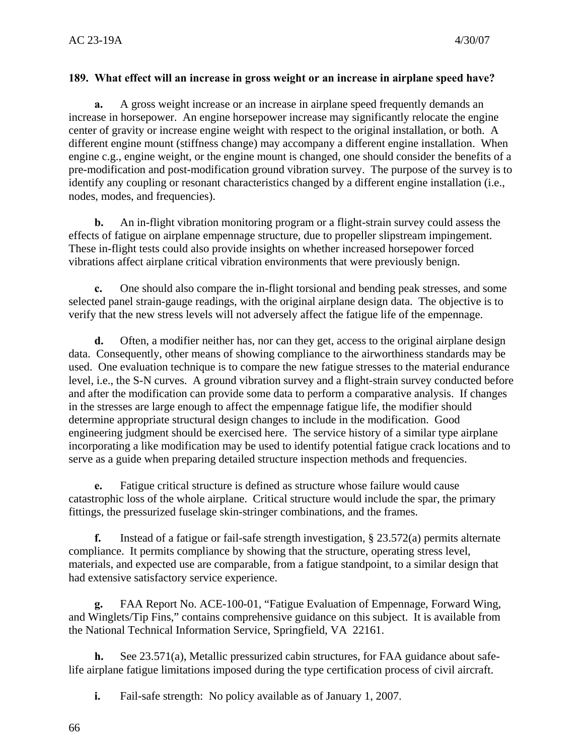**189. What effect will an increase in gross weight or an increase in airplane speed have?**

**a.** A gross weight increase or an increase in airplane speed frequently demands an increase in horsepower. An engine horsepower increase may significantly relocate the engine center of gravity or increase engine weight with respect to the original installation, or both. A different engine mount (stiffness change) may accompany a different engine installation. When engine c.g., engine weight, or the engine mount is changed, one should consider the benefits of a pre-modification and post-modification ground vibration survey. The purpose of the survey is to identify any coupling or resonant characteristics changed by a different engine installation (i.e., nodes, modes, and frequencies).

**b.** An in-flight vibration monitoring program or a flight-strain survey could assess the effects of fatigue on airplane empennage structure, due to propeller slipstream impingement. These in-flight tests could also provide insights on whether increased horsepower forced vibrations affect airplane critical vibration environments that were previously benign.

**c.** One should also compare the in-flight torsional and bending peak stresses, and some selected panel strain-gauge readings, with the original airplane design data. The objective is to verify that the new stress levels will not adversely affect the fatigue life of the empennage.

**d.** Often, a modifier neither has, nor can they get, access to the original airplane design data. Consequently, other means of showing compliance to the airworthiness standards may be used. One evaluation technique is to compare the new fatigue stresses to the material endurance level, i.e., the S-N curves. A ground vibration survey and a flight-strain survey conducted before and after the modification can provide some data to perform a comparative analysis. If changes in the stresses are large enough to affect the empennage fatigue life, the modifier should determine appropriate structural design changes to include in the modification. Good engineering judgment should be exercised here. The service history of a similar type airplane incorporating a like modification may be used to identify potential fatigue crack locations and to serve as a guide when preparing detailed structure inspection methods and frequencies.

**e.** Fatigue critical structure is defined as structure whose failure would cause catastrophic loss of the whole airplane. Critical structure would include the spar, the primary fittings, the pressurized fuselage skin-stringer combinations, and the frames.

**f.** Instead of a fatigue or fail-safe strength investigation, § 23.572(a) permits alternate compliance. It permits compliance by showing that the structure, operating stress level, materials, and expected use are comparable, from a fatigue standpoint, to a similar design that had extensive satisfactory service experience.

**g.** FAA Report No. ACE-100-01, "Fatigue Evaluation of Empennage, Forward Wing, and Winglets/Tip Fins," contains comprehensive guidance on this subject. It is available from the National Technical Information Service, Springfield, VA 22161.

**h.** See 23.571(a), Metallic pressurized cabin structures, for FAA guidance about safe-life airplane fatigue limitations imposed during the type certification process of civil aircraft.

**i.** Fail-safe strength: No policy available as of January 1, 2007.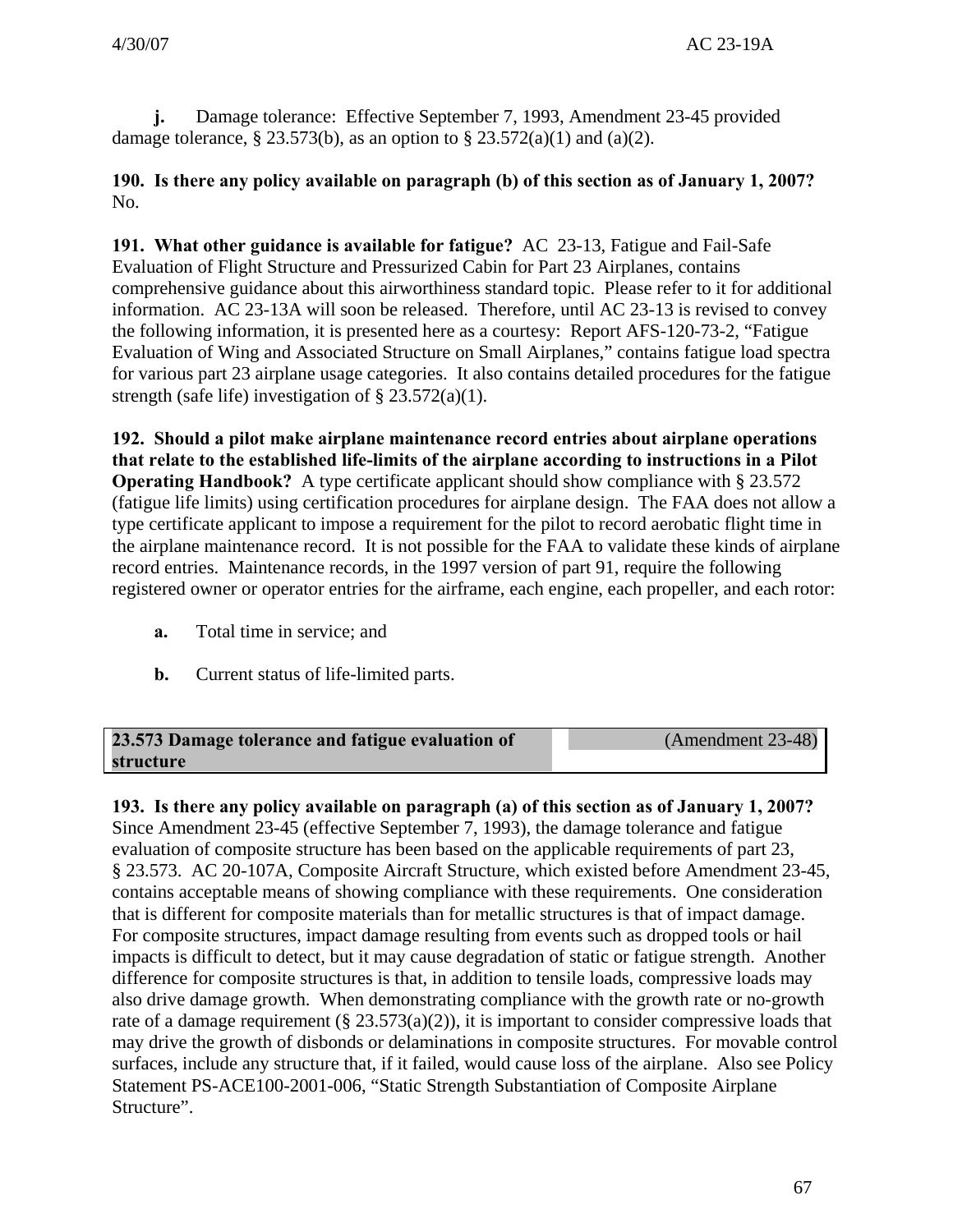**j.** Damage tolerance: Effective September 7, 1993, Amendment 23-45 provided damage tolerance, § 23.573(b), as an option to § 23.572(a)(1) and (a)(2).

**190. Is there any policy available on paragraph (b) of this section as of January 1, 2007?** No.

**191. What other guidance is available for fatigue?** AC 23-13, Fatigue and Fail-Safe Evaluation of Flight Structure and Pressurized Cabin for Part 23 Airplanes, contains comprehensive guidance about this airworthiness standard topic. Please refer to it for additional information. AC 23-13A will soon be released. Therefore, until AC 23-13 is revised to convey the following information, it is presented here as a courtesy: Report AFS-120-73-2, "Fatigue Evaluation of Wing and Associated Structure on Small Airplanes," contains fatigue load spectra for various part 23 airplane usage categories. It also contains detailed procedures for the fatigue strength (safe life) investigation of § 23.572(a)(1).

**192. Should a pilot make airplane maintenance record entries about airplane operations that relate to the established life-limits of the airplane according to instructions in a Pilot Operating Handbook?** A type certificate applicant should show compliance with § 23.572 (fatigue life limits) using certification procedures for airplane design. The FAA does not allow a type certificate applicant to impose a requirement for the pilot to record aerobatic flight time in the airplane maintenance record. It is not possible for the FAA to validate these kinds of airplane record entries. Maintenance records, in the 1997 version of part 91, require the following registered owner or operator entries for the airframe, each engine, each propeller, and each rotor:

**a.** Total time in service; and

**b.** Current status of life-limited parts.

| 23.573 Damage tolerance and fatigue evaluation of structure | (Amendment 23-48) |
| --- | --- |

**193. Is there any policy available on paragraph (a) of this section as of January 1, 2007?** Since Amendment 23-45 (effective September 7, 1993), the damage tolerance and fatigue evaluation of composite structure has been based on the applicable requirements of part 23, § 23.573. AC 20-107A, Composite Aircraft Structure, which existed before Amendment 23-45, contains acceptable means of showing compliance with these requirements. One consideration that is different for composite materials than for metallic structures is that of impact damage. For composite structures, impact damage resulting from events such as dropped tools or hail impacts is difficult to detect, but it may cause degradation of static or fatigue strength. Another difference for composite structures is that, in addition to tensile loads, compressive loads may also drive damage growth. When demonstrating compliance with the growth rate or no-growth rate of a damage requirement (§ 23.573(a)(2)), it is important to consider compressive loads that may drive the growth of disbonds or delaminations in composite structures. For movable control surfaces, include any structure that, if it failed, would cause loss of the airplane. Also see Policy Statement PS-ACE100-2001-006, "Static Strength Substantiation of Composite Airplane Structure".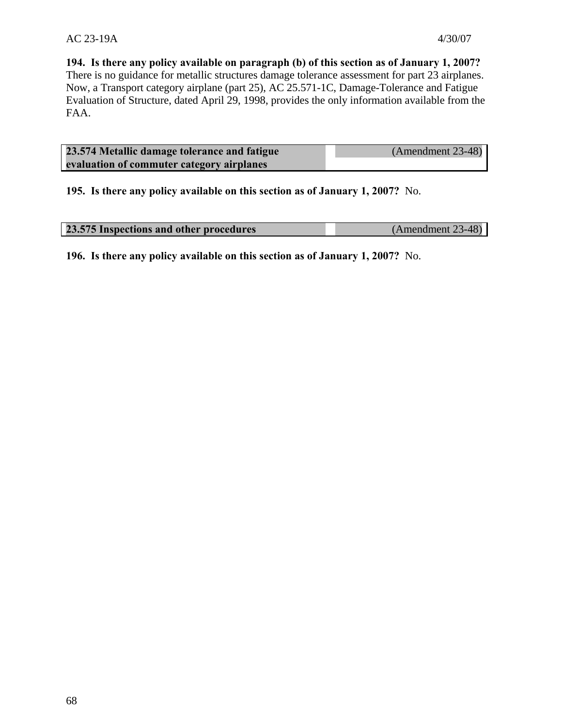**194. Is there any policy available on paragraph (b) of this section as of January 1, 2007?** There is no guidance for metallic structures damage tolerance assessment for part 23 airplanes. Now, a Transport category airplane (part 25), AC 25.571-1C, Damage-Tolerance and Fatigue Evaluation of Structure, dated April 29, 1998, provides the only information available from the FAA.

| **23.574 Metallic damage tolerance and fatigue evaluation of commuter category airplanes** | (Amendment 23-48) |
|---|---|

**195. Is there any policy available on this section as of January 1, 2007?** No.

| **23.575 Inspections and other procedures** | (Amendment 23-48) |
|---|---|

**196. Is there any policy available on this section as of January 1, 2007?** No.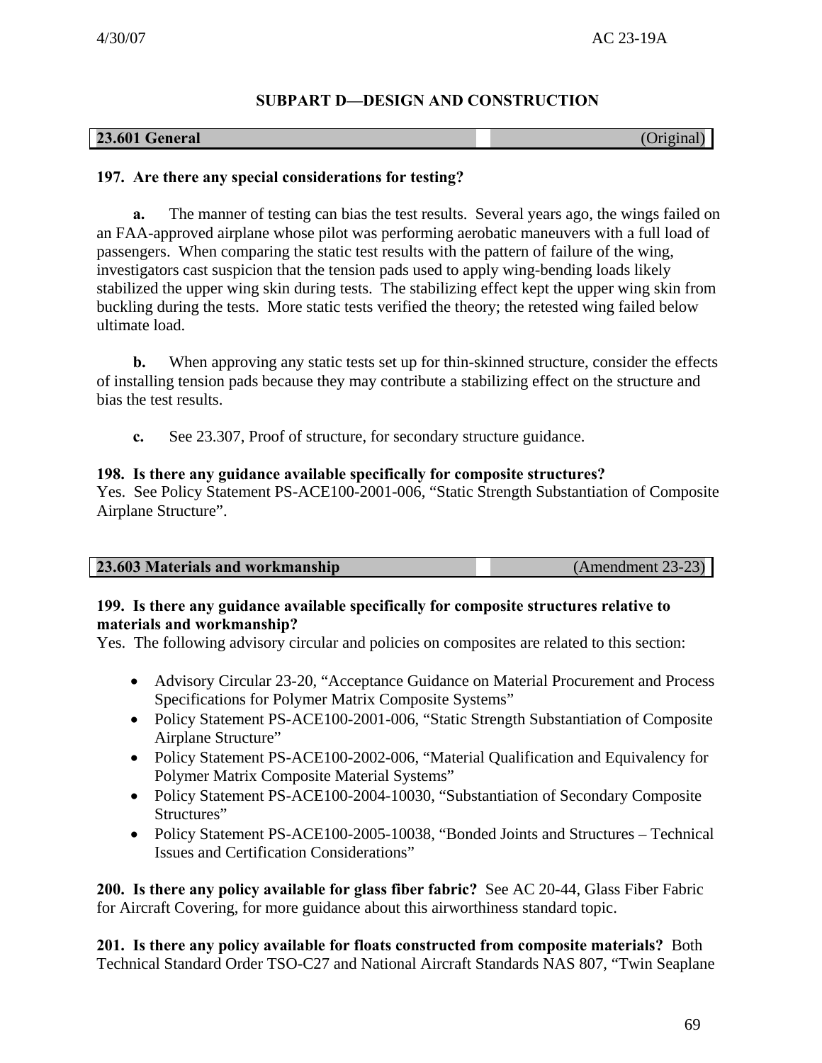## SUBPART D—DESIGN AND CONSTRUCTION

| **23.601 General** | (Original) |
|---|---|

**197. Are there any special considerations for testing?**

**a.** The manner of testing can bias the test results. Several years ago, the wings failed on an FAA-approved airplane whose pilot was performing aerobatic maneuvers with a full load of passengers. When comparing the static test results with the pattern of failure of the wing, investigators cast suspicion that the tension pads used to apply wing-bending loads likely stabilized the upper wing skin during tests. The stabilizing effect kept the upper wing skin from buckling during the tests. More static tests verified the theory; the retested wing failed below ultimate load.

**b.** When approving any static tests set up for thin-skinned structure, consider the effects of installing tension pads because they may contribute a stabilizing effect on the structure and bias the test results.

**c.** See 23.307, Proof of structure, for secondary structure guidance.

**198. Is there any guidance available specifically for composite structures?**
Yes. See Policy Statement PS-ACE100-2001-006, "Static Strength Substantiation of Composite Airplane Structure".

| **23.603 Materials and workmanship** | (Amendment 23-23) |
|---|---|

**199. Is there any guidance available specifically for composite structures relative to materials and workmanship?**
Yes. The following advisory circular and policies on composites are related to this section:

- Advisory Circular 23-20, "Acceptance Guidance on Material Procurement and Process Specifications for Polymer Matrix Composite Systems"
- Policy Statement PS-ACE100-2001-006, "Static Strength Substantiation of Composite Airplane Structure"
- Policy Statement PS-ACE100-2002-006, "Material Qualification and Equivalency for Polymer Matrix Composite Material Systems"
- Policy Statement PS-ACE100-2004-10030, "Substantiation of Secondary Composite Structures"
- Policy Statement PS-ACE100-2005-10038, "Bonded Joints and Structures – Technical Issues and Certification Considerations"

**200. Is there any policy available for glass fiber fabric?** See AC 20-44, Glass Fiber Fabric for Aircraft Covering, for more guidance about this airworthiness standard topic.

**201. Is there any policy available for floats constructed from composite materials?** Both Technical Standard Order TSO-C27 and National Aircraft Standards NAS 807, "Twin Seaplane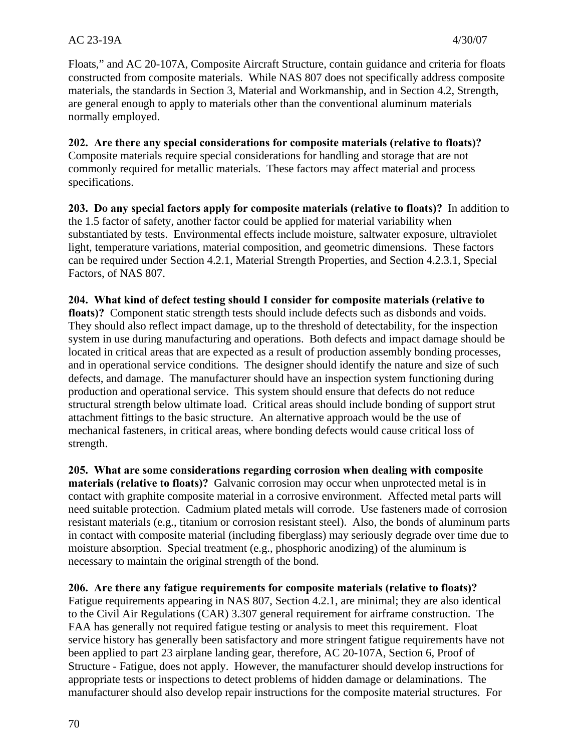Floats," and AC 20-107A, Composite Aircraft Structure, contain guidance and criteria for floats constructed from composite materials. While NAS 807 does not specifically address composite materials, the standards in Section 3, Material and Workmanship, and in Section 4.2, Strength, are general enough to apply to materials other than the conventional aluminum materials normally employed.

**202. Are there any special considerations for composite materials (relative to floats)?** Composite materials require special considerations for handling and storage that are not commonly required for metallic materials. These factors may affect material and process specifications.

**203. Do any special factors apply for composite materials (relative to floats)?** In addition to the 1.5 factor of safety, another factor could be applied for material variability when substantiated by tests. Environmental effects include moisture, saltwater exposure, ultraviolet light, temperature variations, material composition, and geometric dimensions. These factors can be required under Section 4.2.1, Material Strength Properties, and Section 4.2.3.1, Special Factors, of NAS 807.

**204. What kind of defect testing should I consider for composite materials (relative to floats)?** Component static strength tests should include defects such as disbonds and voids. They should also reflect impact damage, up to the threshold of detectability, for the inspection system in use during manufacturing and operations. Both defects and impact damage should be located in critical areas that are expected as a result of production assembly bonding processes, and in operational service conditions. The designer should identify the nature and size of such defects, and damage. The manufacturer should have an inspection system functioning during production and operational service. This system should ensure that defects do not reduce structural strength below ultimate load. Critical areas should include bonding of support strut attachment fittings to the basic structure. An alternative approach would be the use of mechanical fasteners, in critical areas, where bonding defects would cause critical loss of strength.

**205. What are some considerations regarding corrosion when dealing with composite materials (relative to floats)?** Galvanic corrosion may occur when unprotected metal is in contact with graphite composite material in a corrosive environment. Affected metal parts will need suitable protection. Cadmium plated metals will corrode. Use fasteners made of corrosion resistant materials (e.g., titanium or corrosion resistant steel). Also, the bonds of aluminum parts in contact with composite material (including fiberglass) may seriously degrade over time due to moisture absorption. Special treatment (e.g., phosphoric anodizing) of the aluminum is necessary to maintain the original strength of the bond.

**206. Are there any fatigue requirements for composite materials (relative to floats)?** Fatigue requirements appearing in NAS 807, Section 4.2.1, are minimal; they are also identical to the Civil Air Regulations (CAR) 3.307 general requirement for airframe construction. The FAA has generally not required fatigue testing or analysis to meet this requirement. Float service history has generally been satisfactory and more stringent fatigue requirements have not been applied to part 23 airplane landing gear, therefore, AC 20-107A, Section 6, Proof of Structure - Fatigue, does not apply. However, the manufacturer should develop instructions for appropriate tests or inspections to detect problems of hidden damage or delaminations. The manufacturer should also develop repair instructions for the composite material structures. For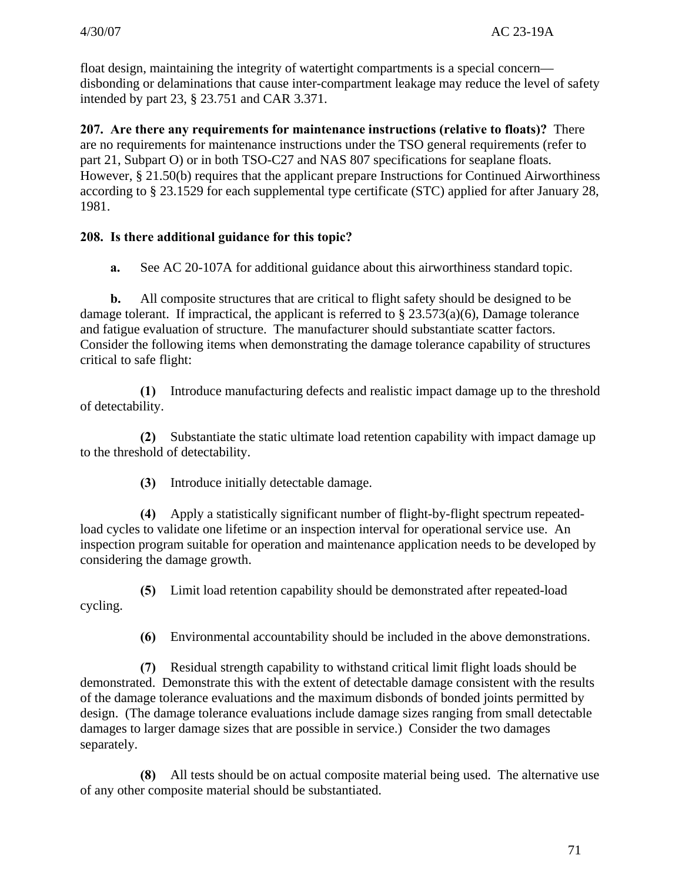float design, maintaining the integrity of watertight compartments is a special concern—disbonding or delaminations that cause inter-compartment leakage may reduce the level of safety intended by part 23, § 23.751 and CAR 3.371.

**207. Are there any requirements for maintenance instructions (relative to floats)?** There are no requirements for maintenance instructions under the TSO general requirements (refer to part 21, Subpart O) or in both TSO-C27 and NAS 807 specifications for seaplane floats. However, § 21.50(b) requires that the applicant prepare Instructions for Continued Airworthiness according to § 23.1529 for each supplemental type certificate (STC) applied for after January 28, 1981.

**208. Is there additional guidance for this topic?**

**a.** See AC 20-107A for additional guidance about this airworthiness standard topic.

**b.** All composite structures that are critical to flight safety should be designed to be damage tolerant. If impractical, the applicant is referred to § 23.573(a)(6), Damage tolerance and fatigue evaluation of structure. The manufacturer should substantiate scatter factors. Consider the following items when demonstrating the damage tolerance capability of structures critical to safe flight:

**(1)** Introduce manufacturing defects and realistic impact damage up to the threshold of detectability.

**(2)** Substantiate the static ultimate load retention capability with impact damage up to the threshold of detectability.

**(3)** Introduce initially detectable damage.

**(4)** Apply a statistically significant number of flight-by-flight spectrum repeated-load cycles to validate one lifetime or an inspection interval for operational service use. An inspection program suitable for operation and maintenance application needs to be developed by considering the damage growth.

**(5)** Limit load retention capability should be demonstrated after repeated-load cycling.

**(6)** Environmental accountability should be included in the above demonstrations.

**(7)** Residual strength capability to withstand critical limit flight loads should be demonstrated. Demonstrate this with the extent of detectable damage consistent with the results of the damage tolerance evaluations and the maximum disbonds of bonded joints permitted by design. (The damage tolerance evaluations include damage sizes ranging from small detectable damages to larger damage sizes that are possible in service.) Consider the two damages separately.

**(8)** All tests should be on actual composite material being used. The alternative use of any other composite material should be substantiated.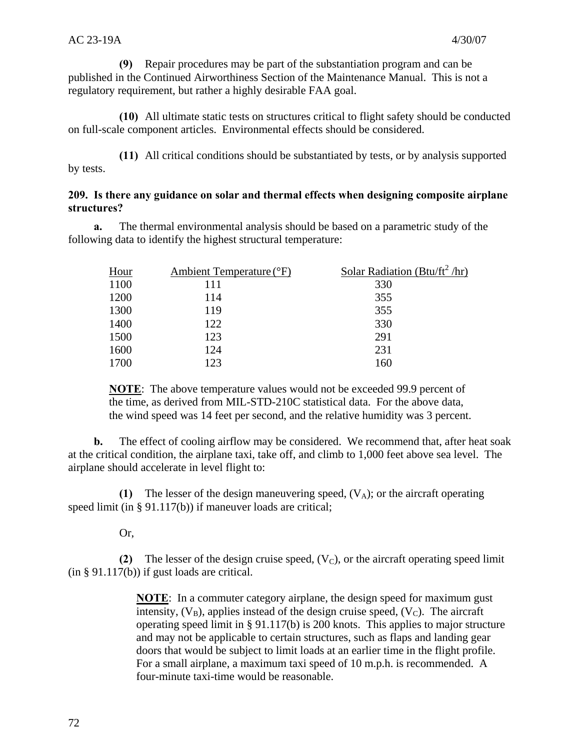**(9)** Repair procedures may be part of the substantiation program and can be published in the Continued Airworthiness Section of the Maintenance Manual. This is not a regulatory requirement, but rather a highly desirable FAA goal.

**(10)** All ultimate static tests on structures critical to flight safety should be conducted on full-scale component articles. Environmental effects should be considered.

**(11)** All critical conditions should be substantiated by tests, or by analysis supported by tests.

**209. Is there any guidance on solar and thermal effects when designing composite airplane structures?**

**a.** The thermal environmental analysis should be based on a parametric study of the following data to identify the highest structural temperature:

| Hour | Ambient Temperature (°F) | Solar Radiation (Btu/ft$^2$ /hr) |
|---|---|---|
| 1100 | 111 | 330 |
| 1200 | 114 | 355 |
| 1300 | 119 | 355 |
| 1400 | 122 | 330 |
| 1500 | 123 | 291 |
| 1600 | 124 | 231 |
| 1700 | 123 | 160 |

**NOTE**: The above temperature values would not be exceeded 99.9 percent of the time, as derived from MIL-STD-210C statistical data. For the above data, the wind speed was 14 feet per second, and the relative humidity was 3 percent.

**b.** The effect of cooling airflow may be considered. We recommend that, after heat soak at the critical condition, the airplane taxi, take off, and climb to 1,000 feet above sea level. The airplane should accelerate in level flight to:

**(1)** The lesser of the design maneuvering speed, ($V_A$); or the aircraft operating speed limit (in § 91.117(b)) if maneuver loads are critical;

Or,

**(2)** The lesser of the design cruise speed, ($V_C$), or the aircraft operating speed limit (in § 91.117(b)) if gust loads are critical.

**NOTE**: In a commuter category airplane, the design speed for maximum gust intensity, ($V_B$), applies instead of the design cruise speed, ($V_C$). The aircraft operating speed limit in § 91.117(b) is 200 knots. This applies to major structure and may not be applicable to certain structures, such as flaps and landing gear doors that would be subject to limit loads at an earlier time in the flight profile. For a small airplane, a maximum taxi speed of 10 m.p.h. is recommended. A four-minute taxi-time would be reasonable.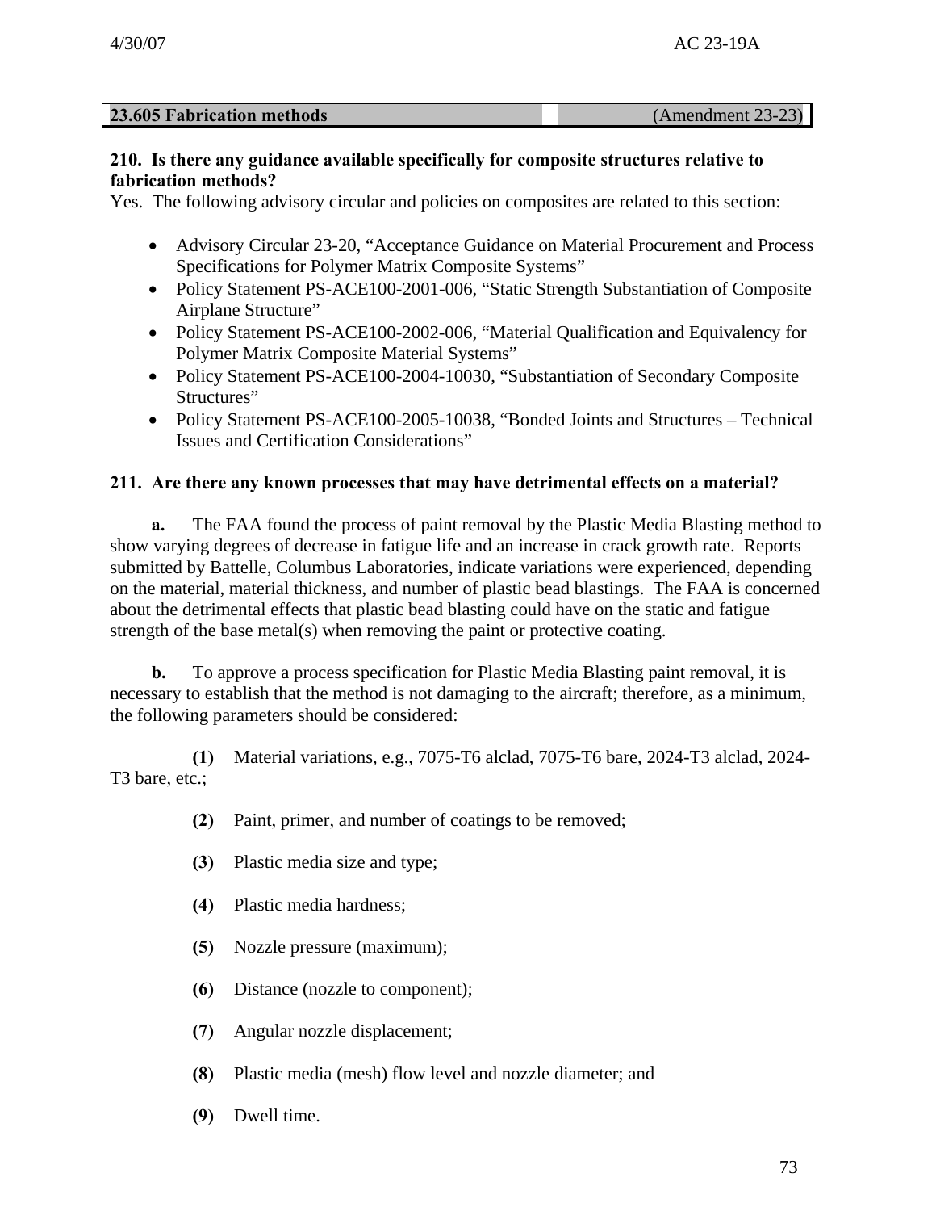## 23.605 Fabrication methods (Amendment 23-23)

**210. Is there any guidance available specifically for composite structures relative to fabrication methods?**

Yes. The following advisory circular and policies on composites are related to this section:

- Advisory Circular 23-20, “Acceptance Guidance on Material Procurement and Process Specifications for Polymer Matrix Composite Systems”
- Policy Statement PS-ACE100-2001-006, “Static Strength Substantiation of Composite Airplane Structure”
- Policy Statement PS-ACE100-2002-006, “Material Qualification and Equivalency for Polymer Matrix Composite Material Systems”
- Policy Statement PS-ACE100-2004-10030, “Substantiation of Secondary Composite Structures”
- Policy Statement PS-ACE100-2005-10038, “Bonded Joints and Structures – Technical Issues and Certification Considerations”

**211. Are there any known processes that may have detrimental effects on a material?**

**a.** The FAA found the process of paint removal by the Plastic Media Blasting method to show varying degrees of decrease in fatigue life and an increase in crack growth rate. Reports submitted by Battelle, Columbus Laboratories, indicate variations were experienced, depending on the material, material thickness, and number of plastic bead blastings. The FAA is concerned about the detrimental effects that plastic bead blasting could have on the static and fatigue strength of the base metal(s) when removing the paint or protective coating.

**b.** To approve a process specification for Plastic Media Blasting paint removal, it is necessary to establish that the method is not damaging to the aircraft; therefore, as a minimum, the following parameters should be considered:

**(1)** Material variations, e.g., 7075-T6 alclad, 7075-T6 bare, 2024-T3 alclad, 2024-T3 bare, etc.;

**(2)** Paint, primer, and number of coatings to be removed;

**(3)** Plastic media size and type;

**(4)** Plastic media hardness;

**(5)** Nozzle pressure (maximum);

**(6)** Distance (nozzle to component);

**(7)** Angular nozzle displacement;

**(8)** Plastic media (mesh) flow level and nozzle diameter; and

**(9)** Dwell time.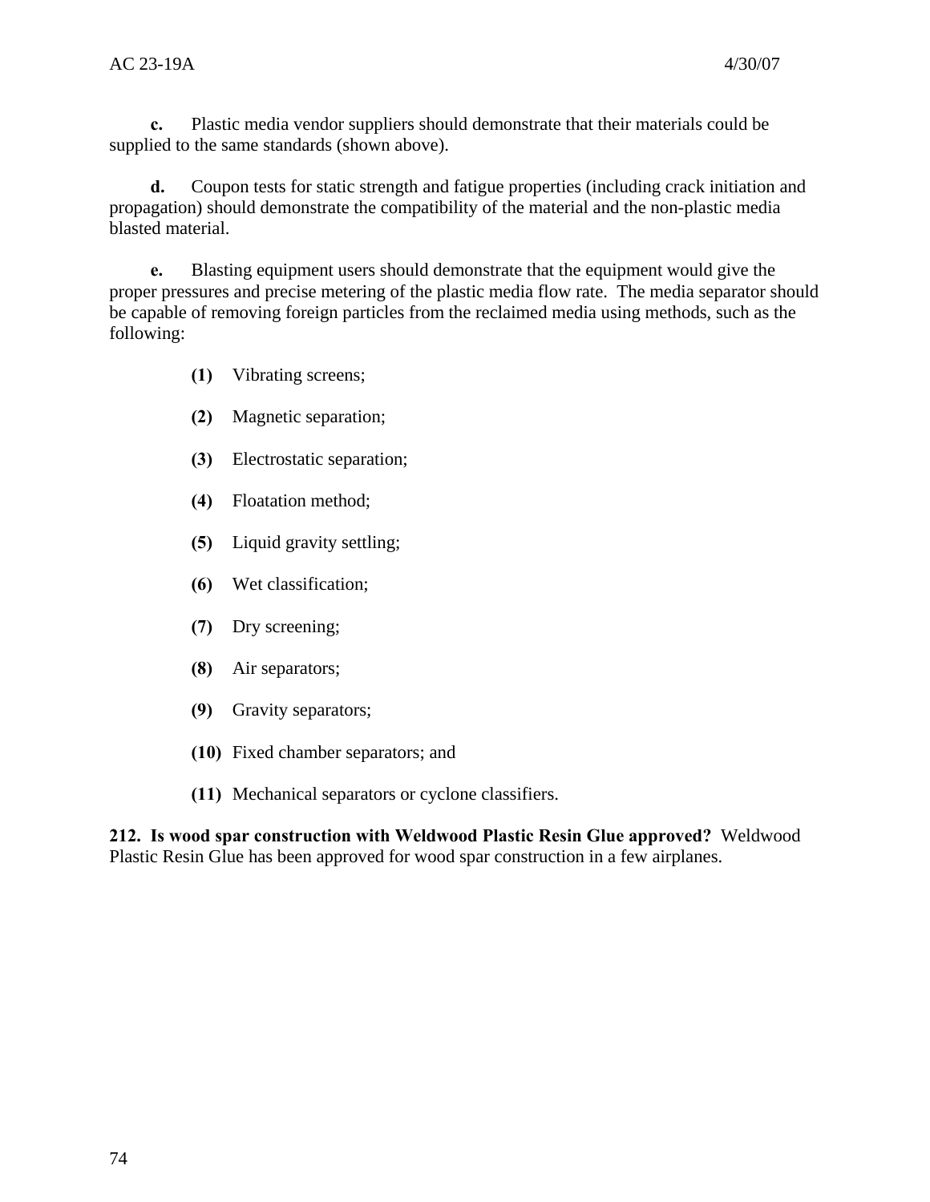**c.** Plastic media vendor suppliers should demonstrate that their materials could be supplied to the same standards (shown above).

**d.** Coupon tests for static strength and fatigue properties (including crack initiation and propagation) should demonstrate the compatibility of the material and the non-plastic media blasted material.

**e.** Blasting equipment users should demonstrate that the equipment would give the proper pressures and precise metering of the plastic media flow rate. The media separator should be capable of removing foreign particles from the reclaimed media using methods, such as the following:

**(1)** Vibrating screens;

**(2)** Magnetic separation;

**(3)** Electrostatic separation;

**(4)** Floatation method;

**(5)** Liquid gravity settling;

**(6)** Wet classification;

**(7)** Dry screening;

**(8)** Air separators;

**(9)** Gravity separators;

**(10)** Fixed chamber separators; and

**(11)** Mechanical separators or cyclone classifiers.

**212. Is wood spar construction with Weldwood Plastic Resin Glue approved?** Weldwood Plastic Resin Glue has been approved for wood spar construction in a few airplanes.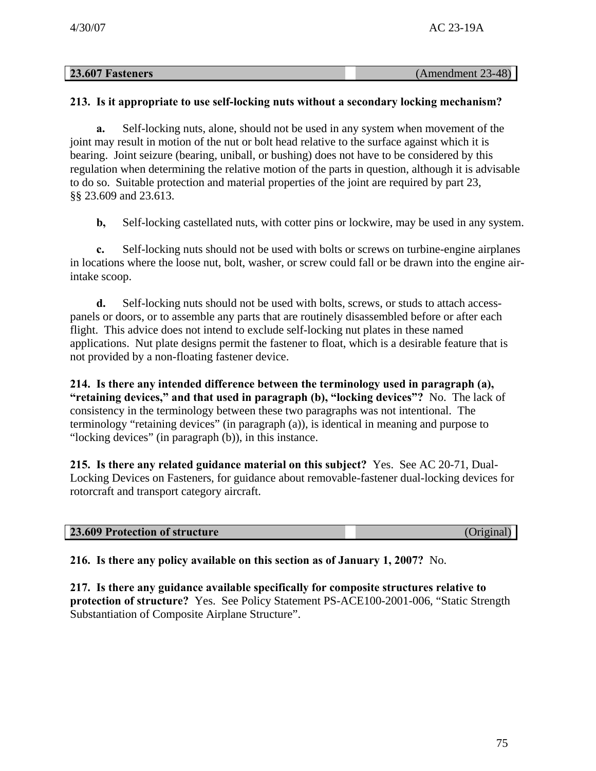| **23.607 Fasteners** | (Amendment 23-48) |
| --- | --- |

**213. Is it appropriate to use self-locking nuts without a secondary locking mechanism?**

**a.** Self-locking nuts, alone, should not be used in any system when movement of the joint may result in motion of the nut or bolt head relative to the surface against which it is bearing. Joint seizure (bearing, uniball, or bushing) does not have to be considered by this regulation when determining the relative motion of the parts in question, although it is advisable to do so. Suitable protection and material properties of the joint are required by part 23, §§ 23.609 and 23.613.

**b,** Self-locking castellated nuts, with cotter pins or lockwire, may be used in any system.

**c.** Self-locking nuts should not be used with bolts or screws on turbine-engine airplanes in locations where the loose nut, bolt, washer, or screw could fall or be drawn into the engine air-intake scoop.

**d.** Self-locking nuts should not be used with bolts, screws, or studs to attach access-panels or doors, or to assemble any parts that are routinely disassembled before or after each flight. This advice does not intend to exclude self-locking nut plates in these named applications. Nut plate designs permit the fastener to float, which is a desirable feature that is not provided by a non-floating fastener device.

**214. Is there any intended difference between the terminology used in paragraph (a), "retaining devices," and that used in paragraph (b), "locking devices"?** No. The lack of consistency in the terminology between these two paragraphs was not intentional. The terminology "retaining devices" (in paragraph (a)), is identical in meaning and purpose to "locking devices" (in paragraph (b)), in this instance.

**215. Is there any related guidance material on this subject?** Yes. See AC 20-71, Dual-Locking Devices on Fasteners, for guidance about removable-fastener dual-locking devices for rotorcraft and transport category aircraft.

| **23.609 Protection of structure** | (Original) |
| --- | --- |

**216. Is there any policy available on this section as of January 1, 2007?** No.

**217. Is there any guidance available specifically for composite structures relative to protection of structure?** Yes. See Policy Statement PS-ACE100-2001-006, "Static Strength Substantiation of Composite Airplane Structure".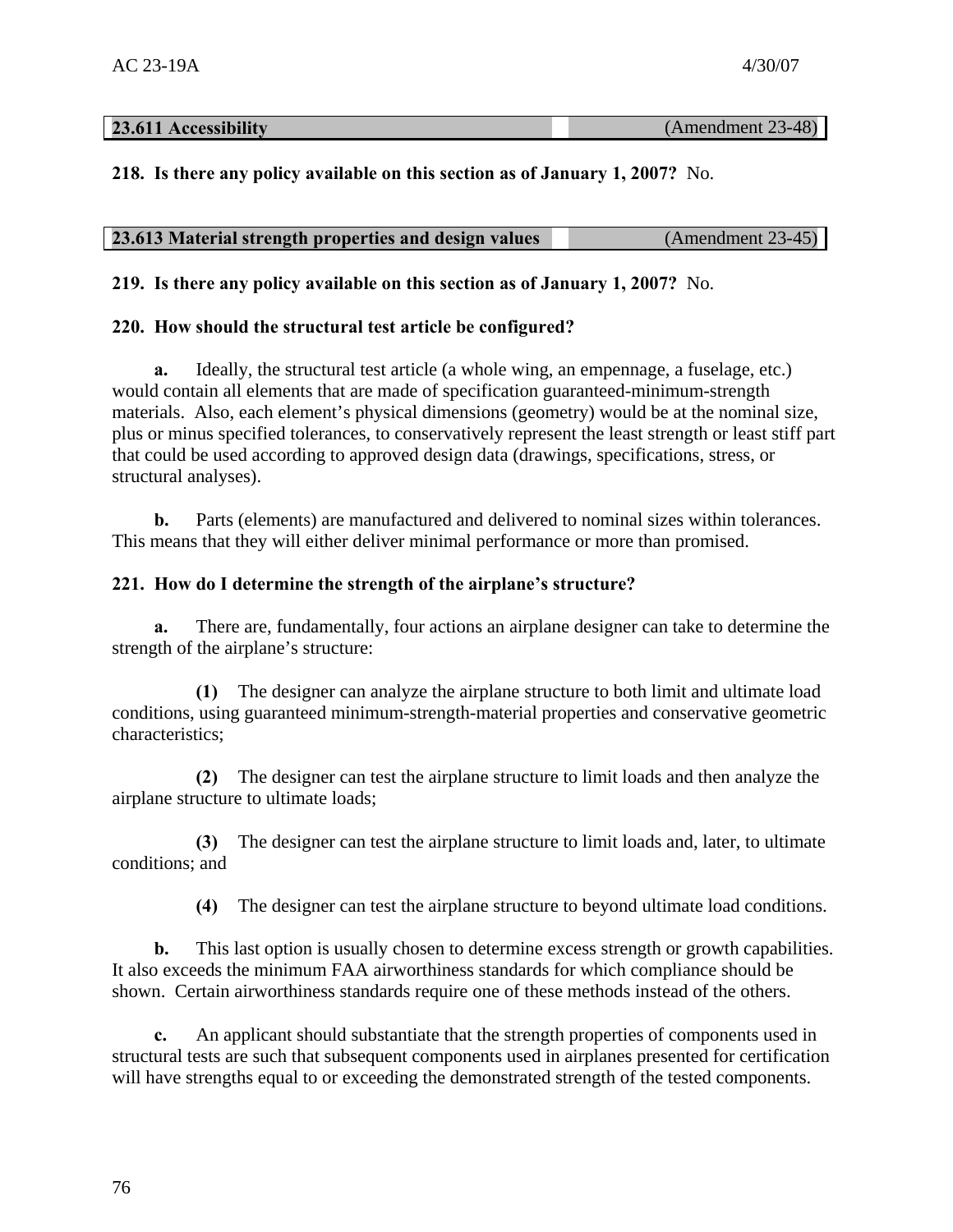| **23.611 Accessibility** | (Amendment 23-48) |
| --- | --- |

**218. Is there any policy available on this section as of January 1, 2007?** No.

| **23.613 Material strength properties and design values** | (Amendment 23-45) |
| --- | --- |

**219. Is there any policy available on this section as of January 1, 2007?** No.

**220. How should the structural test article be configured?**

**a.** Ideally, the structural test article (a whole wing, an empennage, a fuselage, etc.) would contain all elements that are made of specification guaranteed-minimum-strength materials. Also, each element's physical dimensions (geometry) would be at the nominal size, plus or minus specified tolerances, to conservatively represent the least strength or least stiff part that could be used according to approved design data (drawings, specifications, stress, or structural analyses).

**b.** Parts (elements) are manufactured and delivered to nominal sizes within tolerances. This means that they will either deliver minimal performance or more than promised.

**221. How do I determine the strength of the airplane's structure?**

**a.** There are, fundamentally, four actions an airplane designer can take to determine the strength of the airplane's structure:

**(1)** The designer can analyze the airplane structure to both limit and ultimate load conditions, using guaranteed minimum-strength-material properties and conservative geometric characteristics;

**(2)** The designer can test the airplane structure to limit loads and then analyze the airplane structure to ultimate loads;

**(3)** The designer can test the airplane structure to limit loads and, later, to ultimate conditions; and

**(4)** The designer can test the airplane structure to beyond ultimate load conditions.

**b.** This last option is usually chosen to determine excess strength or growth capabilities. It also exceeds the minimum FAA airworthiness standards for which compliance should be shown. Certain airworthiness standards require one of these methods instead of the others.

**c.** An applicant should substantiate that the strength properties of components used in structural tests are such that subsequent components used in airplanes presented for certification will have strengths equal to or exceeding the demonstrated strength of the tested components.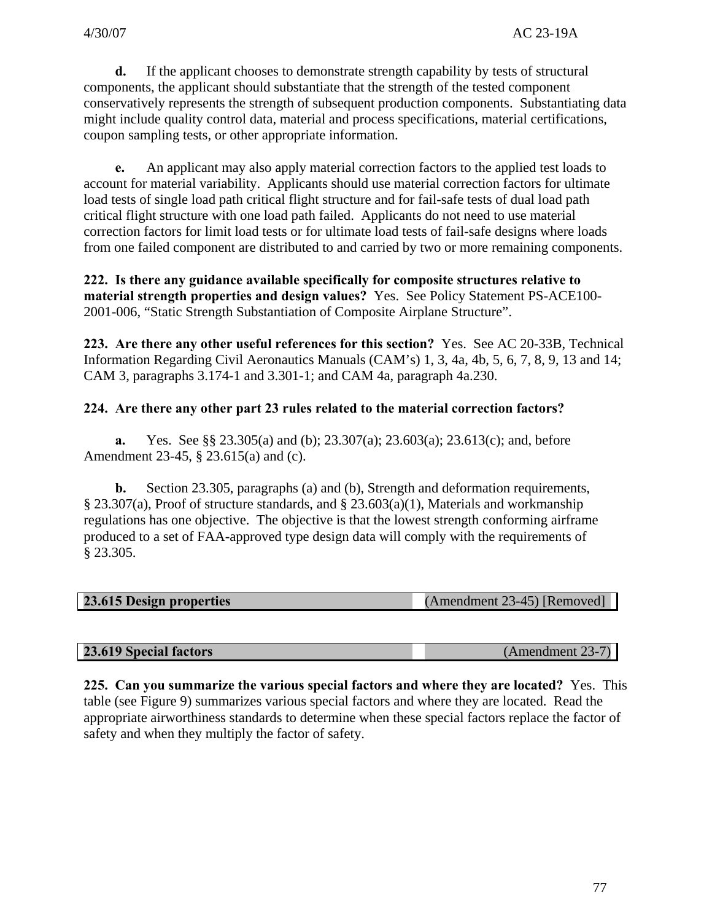**d.** If the applicant chooses to demonstrate strength capability by tests of structural components, the applicant should substantiate that the strength of the tested component conservatively represents the strength of subsequent production components. Substantiating data might include quality control data, material and process specifications, material certifications, coupon sampling tests, or other appropriate information.

**e.** An applicant may also apply material correction factors to the applied test loads to account for material variability. Applicants should use material correction factors for ultimate load tests of single load path critical flight structure and for fail-safe tests of dual load path critical flight structure with one load path failed. Applicants do not need to use material correction factors for limit load tests or for ultimate load tests of fail-safe designs where loads from one failed component are distributed to and carried by two or more remaining components.

**222. Is there any guidance available specifically for composite structures relative to material strength properties and design values?** Yes. See Policy Statement PS-ACE100-2001-006, "Static Strength Substantiation of Composite Airplane Structure".

**223. Are there any other useful references for this section?** Yes. See AC 20-33B, Technical Information Regarding Civil Aeronautics Manuals (CAM's) 1, 3, 4a, 4b, 5, 6, 7, 8, 9, 13 and 14; CAM 3, paragraphs 3.174-1 and 3.301-1; and CAM 4a, paragraph 4a.230.

**224. Are there any other part 23 rules related to the material correction factors?**

**a.** Yes. See §§ 23.305(a) and (b); 23.307(a); 23.603(a); 23.613(c); and, before Amendment 23-45, § 23.615(a) and (c).

**b.** Section 23.305, paragraphs (a) and (b), Strength and deformation requirements, § 23.307(a), Proof of structure standards, and § 23.603(a)(1), Materials and workmanship regulations has one objective. The objective is that the lowest strength conforming airframe produced to a set of FAA-approved type design data will comply with the requirements of § 23.305.

| **23.615 Design properties** | (Amendment 23-45) [Removed] |
|---|---|

| **23.619 Special factors** | (Amendment 23-7) |
|---|---|

**225. Can you summarize the various special factors and where they are located?** Yes. This table (see Figure 9) summarizes various special factors and where they are located. Read the appropriate airworthiness standards to determine when these special factors replace the factor of safety and when they multiply the factor of safety.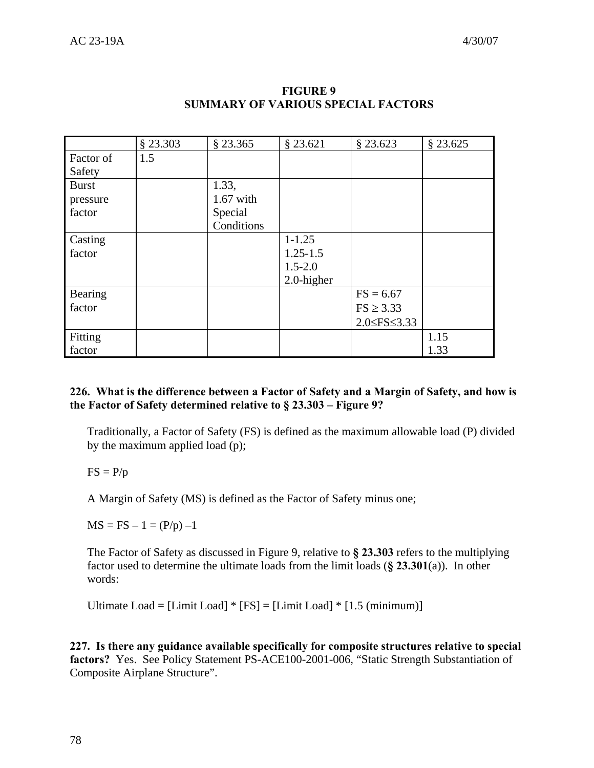**FIGURE 9**
**SUMMARY OF VARIOUS SPECIAL FACTORS**

| | § 23.303 | § 23.365 | § 23.621 | § 23.623 | § 23.625 |
|---|---|---|---|---|---|
| Factor of Safety | 1.5 | | | | |
| Burst pressure factor | | 1.33, 1.67 with Special Conditions | | | |
| Casting factor | | | 1-1.25<br>1.25-1.5<br>1.5-2.0<br>2.0-higher | | |
| Bearing factor | | | | FS = 6.67<br>FS ≥ 3.33<br>2.0≤FS≤3.33 | |
| Fitting factor | | | | | 1.15<br>1.33 |

**226. What is the difference between a Factor of Safety and a Margin of Safety, and how is the Factor of Safety determined relative to § 23.303 – Figure 9?**

Traditionally, a Factor of Safety (FS) is defined as the maximum allowable load (P) divided by the maximum applied load (p);

$$FS = P/p$$

A Margin of Safety (MS) is defined as the Factor of Safety minus one;

$$MS = FS - 1 = (P/p) - 1$$

The Factor of Safety as discussed in Figure 9, relative to **§ 23.303** refers to the multiplying factor used to determine the ultimate loads from the limit loads (**§ 23.301**(a)). In other words:

Ultimate Load = [Limit Load] * [FS] = [Limit Load] * [1.5 (minimum)]

**227. Is there any guidance available specifically for composite structures relative to special factors?** Yes. See Policy Statement PS-ACE100-2001-006, "Static Strength Substantiation of Composite Airplane Structure".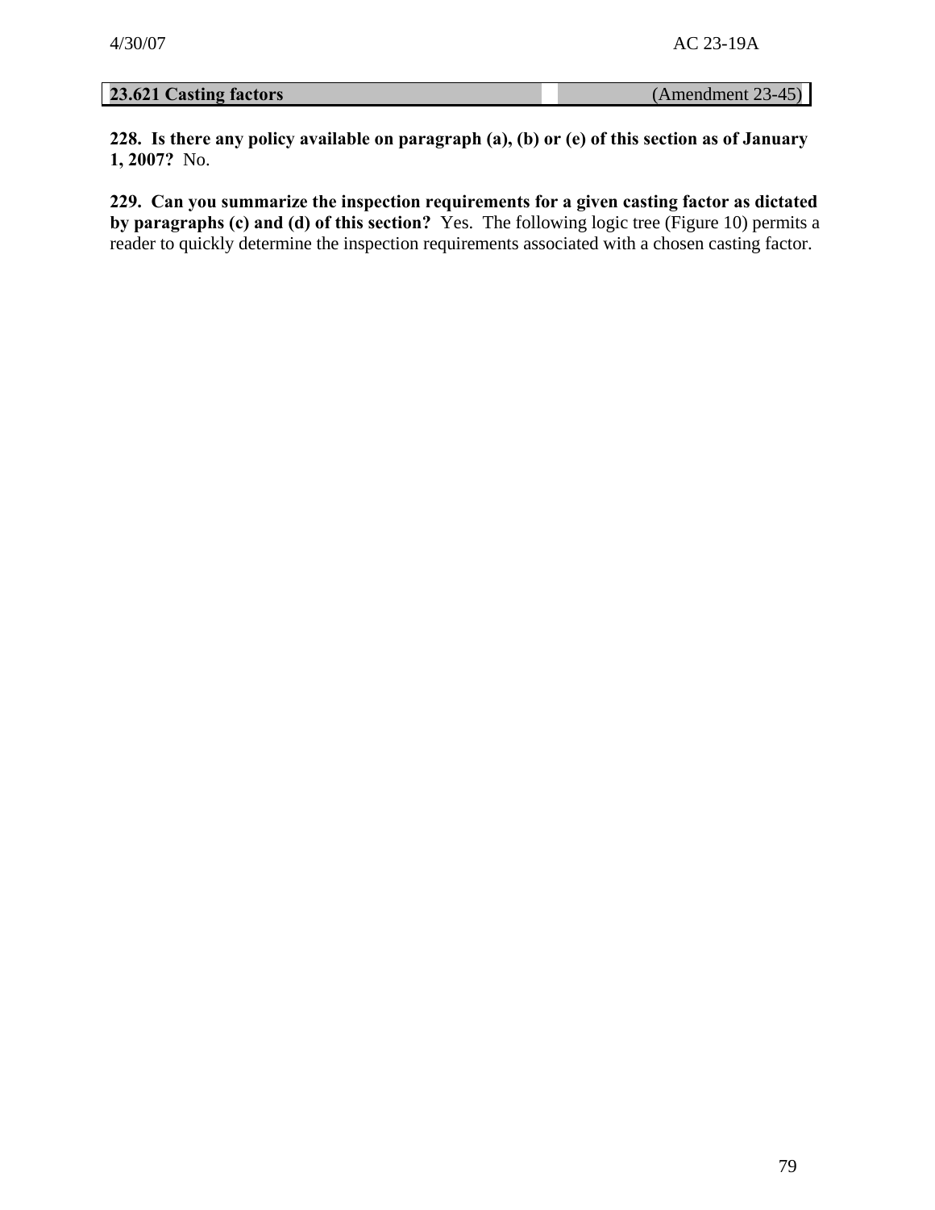| **23.621 Casting factors** | (Amendment 23-45) |
|---|---|

**228. Is there any policy available on paragraph (a), (b) or (e) of this section as of January 1, 2007?** No.

**229. Can you summarize the inspection requirements for a given casting factor as dictated by paragraphs (c) and (d) of this section?** Yes. The following logic tree (Figure 10) permits a reader to quickly determine the inspection requirements associated with a chosen casting factor.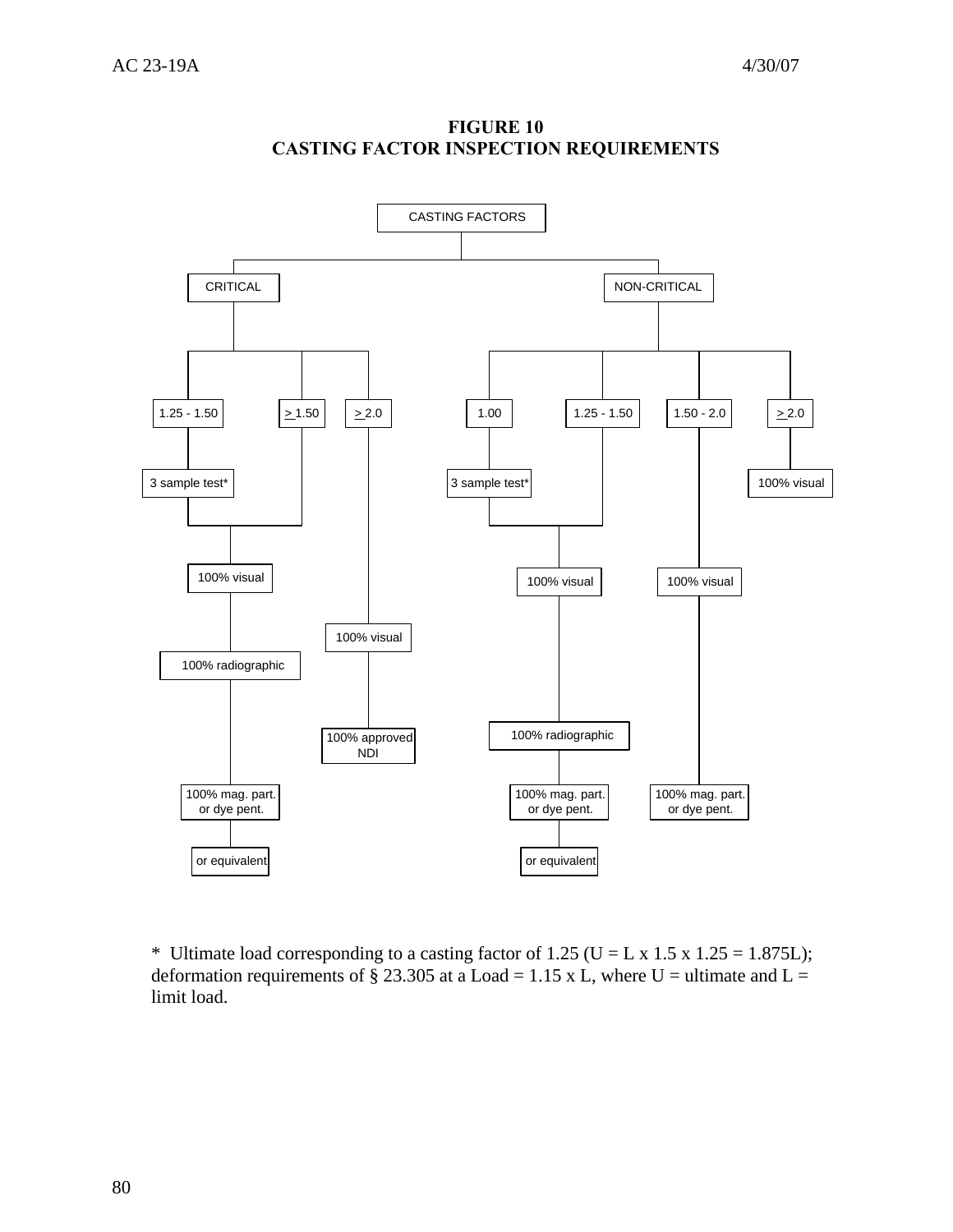**FIGURE 10**
**CASTING FACTOR INSPECTION REQUIREMENTS**

CASTING FACTORS

- CRITICAL
  - 1.25 - 1.50 → 3 sample test* → 100% visual → 100% radiographic → 100% mag. part. or dye pent. → or equivalent
  - ≥ 1.50 → 100% visual → 100% radiographic → 100% mag. part. or dye pent. → or equivalent
  - ≥ 2.0 → 100% visual → 100% approved NDI
- NON-CRITICAL
  - 1.00 → 3 sample test* → 100% visual → 100% radiographic → 100% mag. part. or dye pent. → or equivalent
  - 1.25 - 1.50 → 100% visual → 100% radiographic → 100% mag. part. or dye pent. → or equivalent
  - 1.50 - 2.0 → 100% visual → 100% mag. part. or dye pent.
  - ≥ 2.0 → 100% visual

* Ultimate load corresponding to a casting factor of 1.25 ($U = L \times 1.5 \times 1.25 = 1.875L$); deformation requirements of § 23.305 at a Load = $1.15 \times L$, where U = ultimate and L = limit load.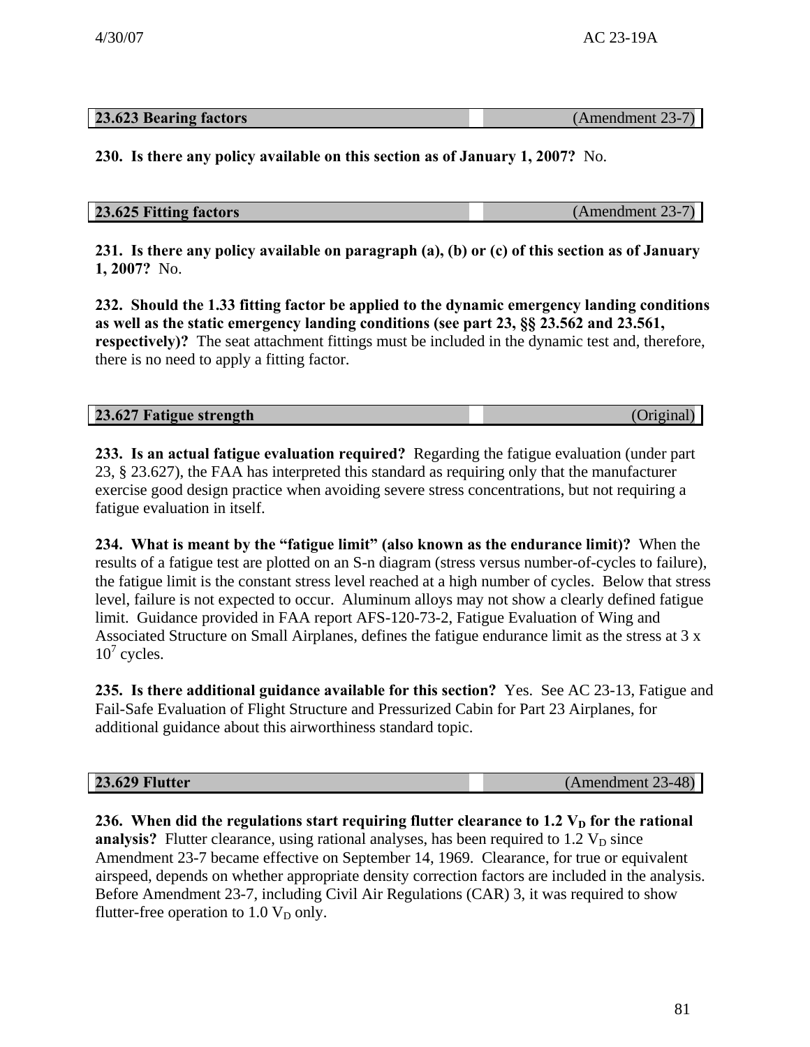| 23.623 Bearing factors | (Amendment 23-7) |
|---|---|

**230. Is there any policy available on this section as of January 1, 2007?** No.

| 23.625 Fitting factors | (Amendment 23-7) |
|---|---|

**231. Is there any policy available on paragraph (a), (b) or (c) of this section as of January 1, 2007?** No.

**232. Should the 1.33 fitting factor be applied to the dynamic emergency landing conditions as well as the static emergency landing conditions (see part 23, §§ 23.562 and 23.561, respectively)?** The seat attachment fittings must be included in the dynamic test and, therefore, there is no need to apply a fitting factor.

| 23.627 Fatigue strength | (Original) |
|---|---|

**233. Is an actual fatigue evaluation required?** Regarding the fatigue evaluation (under part 23, § 23.627), the FAA has interpreted this standard as requiring only that the manufacturer exercise good design practice when avoiding severe stress concentrations, but not requiring a fatigue evaluation in itself.

**234. What is meant by the "fatigue limit" (also known as the endurance limit)?** When the results of a fatigue test are plotted on an S-n diagram (stress versus number-of-cycles to failure), the fatigue limit is the constant stress level reached at a high number of cycles. Below that stress level, failure is not expected to occur. Aluminum alloys may not show a clearly defined fatigue limit. Guidance provided in FAA report AFS-120-73-2, Fatigue Evaluation of Wing and Associated Structure on Small Airplanes, defines the fatigue endurance limit as the stress at $3 \times 10^7$ cycles.

**235. Is there additional guidance available for this section?** Yes. See AC 23-13, Fatigue and Fail-Safe Evaluation of Flight Structure and Pressurized Cabin for Part 23 Airplanes, for additional guidance about this airworthiness standard topic.

| 23.629 Flutter | (Amendment 23-48) |
|---|---|

**236. When did the regulations start requiring flutter clearance to 1.2 $V_D$ for the rational analysis?** Flutter clearance, using rational analyses, has been required to 1.2 $V_D$ since Amendment 23-7 became effective on September 14, 1969. Clearance, for true or equivalent airspeed, depends on whether appropriate density correction factors are included in the analysis. Before Amendment 23-7, including Civil Air Regulations (CAR) 3, it was required to show flutter-free operation to 1.0 $V_D$ only.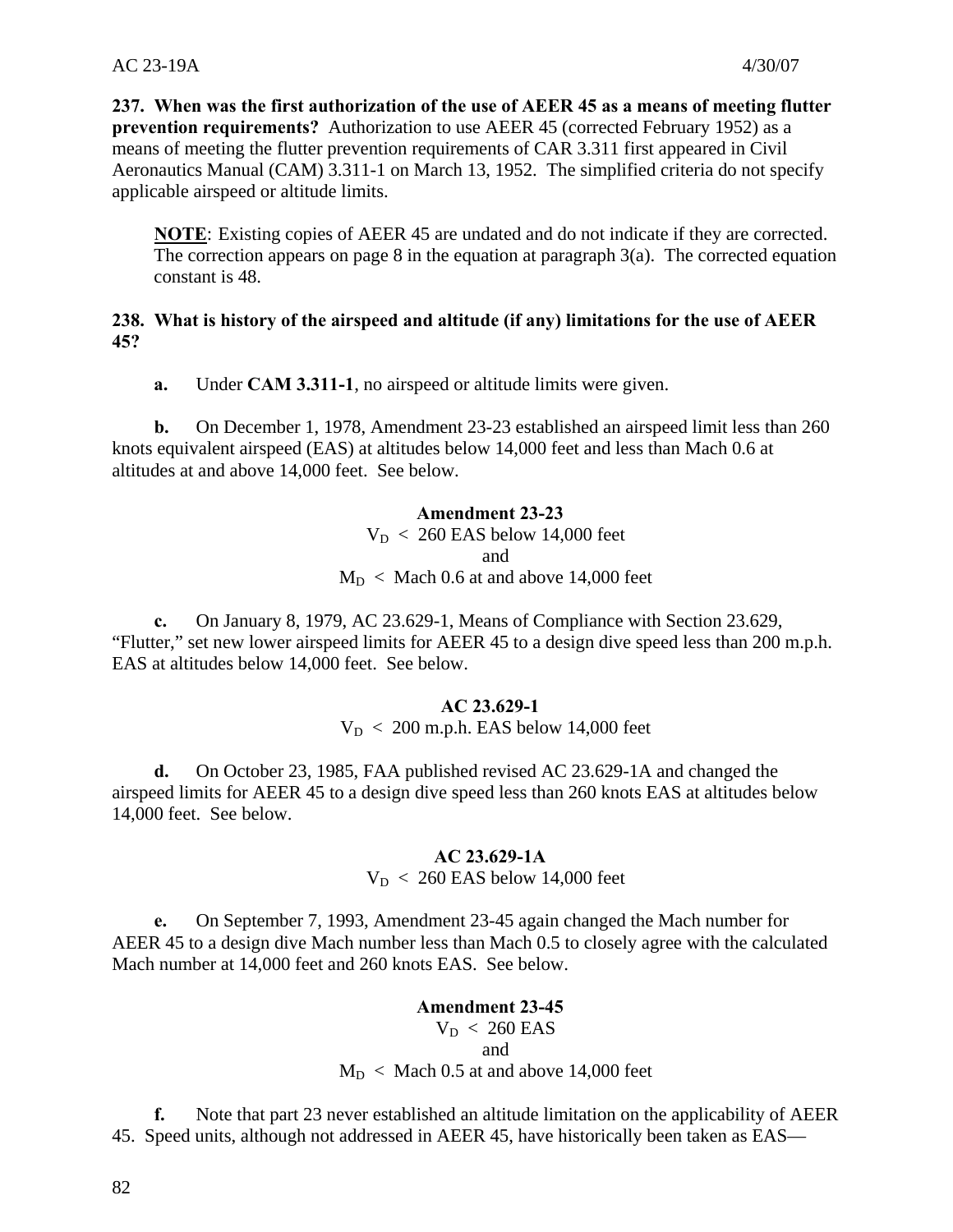**237. When was the first authorization of the use of AEER 45 as a means of meeting flutter prevention requirements?** Authorization to use AEER 45 (corrected February 1952) as a means of meeting the flutter prevention requirements of CAR 3.311 first appeared in Civil Aeronautics Manual (CAM) 3.311-1 on March 13, 1952. The simplified criteria do not specify applicable airspeed or altitude limits.

> **NOTE**: Existing copies of AEER 45 are undated and do not indicate if they are corrected. The correction appears on page 8 in the equation at paragraph 3(a). The corrected equation constant is 48.

**238. What is history of the airspeed and altitude (if any) limitations for the use of AEER 45?**

**a.** Under **CAM 3.311-1**, no airspeed or altitude limits were given.

**b.** On December 1, 1978, Amendment 23-23 established an airspeed limit less than 260 knots equivalent airspeed (EAS) at altitudes below 14,000 feet and less than Mach 0.6 at altitudes at and above 14,000 feet. See below.

**Amendment 23-23**

$V_D$ < 260 EAS below 14,000 feet

and

$M_D$ < Mach 0.6 at and above 14,000 feet

**c.** On January 8, 1979, AC 23.629-1, Means of Compliance with Section 23.629, "Flutter," set new lower airspeed limits for AEER 45 to a design dive speed less than 200 m.p.h. EAS at altitudes below 14,000 feet. See below.

**AC 23.629-1**

$V_D$ < 200 m.p.h. EAS below 14,000 feet

**d.** On October 23, 1985, FAA published revised AC 23.629-1A and changed the airspeed limits for AEER 45 to a design dive speed less than 260 knots EAS at altitudes below 14,000 feet. See below.

**AC 23.629-1A**

$V_D$ < 260 EAS below 14,000 feet

**e.** On September 7, 1993, Amendment 23-45 again changed the Mach number for AEER 45 to a design dive Mach number less than Mach 0.5 to closely agree with the calculated Mach number at 14,000 feet and 260 knots EAS. See below.

**Amendment 23-45**

$V_D$ < 260 EAS

and

$M_D$ < Mach 0.5 at and above 14,000 feet

**f.** Note that part 23 never established an altitude limitation on the applicability of AEER 45. Speed units, although not addressed in AEER 45, have historically been taken as EAS—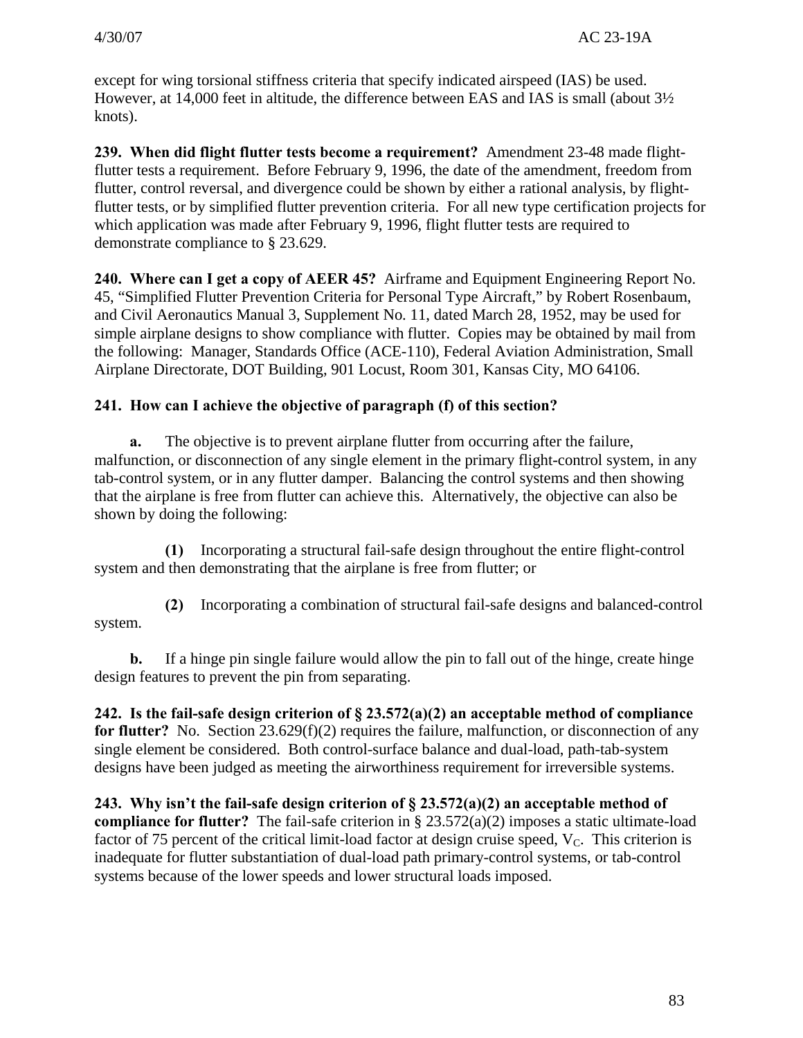except for wing torsional stiffness criteria that specify indicated airspeed (IAS) be used. However, at 14,000 feet in altitude, the difference between EAS and IAS is small (about 3½ knots).

**239. When did flight flutter tests become a requirement?** Amendment 23-48 made flight-flutter tests a requirement. Before February 9, 1996, the date of the amendment, freedom from flutter, control reversal, and divergence could be shown by either a rational analysis, by flight-flutter tests, or by simplified flutter prevention criteria. For all new type certification projects for which application was made after February 9, 1996, flight flutter tests are required to demonstrate compliance to § 23.629.

**240. Where can I get a copy of AEER 45?** Airframe and Equipment Engineering Report No. 45, "Simplified Flutter Prevention Criteria for Personal Type Aircraft," by Robert Rosenbaum, and Civil Aeronautics Manual 3, Supplement No. 11, dated March 28, 1952, may be used for simple airplane designs to show compliance with flutter. Copies may be obtained by mail from the following: Manager, Standards Office (ACE-110), Federal Aviation Administration, Small Airplane Directorate, DOT Building, 901 Locust, Room 301, Kansas City, MO 64106.

**241. How can I achieve the objective of paragraph (f) of this section?**

**a.** The objective is to prevent airplane flutter from occurring after the failure, malfunction, or disconnection of any single element in the primary flight-control system, in any tab-control system, or in any flutter damper. Balancing the control systems and then showing that the airplane is free from flutter can achieve this. Alternatively, the objective can also be shown by doing the following:

**(1)** Incorporating a structural fail-safe design throughout the entire flight-control system and then demonstrating that the airplane is free from flutter; or

**(2)** Incorporating a combination of structural fail-safe designs and balanced-control system.

**b.** If a hinge pin single failure would allow the pin to fall out of the hinge, create hinge design features to prevent the pin from separating.

**242. Is the fail-safe design criterion of § 23.572(a)(2) an acceptable method of compliance for flutter?** No. Section 23.629(f)(2) requires the failure, malfunction, or disconnection of any single element be considered. Both control-surface balance and dual-load, path-tab-system designs have been judged as meeting the airworthiness requirement for irreversible systems.

**243. Why isn't the fail-safe design criterion of § 23.572(a)(2) an acceptable method of compliance for flutter?** The fail-safe criterion in § 23.572(a)(2) imposes a static ultimate-load factor of 75 percent of the critical limit-load factor at design cruise speed, $V_C$. This criterion is inadequate for flutter substantiation of dual-load path primary-control systems, or tab-control systems because of the lower speeds and lower structural loads imposed.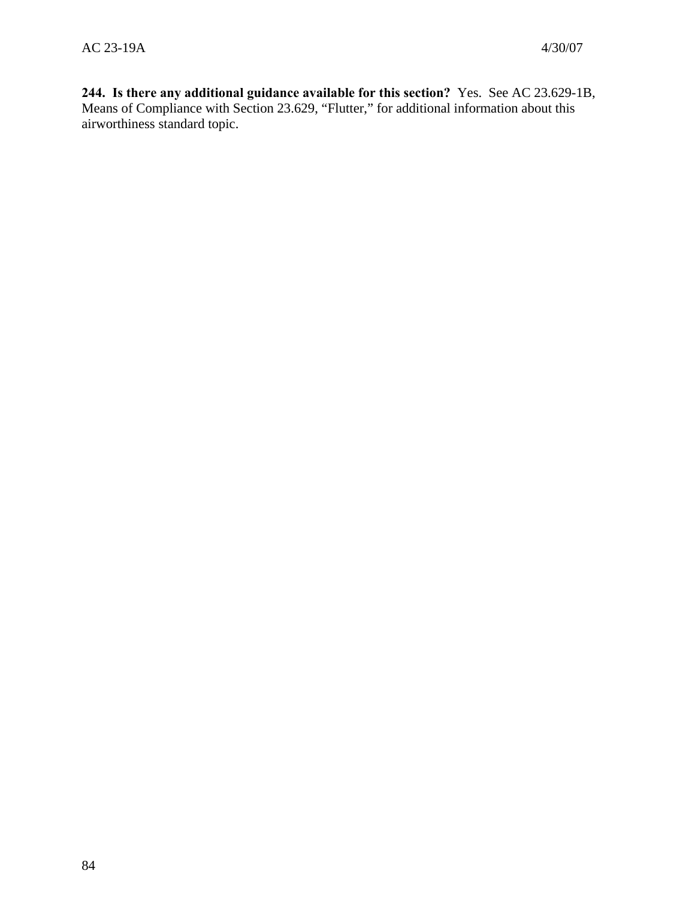**244. Is there any additional guidance available for this section?** Yes. See AC 23.629-1B, Means of Compliance with Section 23.629, "Flutter," for additional information about this airworthiness standard topic.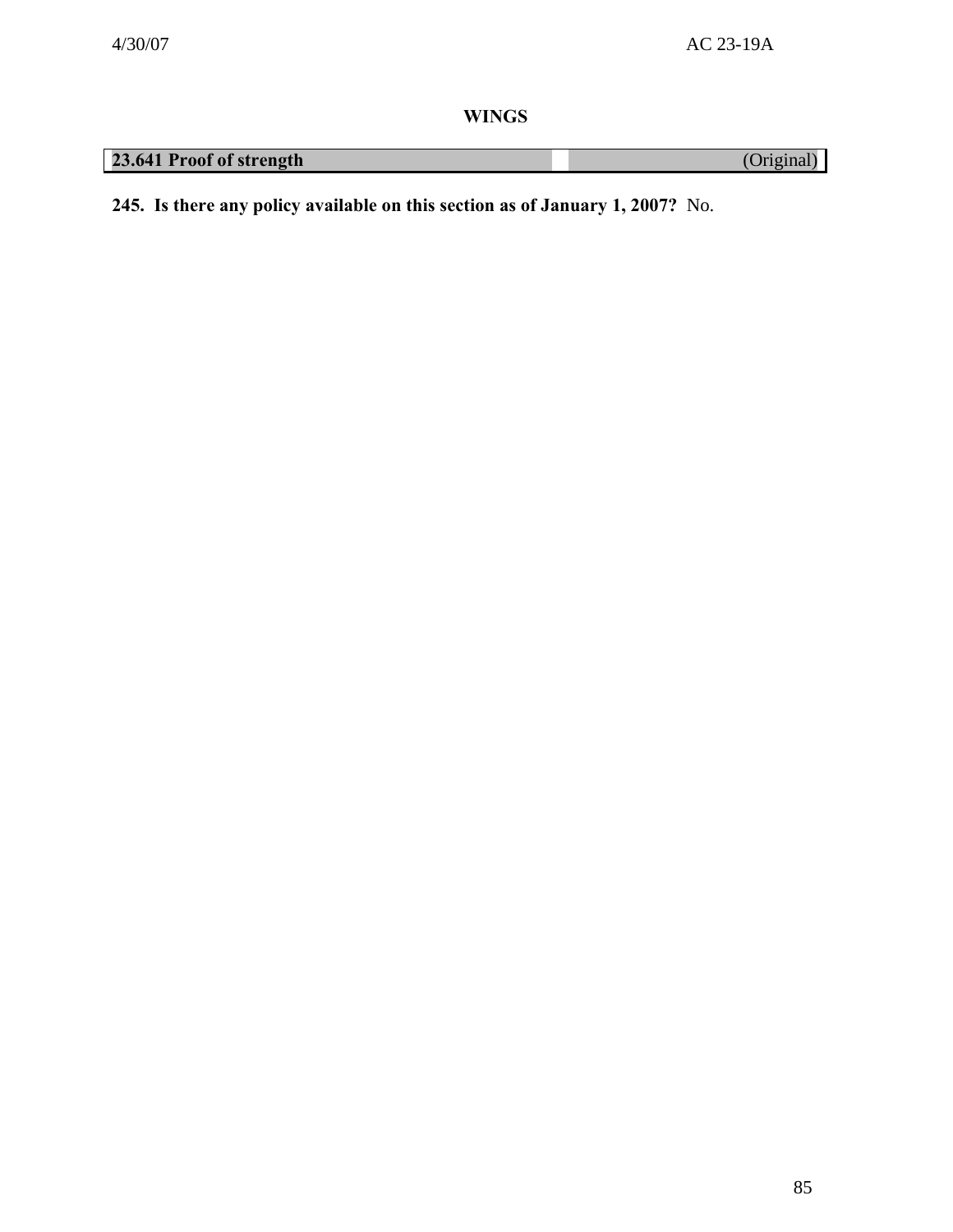## WINGS

| 23.641 Proof of strength | (Original) |
|---|---|

**245. Is there any policy available on this section as of January 1, 2007?** No.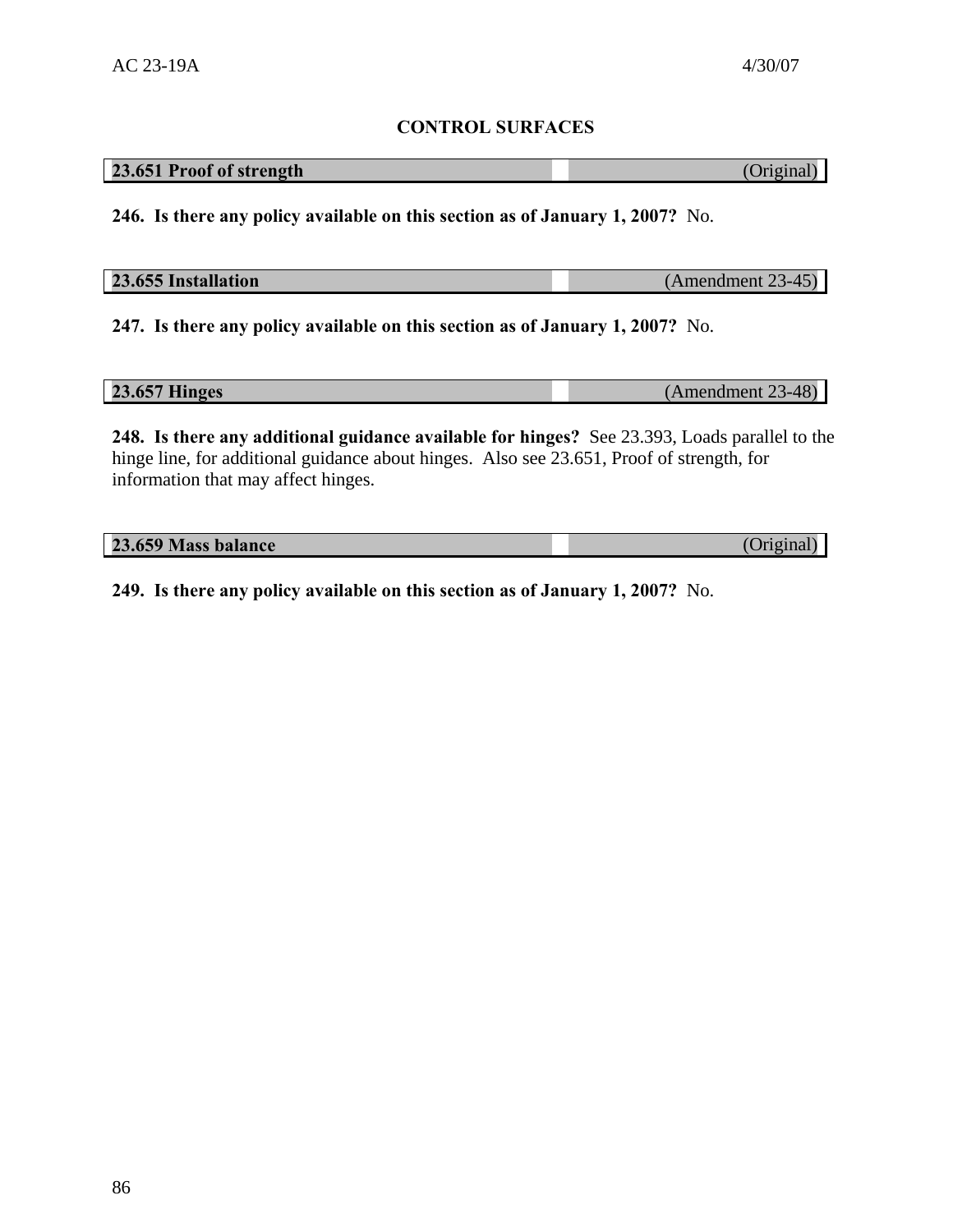## CONTROL SURFACES

| 23.651 Proof of strength | (Original) |
|---|---|

**246. Is there any policy available on this section as of January 1, 2007?** No.

| 23.655 Installation | (Amendment 23-45) |
|---|---|

**247. Is there any policy available on this section as of January 1, 2007?** No.

| 23.657 Hinges | (Amendment 23-48) |
|---|---|

**248. Is there any additional guidance available for hinges?** See 23.393, Loads parallel to the hinge line, for additional guidance about hinges. Also see 23.651, Proof of strength, for information that may affect hinges.

| 23.659 Mass balance | (Original) |
|---|---|

**249. Is there any policy available on this section as of January 1, 2007?** No.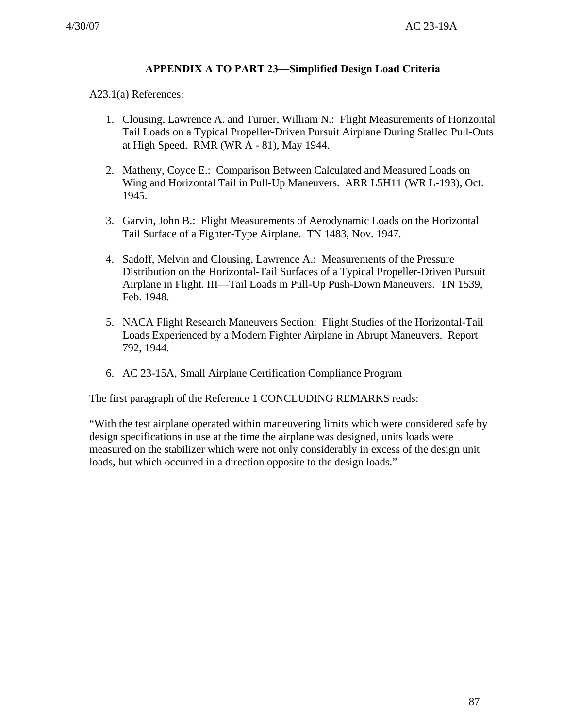## APPENDIX A TO PART 23—Simplified Design Load Criteria

A23.1(a) References:

1. Clousing, Lawrence A. and Turner, William N.: Flight Measurements of Horizontal Tail Loads on a Typical Propeller-Driven Pursuit Airplane During Stalled Pull-Outs at High Speed. RMR (WR A - 81), May 1944.

2. Matheny, Coyce E.: Comparison Between Calculated and Measured Loads on Wing and Horizontal Tail in Pull-Up Maneuvers. ARR L5H11 (WR L-193), Oct. 1945.

3. Garvin, John B.: Flight Measurements of Aerodynamic Loads on the Horizontal Tail Surface of a Fighter-Type Airplane. TN 1483, Nov. 1947.

4. Sadoff, Melvin and Clousing, Lawrence A.: Measurements of the Pressure Distribution on the Horizontal-Tail Surfaces of a Typical Propeller-Driven Pursuit Airplane in Flight. III—Tail Loads in Pull-Up Push-Down Maneuvers. TN 1539, Feb. 1948.

5. NACA Flight Research Maneuvers Section: Flight Studies of the Horizontal-Tail Loads Experienced by a Modern Fighter Airplane in Abrupt Maneuvers. Report 792, 1944.

6. AC 23-15A, Small Airplane Certification Compliance Program

The first paragraph of the Reference 1 CONCLUDING REMARKS reads:

"With the test airplane operated within maneuvering limits which were considered safe by design specifications in use at the time the airplane was designed, units loads were measured on the stabilizer which were not only considerably in excess of the design unit loads, but which occurred in a direction opposite to the design loads."